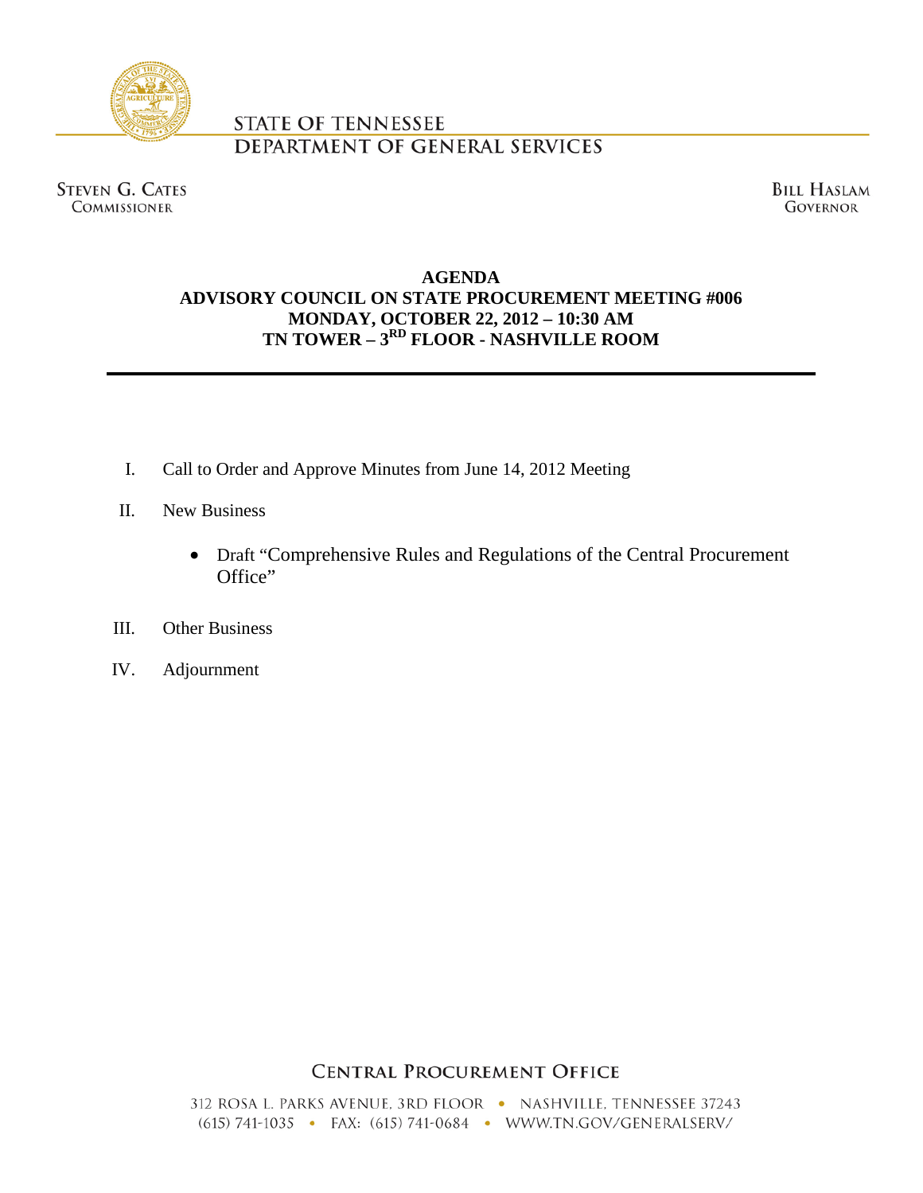STATE OF TENNESSEE
DEPARTMENT OF GENERAL SERVICES

STEVEN G. CATES
COMMISSIONER

BILL HASLAM
GOVERNOR

# AGENDA
## ADVISORY COUNCIL ON STATE PROCUREMENT MEETING #006
## MONDAY, OCTOBER 22, 2012 – 10:30 AM
## TN TOWER – 3RD FLOOR - NASHVILLE ROOM

---

I. Call to Order and Approve Minutes from June 14, 2012 Meeting

II. New Business

- Draft "Comprehensive Rules and Regulations of the Central Procurement Office"

III. Other Business

IV. Adjournment

CENTRAL PROCUREMENT OFFICE

312 ROSA L. PARKS AVENUE, 3RD FLOOR • NASHVILLE, TENNESSEE 37243
(615) 741-1035 • FAX: (615) 741-0684 • WWW.TN.GOV/GENERALSERV/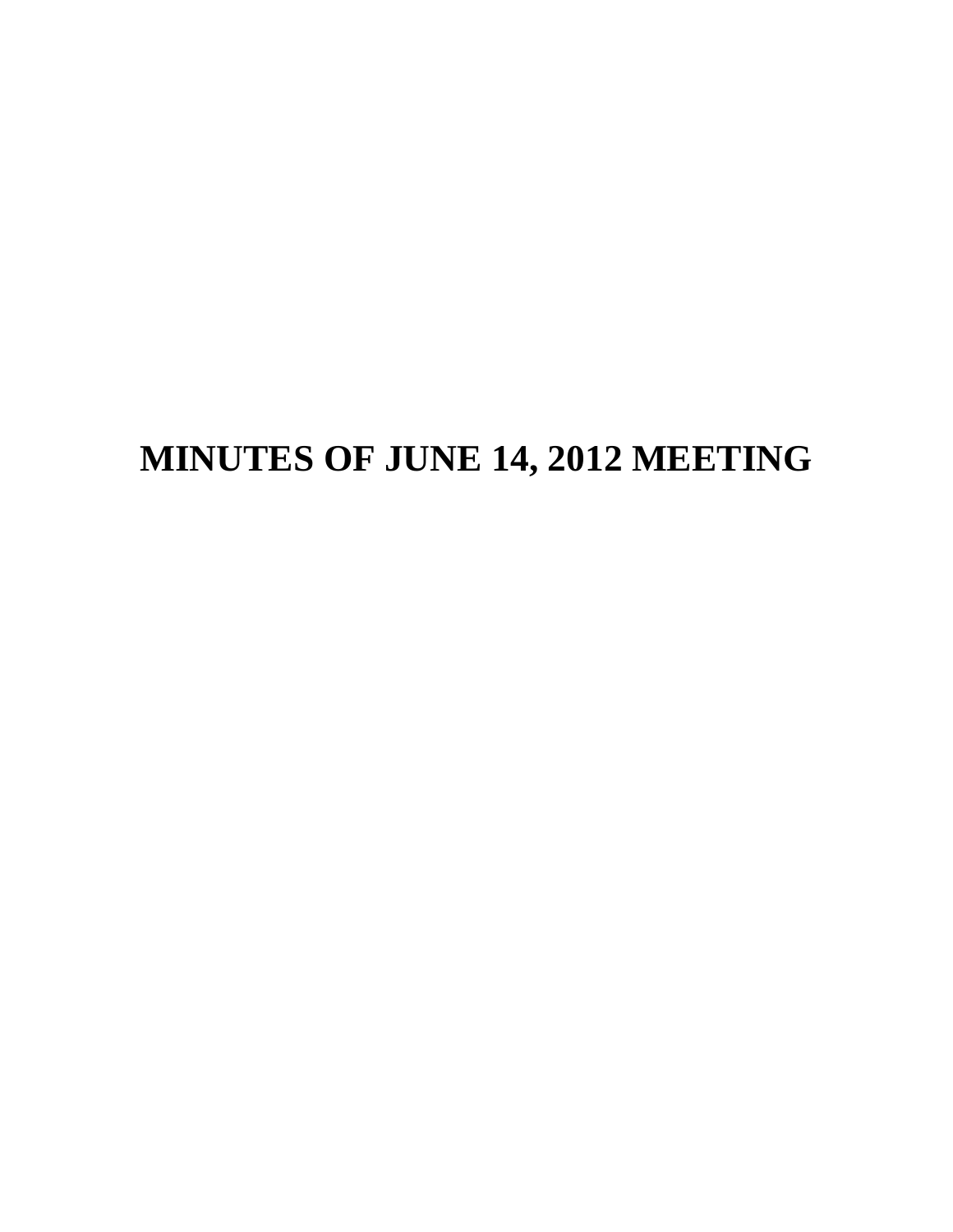# MINUTES OF JUNE 14, 2012 MEETING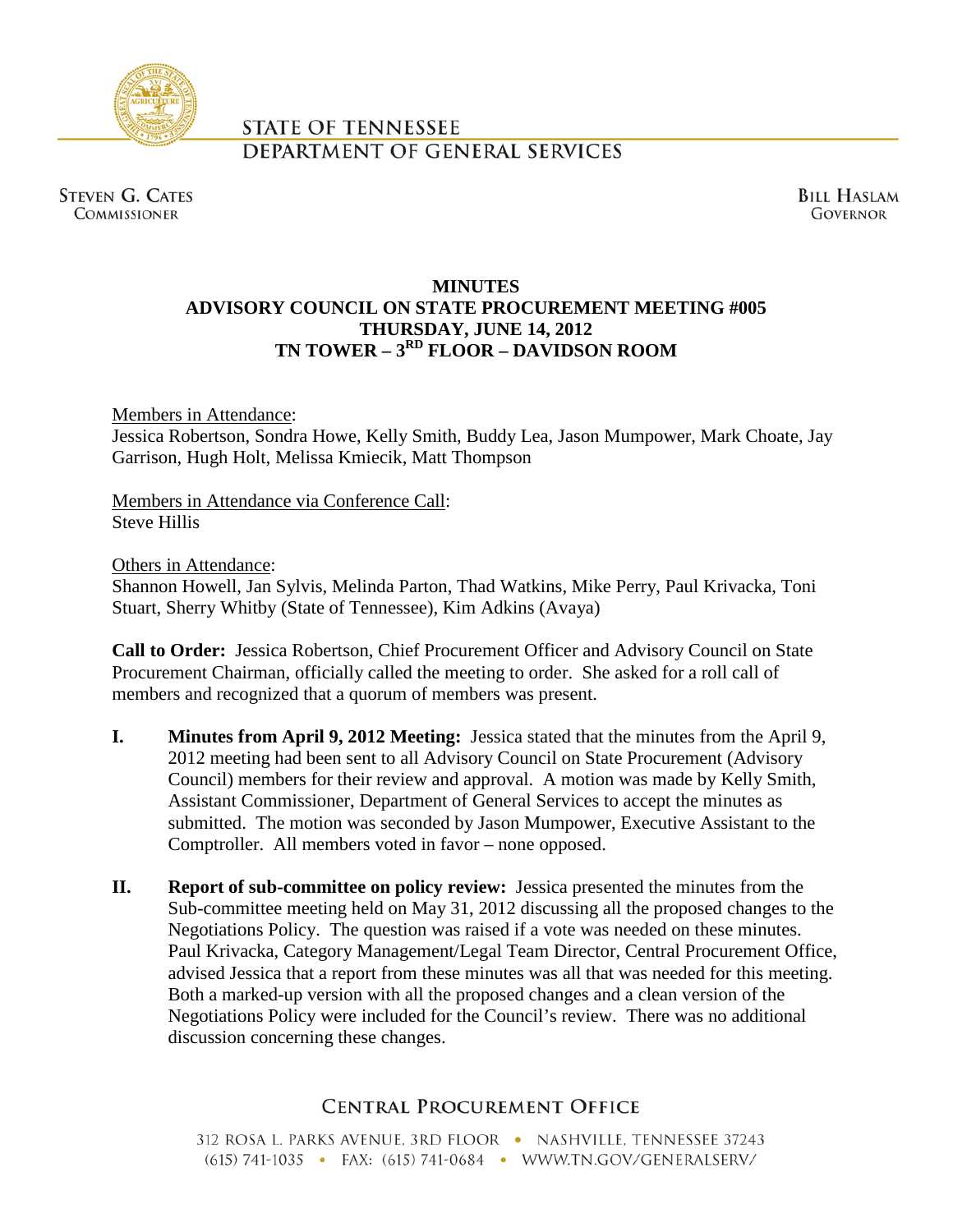STATE OF TENNESSEE
DEPARTMENT OF GENERAL SERVICES

STEVEN G. CATES
COMMISSIONER

BILL HASLAM
GOVERNOR

**MINUTES**
**ADVISORY COUNCIL ON STATE PROCUREMENT MEETING #005**
**THURSDAY, JUNE 14, 2012**
**TN TOWER – 3RD FLOOR – DAVIDSON ROOM**

Members in Attendance:
Jessica Robertson, Sondra Howe, Kelly Smith, Buddy Lea, Jason Mumpower, Mark Choate, Jay Garrison, Hugh Holt, Melissa Kmiecik, Matt Thompson

Members in Attendance via Conference Call:
Steve Hillis

Others in Attendance:
Shannon Howell, Jan Sylvis, Melinda Parton, Thad Watkins, Mike Perry, Paul Krivacka, Toni Stuart, Sherry Whitby (State of Tennessee), Kim Adkins (Avaya)

**Call to Order:** Jessica Robertson, Chief Procurement Officer and Advisory Council on State Procurement Chairman, officially called the meeting to order. She asked for a roll call of members and recognized that a quorum of members was present.

**I. Minutes from April 9, 2012 Meeting:** Jessica stated that the minutes from the April 9, 2012 meeting had been sent to all Advisory Council on State Procurement (Advisory Council) members for their review and approval. A motion was made by Kelly Smith, Assistant Commissioner, Department of General Services to accept the minutes as submitted. The motion was seconded by Jason Mumpower, Executive Assistant to the Comptroller. All members voted in favor – none opposed.

**II. Report of sub-committee on policy review:** Jessica presented the minutes from the Sub-committee meeting held on May 31, 2012 discussing all the proposed changes to the Negotiations Policy. The question was raised if a vote was needed on these minutes. Paul Krivacka, Category Management/Legal Team Director, Central Procurement Office, advised Jessica that a report from these minutes was all that was needed for this meeting. Both a marked-up version with all the proposed changes and a clean version of the Negotiations Policy were included for the Council's review. There was no additional discussion concerning these changes.

CENTRAL PROCUREMENT OFFICE
312 ROSA L. PARKS AVENUE, 3RD FLOOR • NASHVILLE, TENNESSEE 37243
(615) 741-1035 • FAX: (615) 741-0684 • WWW.TN.GOV/GENERALSERV/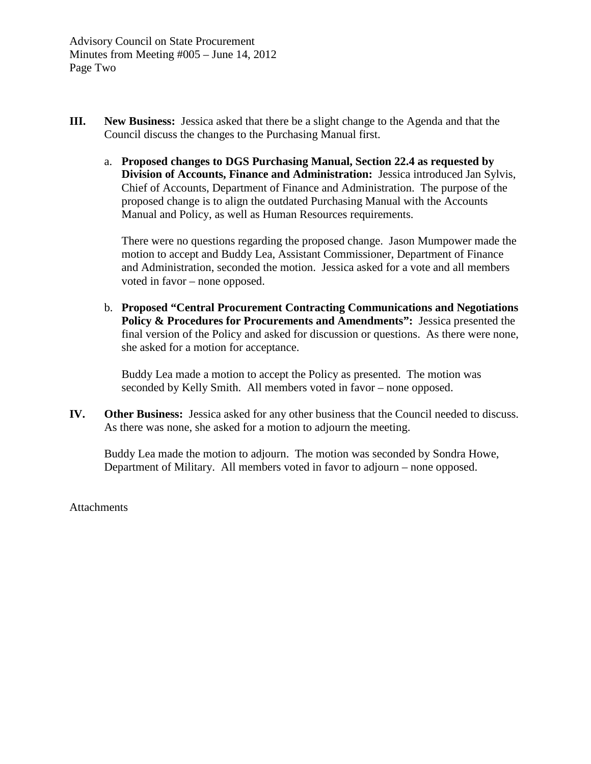**III. New Business:** Jessica asked that there be a slight change to the Agenda and that the Council discuss the changes to the Purchasing Manual first.

a. **Proposed changes to DGS Purchasing Manual, Section 22.4 as requested by Division of Accounts, Finance and Administration:** Jessica introduced Jan Sylvis, Chief of Accounts, Department of Finance and Administration. The purpose of the proposed change is to align the outdated Purchasing Manual with the Accounts Manual and Policy, as well as Human Resources requirements.

   There were no questions regarding the proposed change. Jason Mumpower made the motion to accept and Buddy Lea, Assistant Commissioner, Department of Finance and Administration, seconded the motion. Jessica asked for a vote and all members voted in favor – none opposed.

b. **Proposed "Central Procurement Contracting Communications and Negotiations Policy & Procedures for Procurements and Amendments":** Jessica presented the final version of the Policy and asked for discussion or questions. As there were none, she asked for a motion for acceptance.

   Buddy Lea made a motion to accept the Policy as presented. The motion was seconded by Kelly Smith. All members voted in favor – none opposed.

**IV. Other Business:** Jessica asked for any other business that the Council needed to discuss. As there was none, she asked for a motion to adjourn the meeting.

Buddy Lea made the motion to adjourn. The motion was seconded by Sondra Howe, Department of Military. All members voted in favor to adjourn – none opposed.

Attachments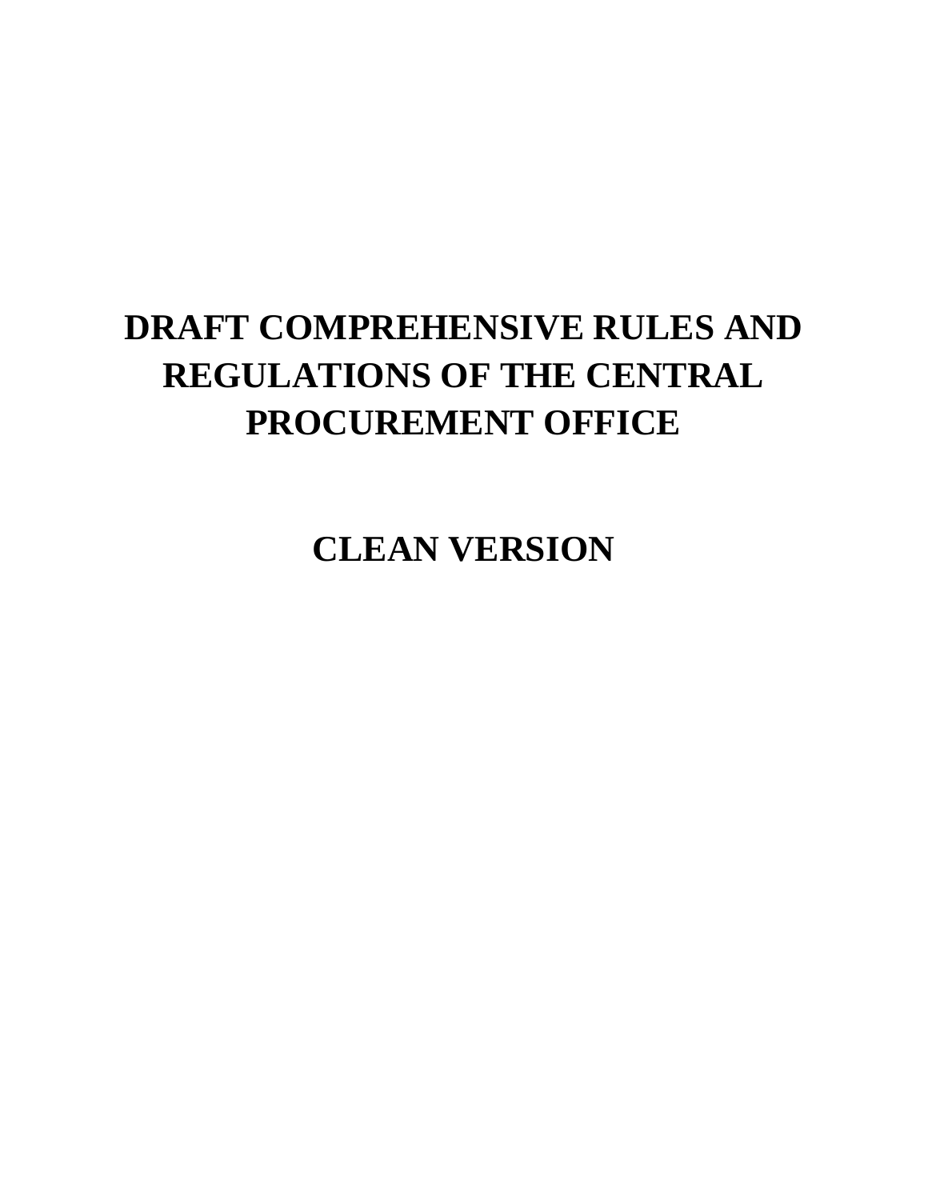# DRAFT COMPREHENSIVE RULES AND REGULATIONS OF THE CENTRAL PROCUREMENT OFFICE

## CLEAN VERSION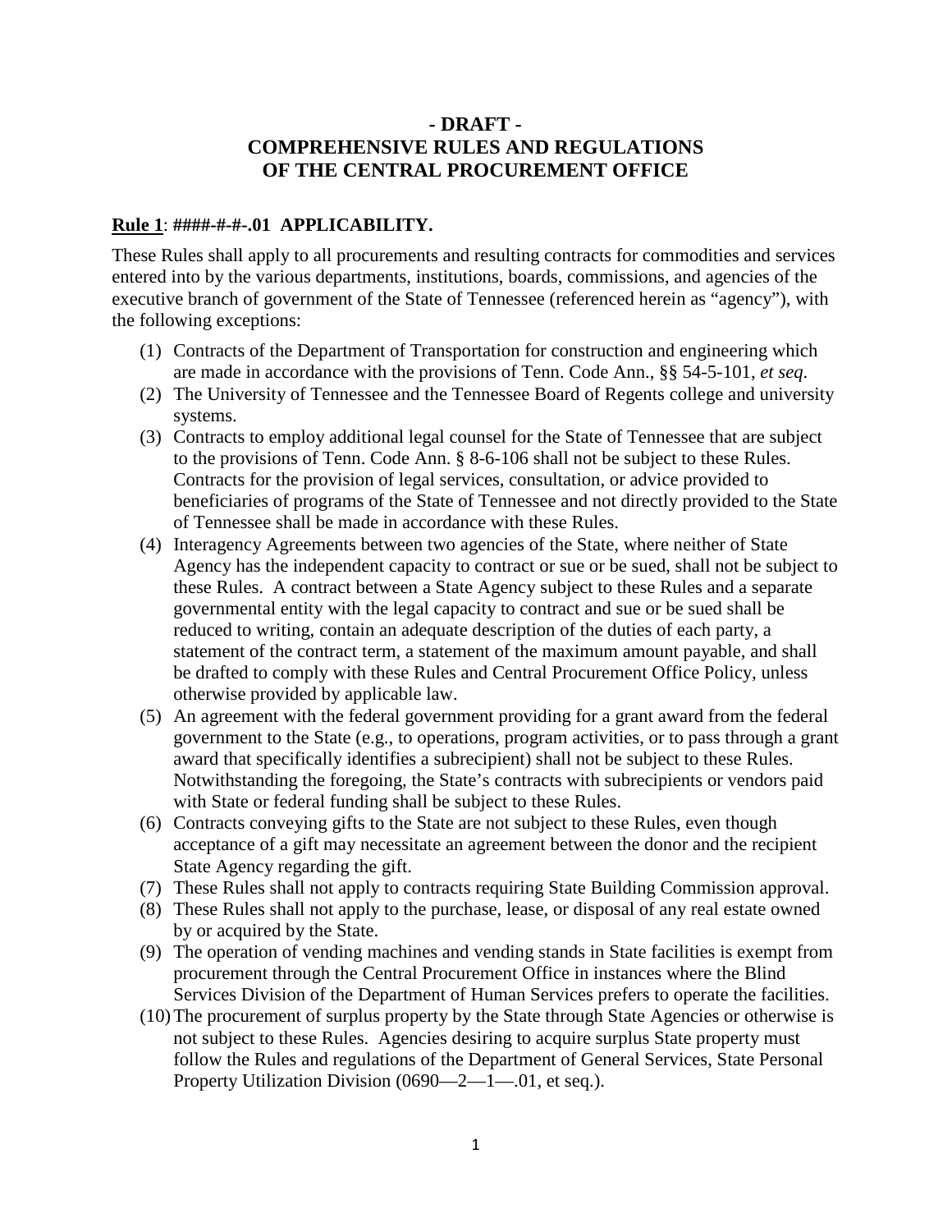# - DRAFT -
# COMPREHENSIVE RULES AND REGULATIONS OF THE CENTRAL PROCUREMENT OFFICE

**<u>Rule 1</u>: ####-#-#-.01 APPLICABILITY.**

These Rules shall apply to all procurements and resulting contracts for commodities and services entered into by the various departments, institutions, boards, commissions, and agencies of the executive branch of government of the State of Tennessee (referenced herein as "agency"), with the following exceptions:

(1) Contracts of the Department of Transportation for construction and engineering which are made in accordance with the provisions of Tenn. Code Ann., §§ 54-5-101, *et seq.*

(2) The University of Tennessee and the Tennessee Board of Regents college and university systems.

(3) Contracts to employ additional legal counsel for the State of Tennessee that are subject to the provisions of Tenn. Code Ann. § 8-6-106 shall not be subject to these Rules. Contracts for the provision of legal services, consultation, or advice provided to beneficiaries of programs of the State of Tennessee and not directly provided to the State of Tennessee shall be made in accordance with these Rules.

(4) Interagency Agreements between two agencies of the State, where neither of State Agency has the independent capacity to contract or sue or be sued, shall not be subject to these Rules. A contract between a State Agency subject to these Rules and a separate governmental entity with the legal capacity to contract and sue or be sued shall be reduced to writing, contain an adequate description of the duties of each party, a statement of the contract term, a statement of the maximum amount payable, and shall be drafted to comply with these Rules and Central Procurement Office Policy, unless otherwise provided by applicable law.

(5) An agreement with the federal government providing for a grant award from the federal government to the State (e.g., to operations, program activities, or to pass through a grant award that specifically identifies a subrecipient) shall not be subject to these Rules. Notwithstanding the foregoing, the State's contracts with subrecipients or vendors paid with State or federal funding shall be subject to these Rules.

(6) Contracts conveying gifts to the State are not subject to these Rules, even though acceptance of a gift may necessitate an agreement between the donor and the recipient State Agency regarding the gift.

(7) These Rules shall not apply to contracts requiring State Building Commission approval.

(8) These Rules shall not apply to the purchase, lease, or disposal of any real estate owned by or acquired by the State.

(9) The operation of vending machines and vending stands in State facilities is exempt from procurement through the Central Procurement Office in instances where the Blind Services Division of the Department of Human Services prefers to operate the facilities.

(10) The procurement of surplus property by the State through State Agencies or otherwise is not subject to these Rules. Agencies desiring to acquire surplus State property must follow the Rules and regulations of the Department of General Services, State Personal Property Utilization Division (0690—2—1—.01, et seq.).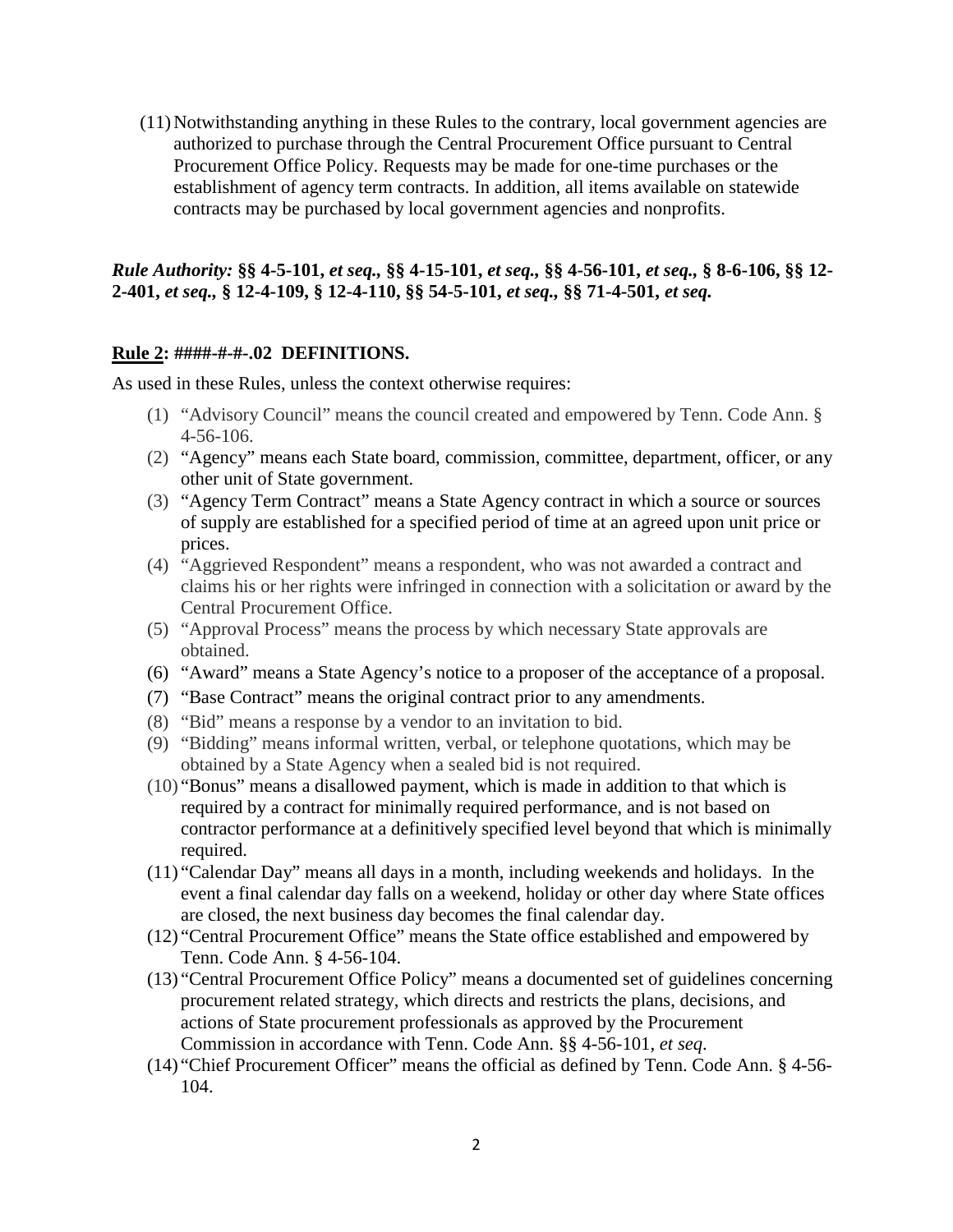(11) Notwithstanding anything in these Rules to the contrary, local government agencies are authorized to purchase through the Central Procurement Office pursuant to Central Procurement Office Policy. Requests may be made for one-time purchases or the establishment of agency term contracts. In addition, all items available on statewide contracts may be purchased by local government agencies and nonprofits.

***Rule Authority:* §§ 4-5-101, *et seq.,* §§ 4-15-101, *et seq.,* §§ 4-56-101, *et seq.,* § 8-6-106, §§ 12-2-401, *et seq.,* § 12-4-109, § 12-4-110, §§ 54-5-101, *et seq.,* §§ 71-4-501, *et seq.***

**<u>Rule 2</u>: ####-#-#-.02 DEFINITIONS.**

As used in these Rules, unless the context otherwise requires:

(1) "Advisory Council" means the council created and empowered by Tenn. Code Ann. § 4-56-106.

(2) "Agency" means each State board, commission, committee, department, officer, or any other unit of State government.

(3) "Agency Term Contract" means a State Agency contract in which a source or sources of supply are established for a specified period of time at an agreed upon unit price or prices.

(4) "Aggrieved Respondent" means a respondent, who was not awarded a contract and claims his or her rights were infringed in connection with a solicitation or award by the Central Procurement Office.

(5) "Approval Process" means the process by which necessary State approvals are obtained.

(6) "Award" means a State Agency's notice to a proposer of the acceptance of a proposal.

(7) "Base Contract" means the original contract prior to any amendments.

(8) "Bid" means a response by a vendor to an invitation to bid.

(9) "Bidding" means informal written, verbal, or telephone quotations, which may be obtained by a State Agency when a sealed bid is not required.

(10) "Bonus" means a disallowed payment, which is made in addition to that which is required by a contract for minimally required performance, and is not based on contractor performance at a definitively specified level beyond that which is minimally required.

(11) "Calendar Day" means all days in a month, including weekends and holidays. In the event a final calendar day falls on a weekend, holiday or other day where State offices are closed, the next business day becomes the final calendar day.

(12) "Central Procurement Office" means the State office established and empowered by Tenn. Code Ann. § 4-56-104.

(13) "Central Procurement Office Policy" means a documented set of guidelines concerning procurement related strategy, which directs and restricts the plans, decisions, and actions of State procurement professionals as approved by the Procurement Commission in accordance with Tenn. Code Ann. §§ 4-56-101, *et seq*.

(14) "Chief Procurement Officer" means the official as defined by Tenn. Code Ann. § 4-56-104.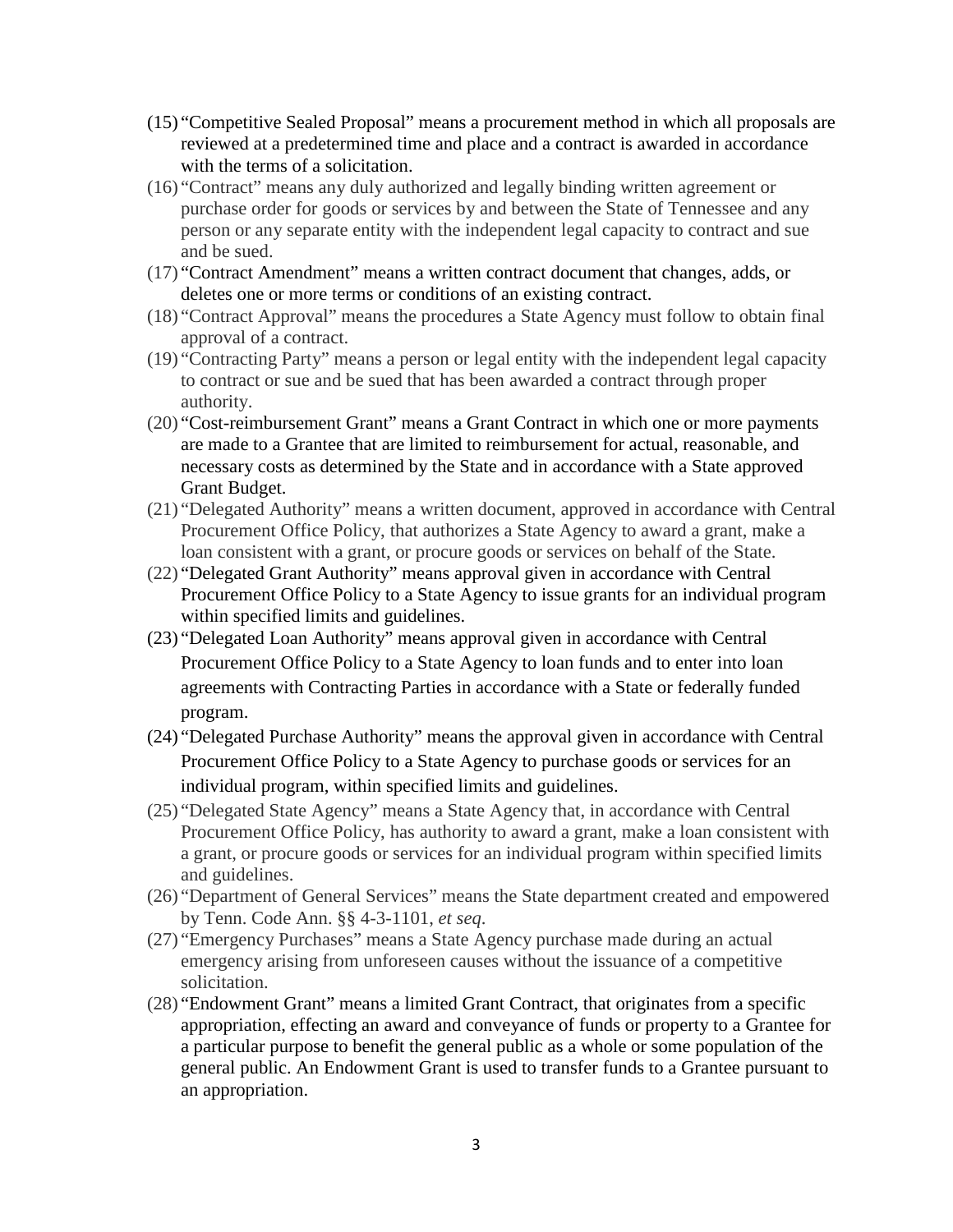(15) "Competitive Sealed Proposal" means a procurement method in which all proposals are reviewed at a predetermined time and place and a contract is awarded in accordance with the terms of a solicitation.

(16) "Contract" means any duly authorized and legally binding written agreement or purchase order for goods or services by and between the State of Tennessee and any person or any separate entity with the independent legal capacity to contract and sue and be sued.

(17) "Contract Amendment" means a written contract document that changes, adds, or deletes one or more terms or conditions of an existing contract.

(18) "Contract Approval" means the procedures a State Agency must follow to obtain final approval of a contract.

(19) "Contracting Party" means a person or legal entity with the independent legal capacity to contract or sue and be sued that has been awarded a contract through proper authority.

(20) "Cost-reimbursement Grant" means a Grant Contract in which one or more payments are made to a Grantee that are limited to reimbursement for actual, reasonable, and necessary costs as determined by the State and in accordance with a State approved Grant Budget.

(21) "Delegated Authority" means a written document, approved in accordance with Central Procurement Office Policy, that authorizes a State Agency to award a grant, make a loan consistent with a grant, or procure goods or services on behalf of the State.

(22) "Delegated Grant Authority" means approval given in accordance with Central Procurement Office Policy to a State Agency to issue grants for an individual program within specified limits and guidelines.

(23) "Delegated Loan Authority" means approval given in accordance with Central Procurement Office Policy to a State Agency to loan funds and to enter into loan agreements with Contracting Parties in accordance with a State or federally funded program.

(24) "Delegated Purchase Authority" means the approval given in accordance with Central Procurement Office Policy to a State Agency to purchase goods or services for an individual program, within specified limits and guidelines.

(25) "Delegated State Agency" means a State Agency that, in accordance with Central Procurement Office Policy, has authority to award a grant, make a loan consistent with a grant, or procure goods or services for an individual program within specified limits and guidelines.

(26) "Department of General Services" means the State department created and empowered by Tenn. Code Ann. §§ 4-3-1101, *et seq.*

(27) "Emergency Purchases" means a State Agency purchase made during an actual emergency arising from unforeseen causes without the issuance of a competitive solicitation.

(28) "Endowment Grant" means a limited Grant Contract, that originates from a specific appropriation, effecting an award and conveyance of funds or property to a Grantee for a particular purpose to benefit the general public as a whole or some population of the general public. An Endowment Grant is used to transfer funds to a Grantee pursuant to an appropriation.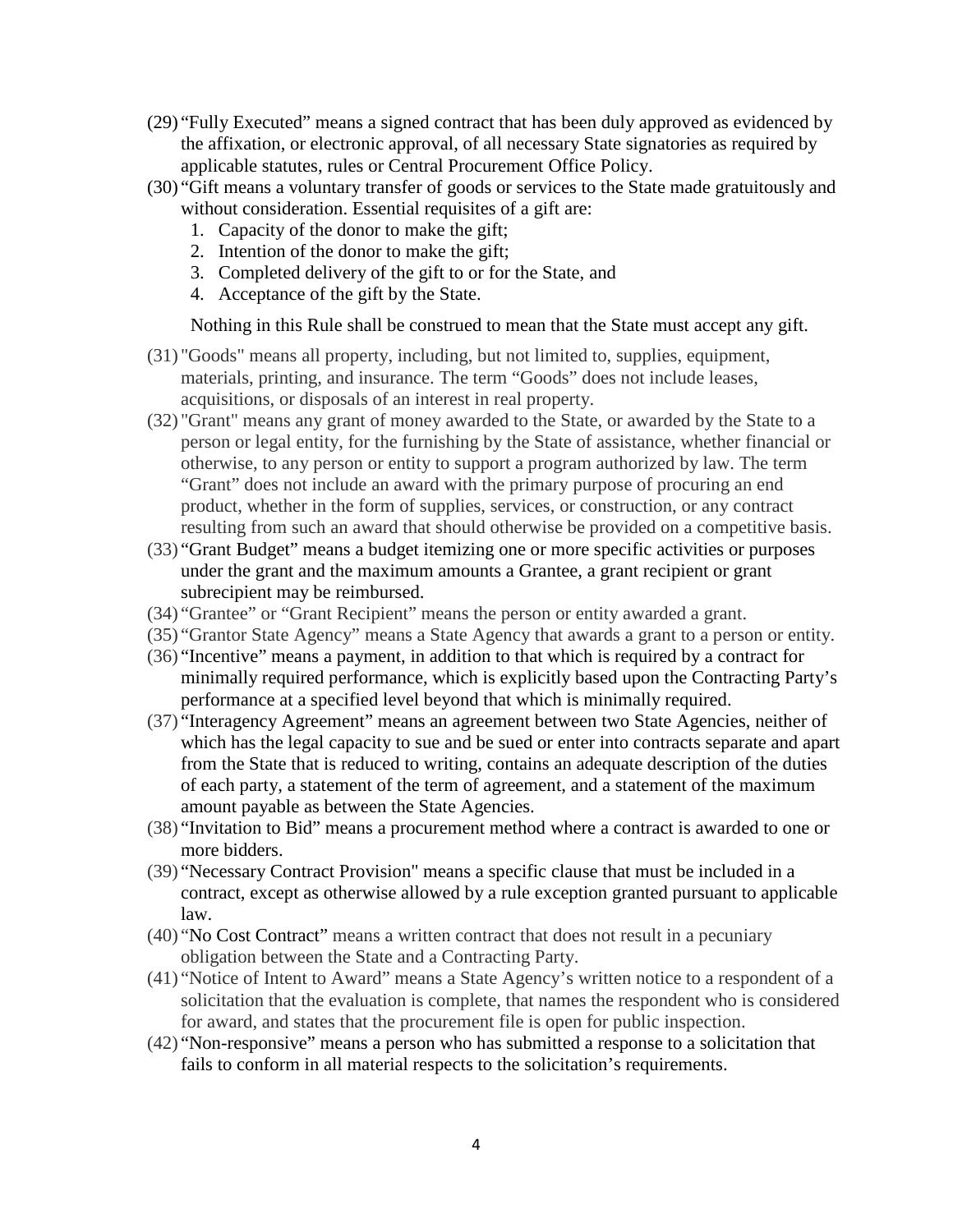(29) "Fully Executed" means a signed contract that has been duly approved as evidenced by the affixation, or electronic approval, of all necessary State signatories as required by applicable statutes, rules or Central Procurement Office Policy.

(30) "Gift means a voluntary transfer of goods or services to the State made gratuitously and without consideration. Essential requisites of a gift are:

1. Capacity of the donor to make the gift;
2. Intention of the donor to make the gift;
3. Completed delivery of the gift to or for the State, and
4. Acceptance of the gift by the State.

Nothing in this Rule shall be construed to mean that the State must accept any gift.

(31) "Goods" means all property, including, but not limited to, supplies, equipment, materials, printing, and insurance. The term "Goods" does not include leases, acquisitions, or disposals of an interest in real property.

(32) "Grant" means any grant of money awarded to the State, or awarded by the State to a person or legal entity, for the furnishing by the State of assistance, whether financial or otherwise, to any person or entity to support a program authorized by law. The term "Grant" does not include an award with the primary purpose of procuring an end product, whether in the form of supplies, services, or construction, or any contract resulting from such an award that should otherwise be provided on a competitive basis.

(33) "Grant Budget" means a budget itemizing one or more specific activities or purposes under the grant and the maximum amounts a Grantee, a grant recipient or grant subrecipient may be reimbursed.

(34) "Grantee" or "Grant Recipient" means the person or entity awarded a grant.

(35) "Grantor State Agency" means a State Agency that awards a grant to a person or entity.

(36) "Incentive" means a payment, in addition to that which is required by a contract for minimally required performance, which is explicitly based upon the Contracting Party's performance at a specified level beyond that which is minimally required.

(37) "Interagency Agreement" means an agreement between two State Agencies, neither of which has the legal capacity to sue and be sued or enter into contracts separate and apart from the State that is reduced to writing, contains an adequate description of the duties of each party, a statement of the term of agreement, and a statement of the maximum amount payable as between the State Agencies.

(38) "Invitation to Bid" means a procurement method where a contract is awarded to one or more bidders.

(39) "Necessary Contract Provision" means a specific clause that must be included in a contract, except as otherwise allowed by a rule exception granted pursuant to applicable law.

(40) "No Cost Contract" means a written contract that does not result in a pecuniary obligation between the State and a Contracting Party.

(41) "Notice of Intent to Award" means a State Agency's written notice to a respondent of a solicitation that the evaluation is complete, that names the respondent who is considered for award, and states that the procurement file is open for public inspection.

(42) "Non-responsive" means a person who has submitted a response to a solicitation that fails to conform in all material respects to the solicitation's requirements.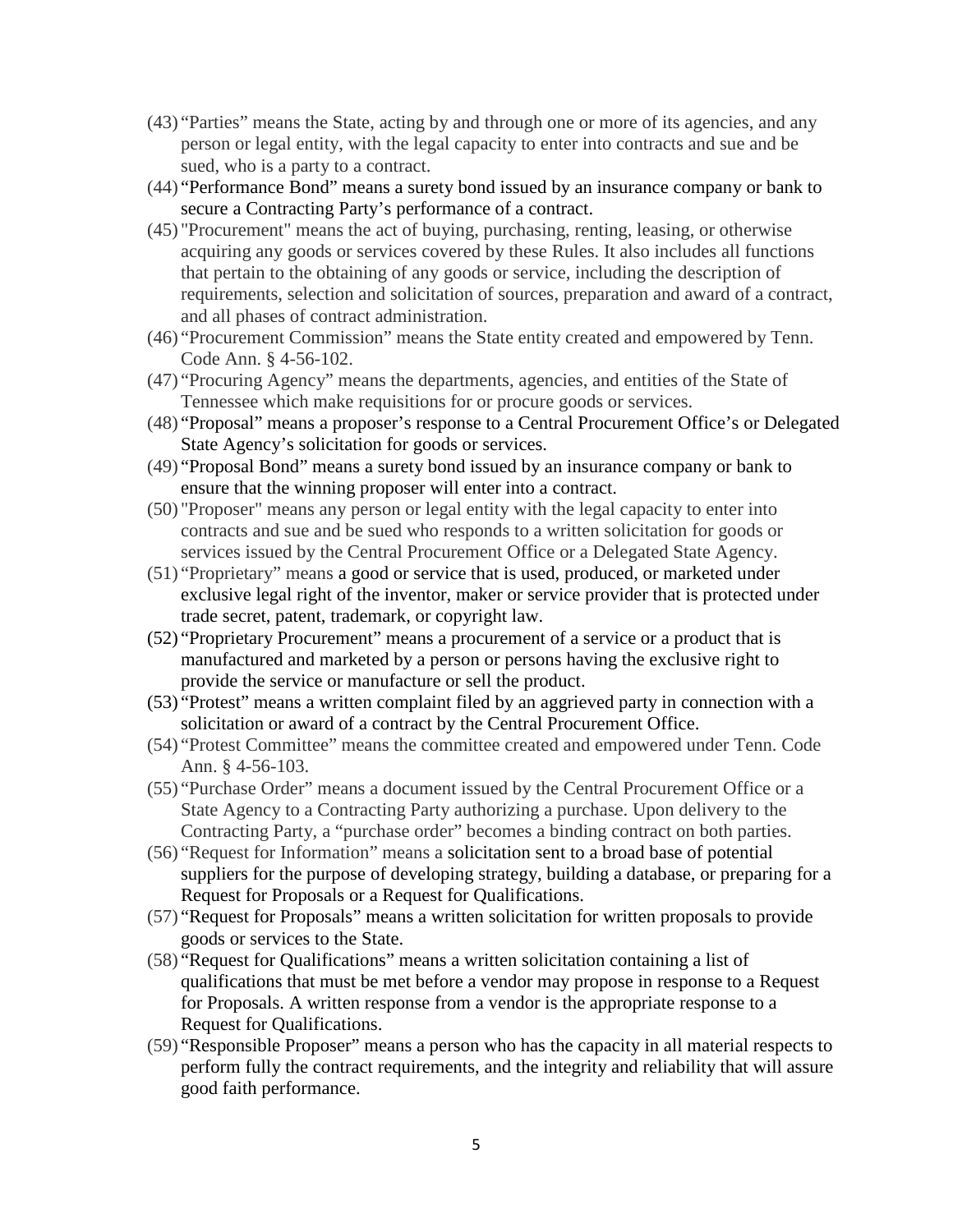(43) "Parties" means the State, acting by and through one or more of its agencies, and any person or legal entity, with the legal capacity to enter into contracts and sue and be sued, who is a party to a contract.

(44) "Performance Bond" means a surety bond issued by an insurance company or bank to secure a Contracting Party's performance of a contract.

(45) "Procurement" means the act of buying, purchasing, renting, leasing, or otherwise acquiring any goods or services covered by these Rules. It also includes all functions that pertain to the obtaining of any goods or service, including the description of requirements, selection and solicitation of sources, preparation and award of a contract, and all phases of contract administration.

(46) "Procurement Commission" means the State entity created and empowered by Tenn. Code Ann. § 4-56-102.

(47) "Procuring Agency" means the departments, agencies, and entities of the State of Tennessee which make requisitions for or procure goods or services.

(48) "Proposal" means a proposer's response to a Central Procurement Office's or Delegated State Agency's solicitation for goods or services.

(49) "Proposal Bond" means a surety bond issued by an insurance company or bank to ensure that the winning proposer will enter into a contract.

(50) "Proposer" means any person or legal entity with the legal capacity to enter into contracts and sue and be sued who responds to a written solicitation for goods or services issued by the Central Procurement Office or a Delegated State Agency.

(51) "Proprietary" means a good or service that is used, produced, or marketed under exclusive legal right of the inventor, maker or service provider that is protected under trade secret, patent, trademark, or copyright law.

(52) "Proprietary Procurement" means a procurement of a service or a product that is manufactured and marketed by a person or persons having the exclusive right to provide the service or manufacture or sell the product.

(53) "Protest" means a written complaint filed by an aggrieved party in connection with a solicitation or award of a contract by the Central Procurement Office.

(54) "Protest Committee" means the committee created and empowered under Tenn. Code Ann. § 4-56-103.

(55) "Purchase Order" means a document issued by the Central Procurement Office or a State Agency to a Contracting Party authorizing a purchase. Upon delivery to the Contracting Party, a "purchase order" becomes a binding contract on both parties.

(56) "Request for Information" means a solicitation sent to a broad base of potential suppliers for the purpose of developing strategy, building a database, or preparing for a Request for Proposals or a Request for Qualifications.

(57) "Request for Proposals" means a written solicitation for written proposals to provide goods or services to the State.

(58) "Request for Qualifications" means a written solicitation containing a list of qualifications that must be met before a vendor may propose in response to a Request for Proposals. A written response from a vendor is the appropriate response to a Request for Qualifications.

(59) "Responsible Proposer" means a person who has the capacity in all material respects to perform fully the contract requirements, and the integrity and reliability that will assure good faith performance.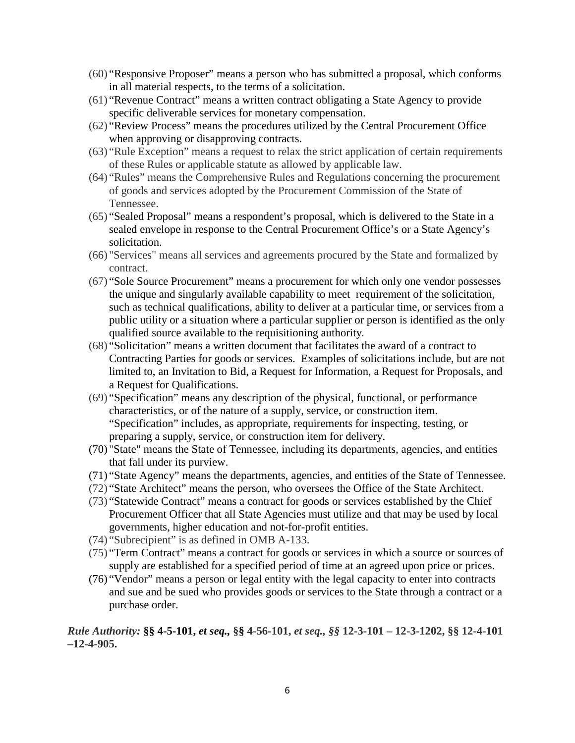(60) "Responsive Proposer" means a person who has submitted a proposal, which conforms in all material respects, to the terms of a solicitation.

(61) "Revenue Contract" means a written contract obligating a State Agency to provide specific deliverable services for monetary compensation.

(62) "Review Process" means the procedures utilized by the Central Procurement Office when approving or disapproving contracts.

(63) "Rule Exception" means a request to relax the strict application of certain requirements of these Rules or applicable statute as allowed by applicable law.

(64) "Rules" means the Comprehensive Rules and Regulations concerning the procurement of goods and services adopted by the Procurement Commission of the State of Tennessee.

(65) "Sealed Proposal" means a respondent's proposal, which is delivered to the State in a sealed envelope in response to the Central Procurement Office's or a State Agency's solicitation.

(66) "Services" means all services and agreements procured by the State and formalized by contract.

(67) "Sole Source Procurement" means a procurement for which only one vendor possesses the unique and singularly available capability to meet requirement of the solicitation, such as technical qualifications, ability to deliver at a particular time, or services from a public utility or a situation where a particular supplier or person is identified as the only qualified source available to the requisitioning authority.

(68) "Solicitation" means a written document that facilitates the award of a contract to Contracting Parties for goods or services. Examples of solicitations include, but are not limited to, an Invitation to Bid, a Request for Information, a Request for Proposals, and a Request for Qualifications.

(69) "Specification" means any description of the physical, functional, or performance characteristics, or of the nature of a supply, service, or construction item. "Specification" includes, as appropriate, requirements for inspecting, testing, or preparing a supply, service, or construction item for delivery.

(70) "State" means the State of Tennessee, including its departments, agencies, and entities that fall under its purview.

(71) "State Agency" means the departments, agencies, and entities of the State of Tennessee.

(72) "State Architect" means the person, who oversees the Office of the State Architect.

(73) "Statewide Contract" means a contract for goods or services established by the Chief Procurement Officer that all State Agencies must utilize and that may be used by local governments, higher education and not-for-profit entities.

(74) "Subrecipient" is as defined in OMB A-133.

(75) "Term Contract" means a contract for goods or services in which a source or sources of supply are established for a specified period of time at an agreed upon price or prices.

(76) "Vendor" means a person or legal entity with the legal capacity to enter into contracts and sue and be sued who provides goods or services to the State through a contract or a purchase order.

***Rule Authority:* §§ 4-5-101, *et seq.,* §§ 4-56-101, *et seq., §§* 12-3-101 – 12-3-1202, §§ 12-4-101 –12-4-905.**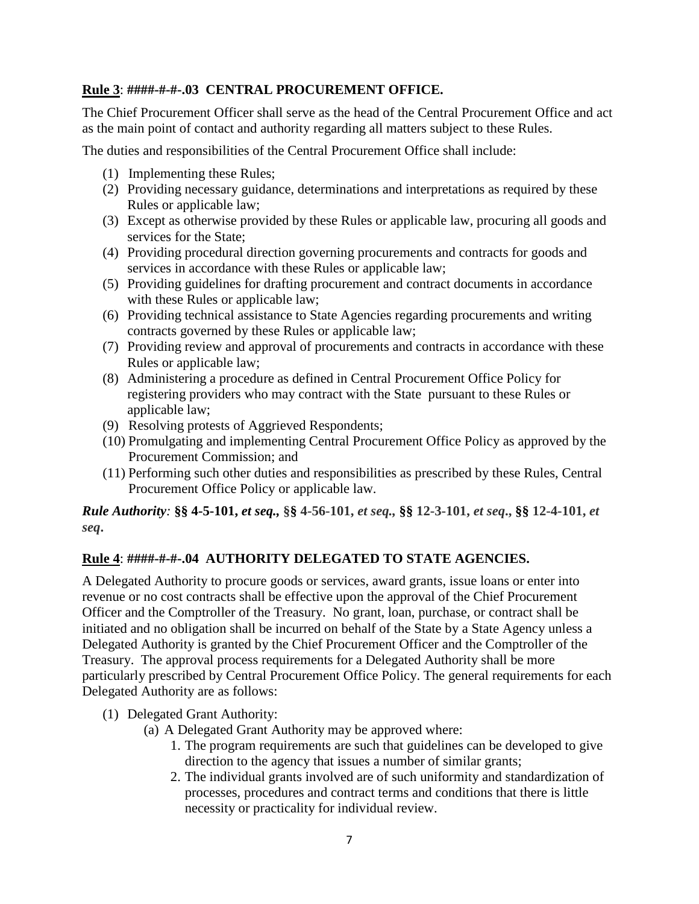**Rule 3**: **####-#-#-.03 CENTRAL PROCUREMENT OFFICE.**

The Chief Procurement Officer shall serve as the head of the Central Procurement Office and act as the main point of contact and authority regarding all matters subject to these Rules.

The duties and responsibilities of the Central Procurement Office shall include:

(1) Implementing these Rules;
(2) Providing necessary guidance, determinations and interpretations as required by these Rules or applicable law;
(3) Except as otherwise provided by these Rules or applicable law, procuring all goods and services for the State;
(4) Providing procedural direction governing procurements and contracts for goods and services in accordance with these Rules or applicable law;
(5) Providing guidelines for drafting procurement and contract documents in accordance with these Rules or applicable law;
(6) Providing technical assistance to State Agencies regarding procurements and writing contracts governed by these Rules or applicable law;
(7) Providing review and approval of procurements and contracts in accordance with these Rules or applicable law;
(8) Administering a procedure as defined in Central Procurement Office Policy for registering providers who may contract with the State pursuant to these Rules or applicable law;
(9) Resolving protests of Aggrieved Respondents;
(10) Promulgating and implementing Central Procurement Office Policy as approved by the Procurement Commission; and
(11) Performing such other duties and responsibilities as prescribed by these Rules, Central Procurement Office Policy or applicable law.

***Rule Authority*: §§ 4-5-101, *et seq.*, §§ 4-56-101, *et seq.*, §§ 12-3-101, *et seq*., §§ 12-4-101, *et seq*.**

**Rule 4**: **####-#-#-.04 AUTHORITY DELEGATED TO STATE AGENCIES.**

A Delegated Authority to procure goods or services, award grants, issue loans or enter into revenue or no cost contracts shall be effective upon the approval of the Chief Procurement Officer and the Comptroller of the Treasury. No grant, loan, purchase, or contract shall be initiated and no obligation shall be incurred on behalf of the State by a State Agency unless a Delegated Authority is granted by the Chief Procurement Officer and the Comptroller of the Treasury. The approval process requirements for a Delegated Authority shall be more particularly prescribed by Central Procurement Office Policy. The general requirements for each Delegated Authority are as follows:

(1) Delegated Grant Authority:
   (a) A Delegated Grant Authority may be approved where:
      1. The program requirements are such that guidelines can be developed to give direction to the agency that issues a number of similar grants;
      2. The individual grants involved are of such uniformity and standardization of processes, procedures and contract terms and conditions that there is little necessity or practicality for individual review.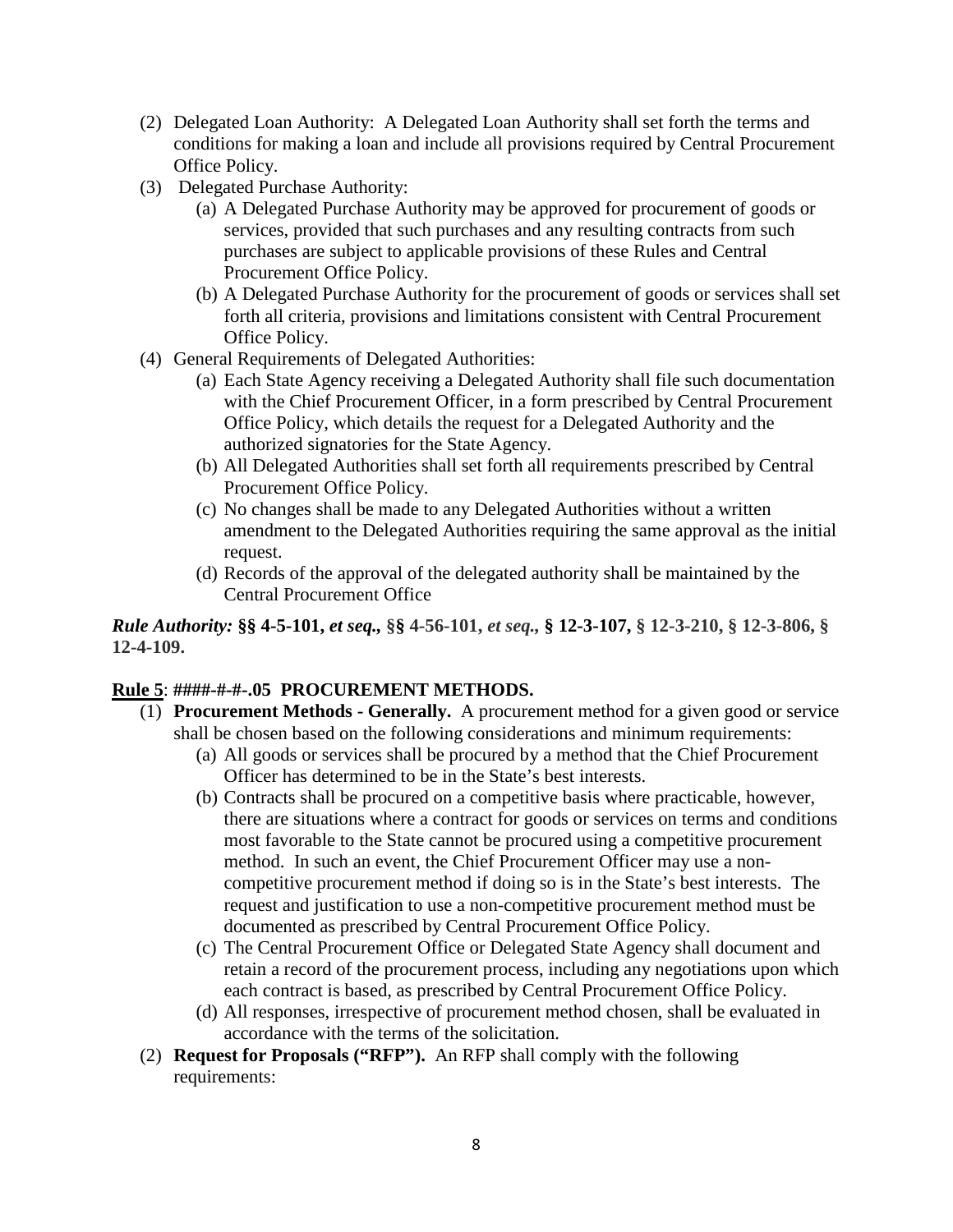(2) Delegated Loan Authority: A Delegated Loan Authority shall set forth the terms and conditions for making a loan and include all provisions required by Central Procurement Office Policy.

(3) Delegated Purchase Authority:

   (a) A Delegated Purchase Authority may be approved for procurement of goods or services, provided that such purchases and any resulting contracts from such purchases are subject to applicable provisions of these Rules and Central Procurement Office Policy.

   (b) A Delegated Purchase Authority for the procurement of goods or services shall set forth all criteria, provisions and limitations consistent with Central Procurement Office Policy.

(4) General Requirements of Delegated Authorities:

   (a) Each State Agency receiving a Delegated Authority shall file such documentation with the Chief Procurement Officer, in a form prescribed by Central Procurement Office Policy, which details the request for a Delegated Authority and the authorized signatories for the State Agency.

   (b) All Delegated Authorities shall set forth all requirements prescribed by Central Procurement Office Policy.

   (c) No changes shall be made to any Delegated Authorities without a written amendment to the Delegated Authorities requiring the same approval as the initial request.

   (d) Records of the approval of the delegated authority shall be maintained by the Central Procurement Office

***Rule Authority:* §§ 4-5-101, *et seq.,* §§ 4-56-101, *et seq.,* § 12-3-107, § 12-3-210, § 12-3-806, § 12-4-109.**

**<u>Rule 5</u>: ####-#-#-.05 PROCUREMENT METHODS.**

(1) **Procurement Methods - Generally.** A procurement method for a given good or service shall be chosen based on the following considerations and minimum requirements:

   (a) All goods or services shall be procured by a method that the Chief Procurement Officer has determined to be in the State's best interests.

   (b) Contracts shall be procured on a competitive basis where practicable, however, there are situations where a contract for goods or services on terms and conditions most favorable to the State cannot be procured using a competitive procurement method. In such an event, the Chief Procurement Officer may use a non-competitive procurement method if doing so is in the State's best interests. The request and justification to use a non-competitive procurement method must be documented as prescribed by Central Procurement Office Policy.

   (c) The Central Procurement Office or Delegated State Agency shall document and retain a record of the procurement process, including any negotiations upon which each contract is based, as prescribed by Central Procurement Office Policy.

   (d) All responses, irrespective of procurement method chosen, shall be evaluated in accordance with the terms of the solicitation.

(2) **Request for Proposals ("RFP").** An RFP shall comply with the following requirements: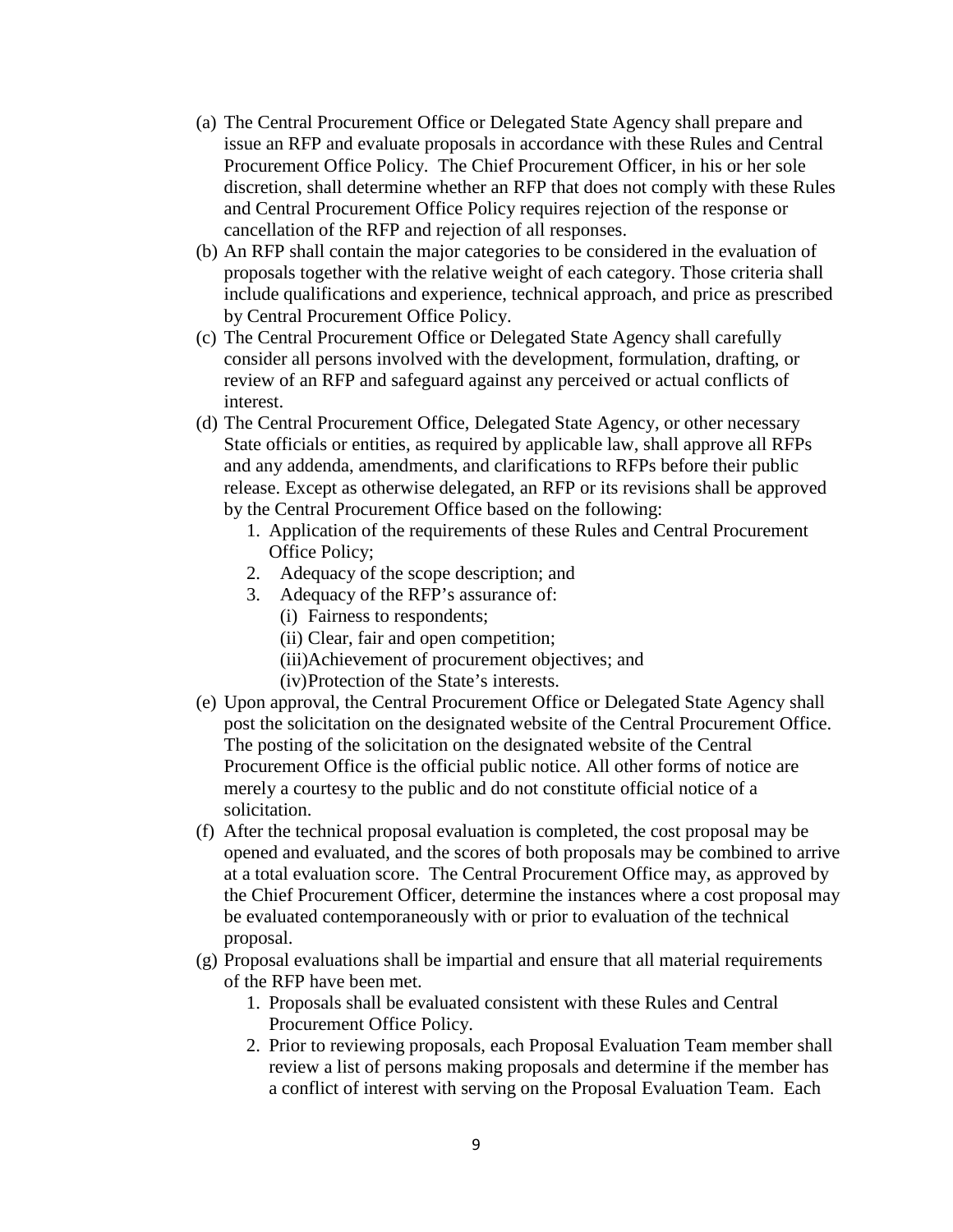(a) The Central Procurement Office or Delegated State Agency shall prepare and issue an RFP and evaluate proposals in accordance with these Rules and Central Procurement Office Policy. The Chief Procurement Officer, in his or her sole discretion, shall determine whether an RFP that does not comply with these Rules and Central Procurement Office Policy requires rejection of the response or cancellation of the RFP and rejection of all responses.

(b) An RFP shall contain the major categories to be considered in the evaluation of proposals together with the relative weight of each category. Those criteria shall include qualifications and experience, technical approach, and price as prescribed by Central Procurement Office Policy.

(c) The Central Procurement Office or Delegated State Agency shall carefully consider all persons involved with the development, formulation, drafting, or review of an RFP and safeguard against any perceived or actual conflicts of interest.

(d) The Central Procurement Office, Delegated State Agency, or other necessary State officials or entities, as required by applicable law, shall approve all RFPs and any addenda, amendments, and clarifications to RFPs before their public release. Except as otherwise delegated, an RFP or its revisions shall be approved by the Central Procurement Office based on the following:

   1. Application of the requirements of these Rules and Central Procurement Office Policy;
   2. Adequacy of the scope description; and
   3. Adequacy of the RFP's assurance of:
      (i) Fairness to respondents;
      (ii) Clear, fair and open competition;
      (iii) Achievement of procurement objectives; and
      (iv) Protection of the State's interests.

(e) Upon approval, the Central Procurement Office or Delegated State Agency shall post the solicitation on the designated website of the Central Procurement Office. The posting of the solicitation on the designated website of the Central Procurement Office is the official public notice. All other forms of notice are merely a courtesy to the public and do not constitute official notice of a solicitation.

(f) After the technical proposal evaluation is completed, the cost proposal may be opened and evaluated, and the scores of both proposals may be combined to arrive at a total evaluation score. The Central Procurement Office may, as approved by the Chief Procurement Officer, determine the instances where a cost proposal may be evaluated contemporaneously with or prior to evaluation of the technical proposal.

(g) Proposal evaluations shall be impartial and ensure that all material requirements of the RFP have been met.

   1. Proposals shall be evaluated consistent with these Rules and Central Procurement Office Policy.
   2. Prior to reviewing proposals, each Proposal Evaluation Team member shall review a list of persons making proposals and determine if the member has a conflict of interest with serving on the Proposal Evaluation Team. Each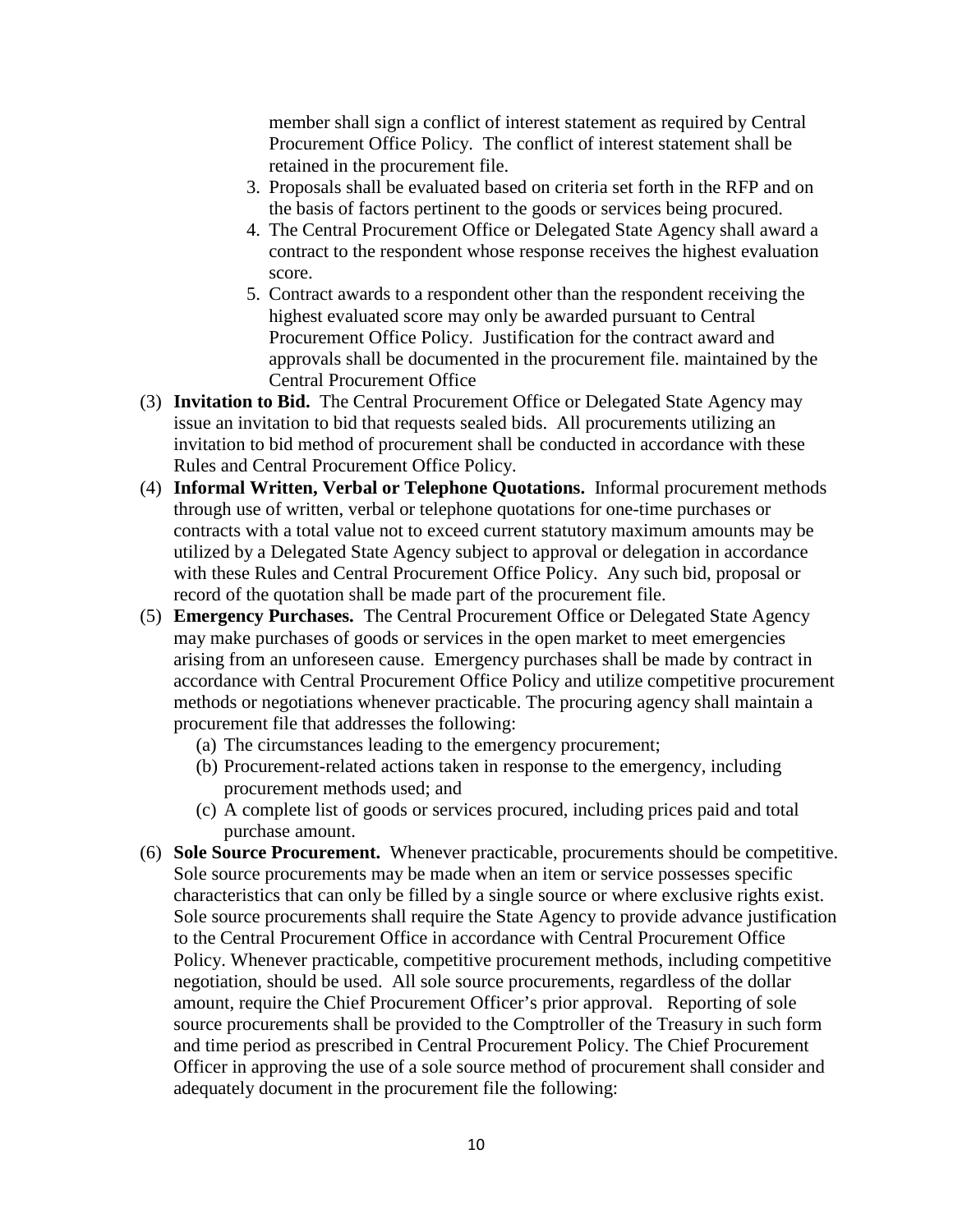member shall sign a conflict of interest statement as required by Central Procurement Office Policy. The conflict of interest statement shall be retained in the procurement file.

3. Proposals shall be evaluated based on criteria set forth in the RFP and on the basis of factors pertinent to the goods or services being procured.
4. The Central Procurement Office or Delegated State Agency shall award a contract to the respondent whose response receives the highest evaluation score.
5. Contract awards to a respondent other than the respondent receiving the highest evaluated score may only be awarded pursuant to Central Procurement Office Policy. Justification for the contract award and approvals shall be documented in the procurement file. maintained by the Central Procurement Office

(3) **Invitation to Bid.** The Central Procurement Office or Delegated State Agency may issue an invitation to bid that requests sealed bids. All procurements utilizing an invitation to bid method of procurement shall be conducted in accordance with these Rules and Central Procurement Office Policy.

(4) **Informal Written, Verbal or Telephone Quotations.** Informal procurement methods through use of written, verbal or telephone quotations for one-time purchases or contracts with a total value not to exceed current statutory maximum amounts may be utilized by a Delegated State Agency subject to approval or delegation in accordance with these Rules and Central Procurement Office Policy. Any such bid, proposal or record of the quotation shall be made part of the procurement file.

(5) **Emergency Purchases.** The Central Procurement Office or Delegated State Agency may make purchases of goods or services in the open market to meet emergencies arising from an unforeseen cause. Emergency purchases shall be made by contract in accordance with Central Procurement Office Policy and utilize competitive procurement methods or negotiations whenever practicable. The procuring agency shall maintain a procurement file that addresses the following:

  (a) The circumstances leading to the emergency procurement;
  (b) Procurement-related actions taken in response to the emergency, including procurement methods used; and
  (c) A complete list of goods or services procured, including prices paid and total purchase amount.

(6) **Sole Source Procurement.** Whenever practicable, procurements should be competitive. Sole source procurements may be made when an item or service possesses specific characteristics that can only be filled by a single source or where exclusive rights exist. Sole source procurements shall require the State Agency to provide advance justification to the Central Procurement Office in accordance with Central Procurement Office Policy. Whenever practicable, competitive procurement methods, including competitive negotiation, should be used. All sole source procurements, regardless of the dollar amount, require the Chief Procurement Officer's prior approval. Reporting of sole source procurements shall be provided to the Comptroller of the Treasury in such form and time period as prescribed in Central Procurement Policy. The Chief Procurement Officer in approving the use of a sole source method of procurement shall consider and adequately document in the procurement file the following: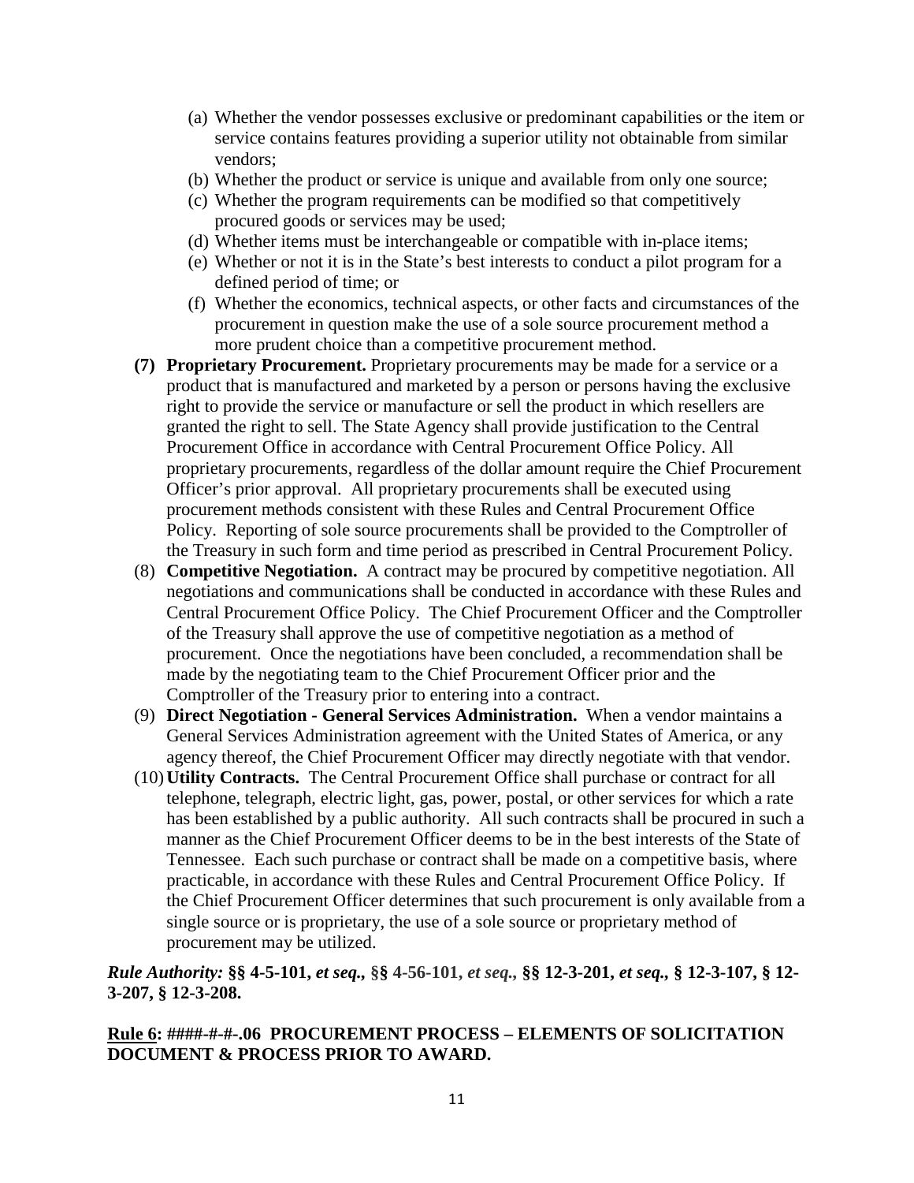(a) Whether the vendor possesses exclusive or predominant capabilities or the item or service contains features providing a superior utility not obtainable from similar vendors;
(b) Whether the product or service is unique and available from only one source;
(c) Whether the program requirements can be modified so that competitively procured goods or services may be used;
(d) Whether items must be interchangeable or compatible with in-place items;
(e) Whether or not it is in the State's best interests to conduct a pilot program for a defined period of time; or
(f) Whether the economics, technical aspects, or other facts and circumstances of the procurement in question make the use of a sole source procurement method a more prudent choice than a competitive procurement method.

**(7) Proprietary Procurement.** Proprietary procurements may be made for a service or a product that is manufactured and marketed by a person or persons having the exclusive right to provide the service or manufacture or sell the product in which resellers are granted the right to sell. The State Agency shall provide justification to the Central Procurement Office in accordance with Central Procurement Office Policy. All proprietary procurements, regardless of the dollar amount require the Chief Procurement Officer's prior approval. All proprietary procurements shall be executed using procurement methods consistent with these Rules and Central Procurement Office Policy. Reporting of sole source procurements shall be provided to the Comptroller of the Treasury in such form and time period as prescribed in Central Procurement Policy.

(8) **Competitive Negotiation.** A contract may be procured by competitive negotiation. All negotiations and communications shall be conducted in accordance with these Rules and Central Procurement Office Policy. The Chief Procurement Officer and the Comptroller of the Treasury shall approve the use of competitive negotiation as a method of procurement. Once the negotiations have been concluded, a recommendation shall be made by the negotiating team to the Chief Procurement Officer prior and the Comptroller of the Treasury prior to entering into a contract.

(9) **Direct Negotiation - General Services Administration.** When a vendor maintains a General Services Administration agreement with the United States of America, or any agency thereof, the Chief Procurement Officer may directly negotiate with that vendor.

(10) **Utility Contracts.** The Central Procurement Office shall purchase or contract for all telephone, telegraph, electric light, gas, power, postal, or other services for which a rate has been established by a public authority. All such contracts shall be procured in such a manner as the Chief Procurement Officer deems to be in the best interests of the State of Tennessee. Each such purchase or contract shall be made on a competitive basis, where practicable, in accordance with these Rules and Central Procurement Office Policy. If the Chief Procurement Officer determines that such procurement is only available from a single source or is proprietary, the use of a sole source or proprietary method of procurement may be utilized.

***Rule Authority:* §§ 4-5-101, *et seq.,* §§ 4-56-101, *et seq.,* §§ 12-3-201, *et seq.,* § 12-3-107, § 12-3-207, § 12-3-208.**

**<u>Rule 6</u>: ####-#-#-.06 PROCUREMENT PROCESS – ELEMENTS OF SOLICITATION DOCUMENT & PROCESS PRIOR TO AWARD.**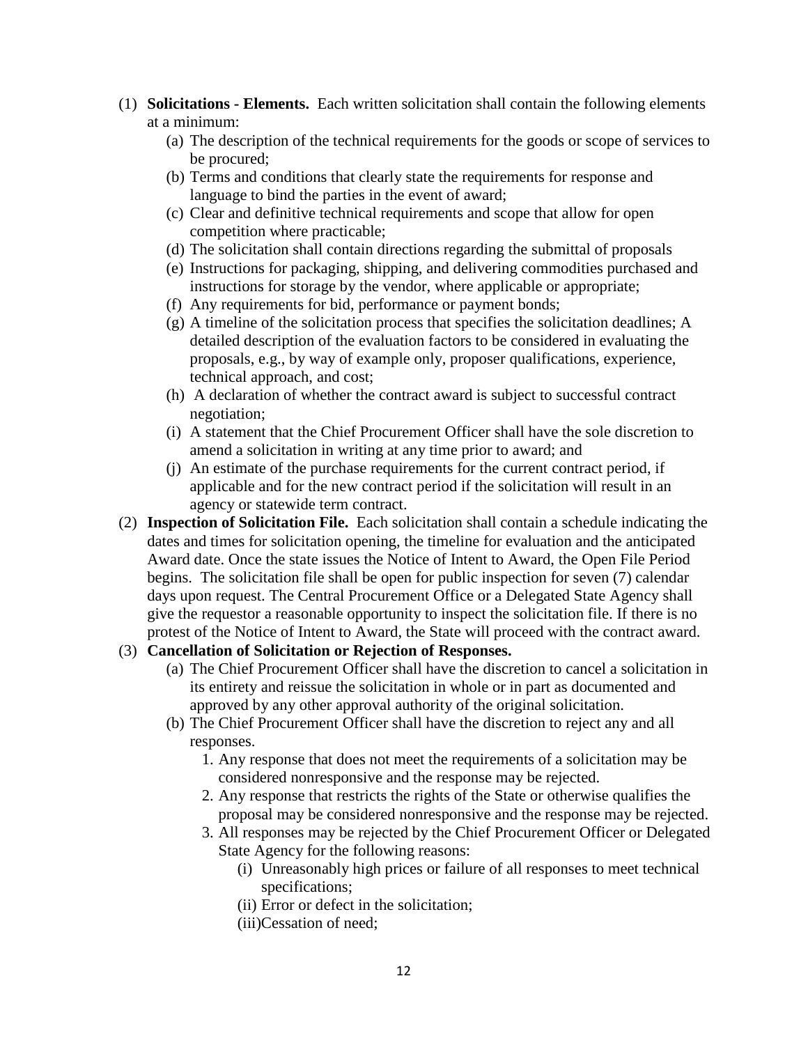(1) **Solicitations - Elements.** Each written solicitation shall contain the following elements at a minimum:

   (a) The description of the technical requirements for the goods or scope of services to be procured;

   (b) Terms and conditions that clearly state the requirements for response and language to bind the parties in the event of award;

   (c) Clear and definitive technical requirements and scope that allow for open competition where practicable;

   (d) The solicitation shall contain directions regarding the submittal of proposals

   (e) Instructions for packaging, shipping, and delivering commodities purchased and instructions for storage by the vendor, where applicable or appropriate;

   (f) Any requirements for bid, performance or payment bonds;

   (g) A timeline of the solicitation process that specifies the solicitation deadlines; A detailed description of the evaluation factors to be considered in evaluating the proposals, e.g., by way of example only, proposer qualifications, experience, technical approach, and cost;

   (h) A declaration of whether the contract award is subject to successful contract negotiation;

   (i) A statement that the Chief Procurement Officer shall have the sole discretion to amend a solicitation in writing at any time prior to award; and

   (j) An estimate of the purchase requirements for the current contract period, if applicable and for the new contract period if the solicitation will result in an agency or statewide term contract.

(2) **Inspection of Solicitation File.** Each solicitation shall contain a schedule indicating the dates and times for solicitation opening, the timeline for evaluation and the anticipated Award date. Once the state issues the Notice of Intent to Award, the Open File Period begins. The solicitation file shall be open for public inspection for seven (7) calendar days upon request. The Central Procurement Office or a Delegated State Agency shall give the requestor a reasonable opportunity to inspect the solicitation file. If there is no protest of the Notice of Intent to Award, the State will proceed with the contract award.

(3) **Cancellation of Solicitation or Rejection of Responses.**

   (a) The Chief Procurement Officer shall have the discretion to cancel a solicitation in its entirety and reissue the solicitation in whole or in part as documented and approved by any other approval authority of the original solicitation.

   (b) The Chief Procurement Officer shall have the discretion to reject any and all responses.

      1. Any response that does not meet the requirements of a solicitation may be considered nonresponsive and the response may be rejected.

      2. Any response that restricts the rights of the State or otherwise qualifies the proposal may be considered nonresponsive and the response may be rejected.

      3. All responses may be rejected by the Chief Procurement Officer or Delegated State Agency for the following reasons:

         (i) Unreasonably high prices or failure of all responses to meet technical specifications;

         (ii) Error or defect in the solicitation;

         (iii)Cessation of need;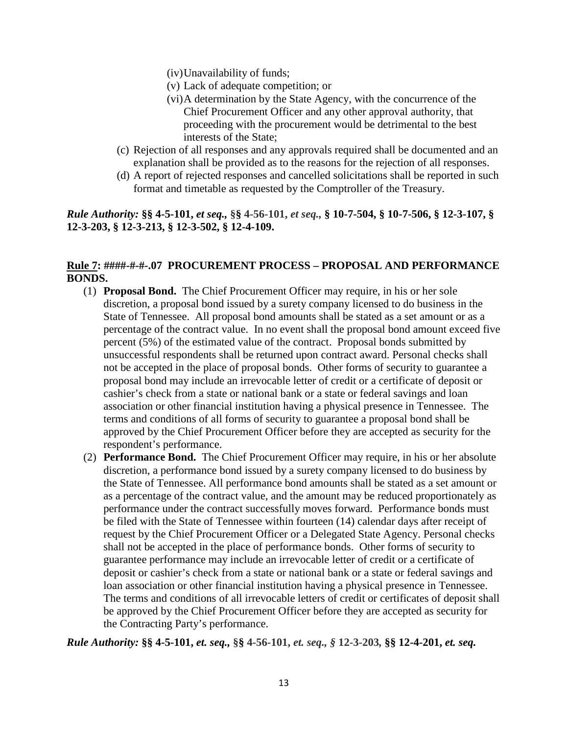- (iv) Unavailability of funds;
   - (v) Lack of adequate competition; or
   - (vi) A determination by the State Agency, with the concurrence of the Chief Procurement Officer and any other approval authority, that proceeding with the procurement would be detrimental to the best interests of the State;

(c) Rejection of all responses and any approvals required shall be documented and an explanation shall be provided as to the reasons for the rejection of all responses.

(d) A report of rejected responses and cancelled solicitations shall be reported in such format and timetable as requested by the Comptroller of the Treasury.

***Rule Authority:*** **§§ 4-5-101, *et seq.,* §§ 4-56-101, *et seq.,* § 10-7-504, § 10-7-506, § 12-3-107, § 12-3-203, § 12-3-213, § 12-3-502, § 12-4-109.**

**<u>Rule 7</u>: ####-#-#-.07 PROCUREMENT PROCESS – PROPOSAL AND PERFORMANCE BONDS.**

(1) **Proposal Bond.** The Chief Procurement Officer may require, in his or her sole discretion, a proposal bond issued by a surety company licensed to do business in the State of Tennessee. All proposal bond amounts shall be stated as a set amount or as a percentage of the contract value. In no event shall the proposal bond amount exceed five percent (5%) of the estimated value of the contract. Proposal bonds submitted by unsuccessful respondents shall be returned upon contract award. Personal checks shall not be accepted in the place of proposal bonds. Other forms of security to guarantee a proposal bond may include an irrevocable letter of credit or a certificate of deposit or cashier's check from a state or national bank or a state or federal savings and loan association or other financial institution having a physical presence in Tennessee. The terms and conditions of all forms of security to guarantee a proposal bond shall be approved by the Chief Procurement Officer before they are accepted as security for the respondent's performance.

(2) **Performance Bond.** The Chief Procurement Officer may require, in his or her absolute discretion, a performance bond issued by a surety company licensed to do business by the State of Tennessee. All performance bond amounts shall be stated as a set amount or as a percentage of the contract value, and the amount may be reduced proportionately as performance under the contract successfully moves forward. Performance bonds must be filed with the State of Tennessee within fourteen (14) calendar days after receipt of request by the Chief Procurement Officer or a Delegated State Agency. Personal checks shall not be accepted in the place of performance bonds. Other forms of security to guarantee performance may include an irrevocable letter of credit or a certificate of deposit or cashier's check from a state or national bank or a state or federal savings and loan association or other financial institution having a physical presence in Tennessee. The terms and conditions of all irrevocable letters of credit or certificates of deposit shall be approved by the Chief Procurement Officer before they are accepted as security for the Contracting Party's performance.

***Rule Authority:*** **§§ 4-5-101, *et. seq.,* §§ 4-56-101, *et. seq., §* 12-3-203, §§ 12-4-201, *et. seq.***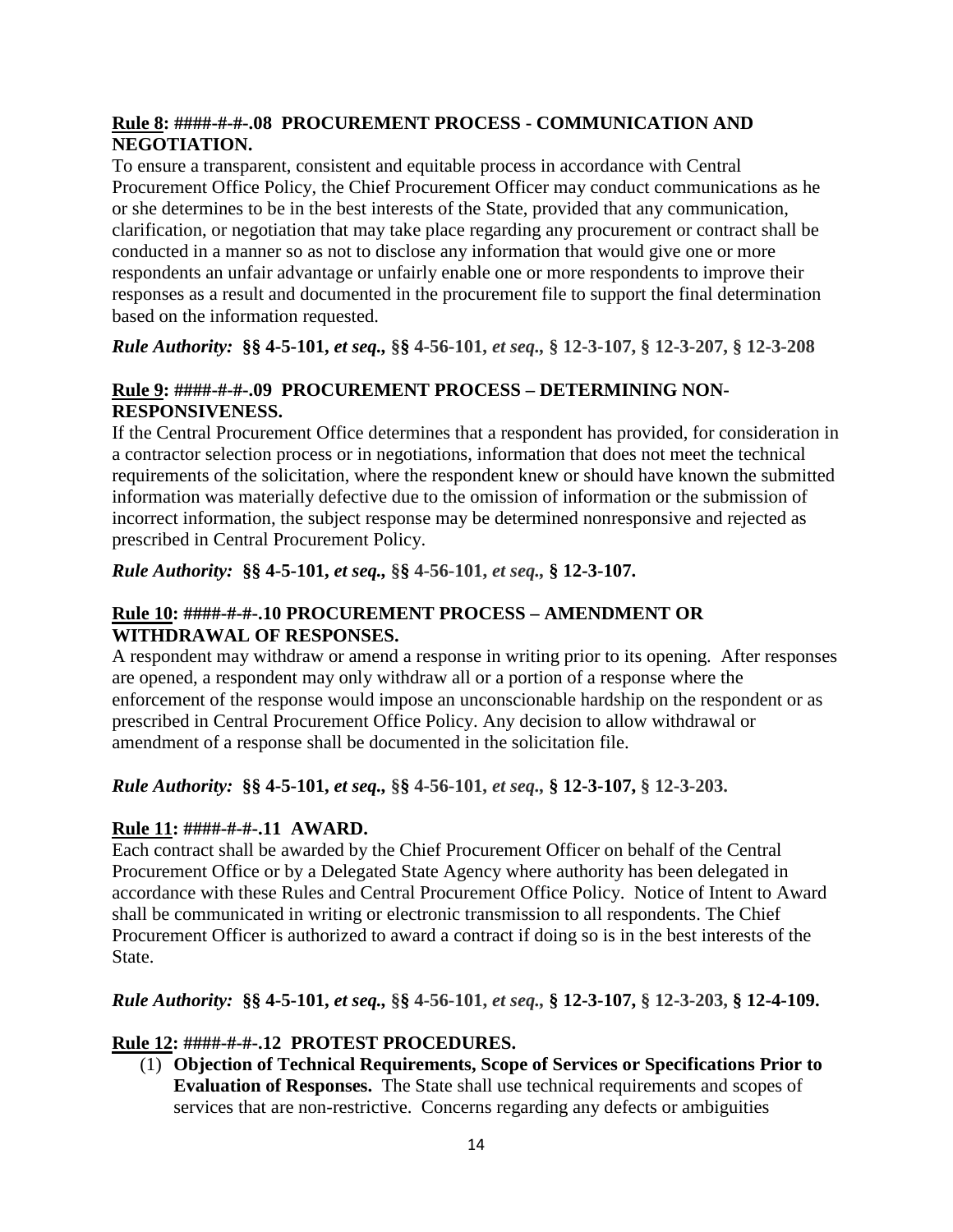**Rule 8: ####-#-#-.08 PROCUREMENT PROCESS - COMMUNICATION AND NEGOTIATION.**

To ensure a transparent, consistent and equitable process in accordance with Central Procurement Office Policy, the Chief Procurement Officer may conduct communications as he or she determines to be in the best interests of the State, provided that any communication, clarification, or negotiation that may take place regarding any procurement or contract shall be conducted in a manner so as not to disclose any information that would give one or more respondents an unfair advantage or unfairly enable one or more respondents to improve their responses as a result and documented in the procurement file to support the final determination based on the information requested.

***Rule Authority:* §§ 4-5-101, *et seq.,* §§ 4-56-101, *et seq.,* § 12-3-107, § 12-3-207, § 12-3-208**

**Rule 9: ####-#-#-.09 PROCUREMENT PROCESS – DETERMINING NON-RESPONSIVENESS.**

If the Central Procurement Office determines that a respondent has provided, for consideration in a contractor selection process or in negotiations, information that does not meet the technical requirements of the solicitation, where the respondent knew or should have known the submitted information was materially defective due to the omission of information or the submission of incorrect information, the subject response may be determined nonresponsive and rejected as prescribed in Central Procurement Policy.

***Rule Authority:* §§ 4-5-101, *et seq.,* §§ 4-56-101, *et seq.,* § 12-3-107.**

**Rule 10: ####-#-#-.10 PROCUREMENT PROCESS – AMENDMENT OR WITHDRAWAL OF RESPONSES.**

A respondent may withdraw or amend a response in writing prior to its opening. After responses are opened, a respondent may only withdraw all or a portion of a response where the enforcement of the response would impose an unconscionable hardship on the respondent or as prescribed in Central Procurement Office Policy. Any decision to allow withdrawal or amendment of a response shall be documented in the solicitation file.

***Rule Authority:* §§ 4-5-101, *et seq.,* §§ 4-56-101, *et seq.,* § 12-3-107, § 12-3-203.**

**Rule 11: ####-#-#-.11 AWARD.**

Each contract shall be awarded by the Chief Procurement Officer on behalf of the Central Procurement Office or by a Delegated State Agency where authority has been delegated in accordance with these Rules and Central Procurement Office Policy. Notice of Intent to Award shall be communicated in writing or electronic transmission to all respondents. The Chief Procurement Officer is authorized to award a contract if doing so is in the best interests of the State.

***Rule Authority:* §§ 4-5-101, *et seq.,* §§ 4-56-101, *et seq.,* § 12-3-107, § 12-3-203, § 12-4-109.**

**Rule 12: ####-#-#-.12 PROTEST PROCEDURES.**

(1) **Objection of Technical Requirements, Scope of Services or Specifications Prior to Evaluation of Responses.** The State shall use technical requirements and scopes of services that are non-restrictive. Concerns regarding any defects or ambiguities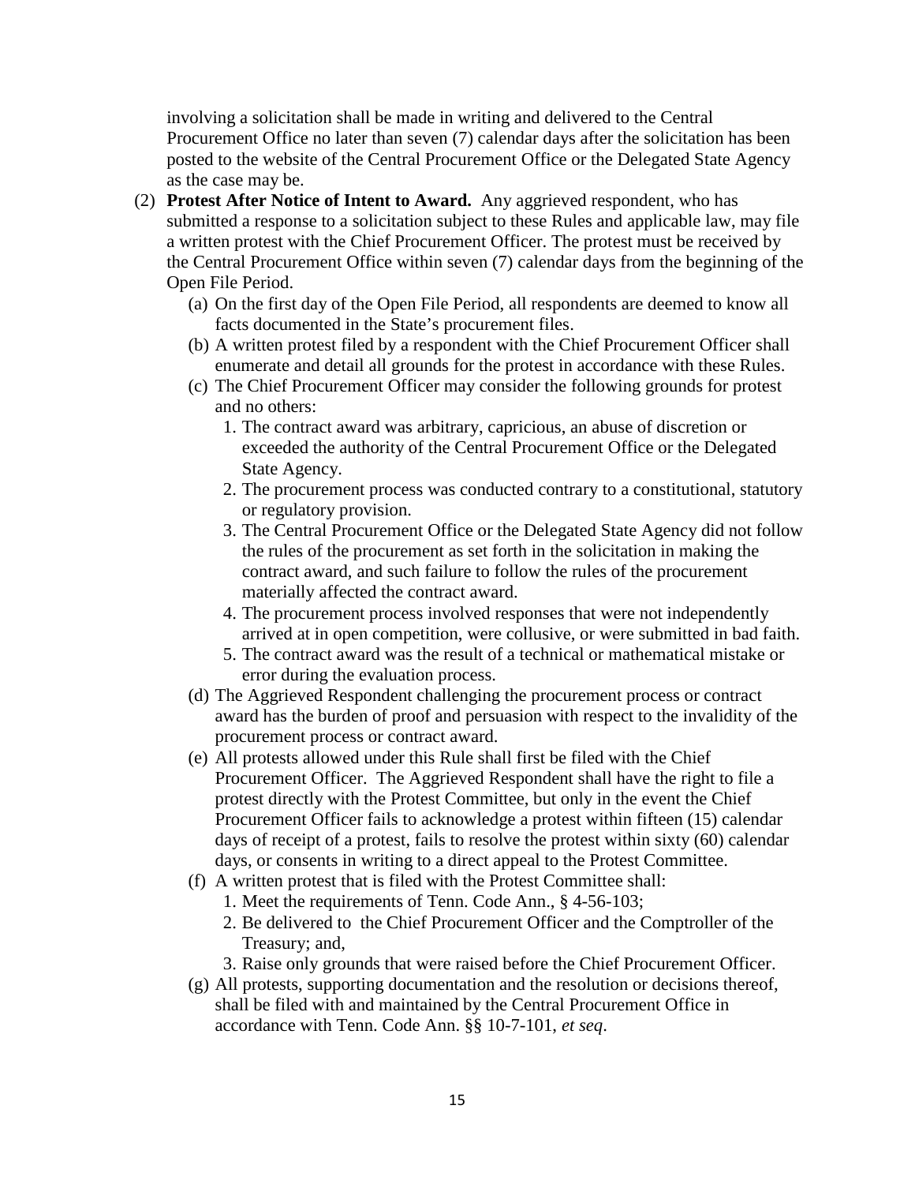involving a solicitation shall be made in writing and delivered to the Central Procurement Office no later than seven (7) calendar days after the solicitation has been posted to the website of the Central Procurement Office or the Delegated State Agency as the case may be.

(2) **Protest After Notice of Intent to Award.** Any aggrieved respondent, who has submitted a response to a solicitation subject to these Rules and applicable law, may file a written protest with the Chief Procurement Officer. The protest must be received by the Central Procurement Office within seven (7) calendar days from the beginning of the Open File Period.

(a) On the first day of the Open File Period, all respondents are deemed to know all facts documented in the State's procurement files.

(b) A written protest filed by a respondent with the Chief Procurement Officer shall enumerate and detail all grounds for the protest in accordance with these Rules.

(c) The Chief Procurement Officer may consider the following grounds for protest and no others:

1. The contract award was arbitrary, capricious, an abuse of discretion or exceeded the authority of the Central Procurement Office or the Delegated State Agency.
2. The procurement process was conducted contrary to a constitutional, statutory or regulatory provision.
3. The Central Procurement Office or the Delegated State Agency did not follow the rules of the procurement as set forth in the solicitation in making the contract award, and such failure to follow the rules of the procurement materially affected the contract award.
4. The procurement process involved responses that were not independently arrived at in open competition, were collusive, or were submitted in bad faith.
5. The contract award was the result of a technical or mathematical mistake or error during the evaluation process.

(d) The Aggrieved Respondent challenging the procurement process or contract award has the burden of proof and persuasion with respect to the invalidity of the procurement process or contract award.

(e) All protests allowed under this Rule shall first be filed with the Chief Procurement Officer. The Aggrieved Respondent shall have the right to file a protest directly with the Protest Committee, but only in the event the Chief Procurement Officer fails to acknowledge a protest within fifteen (15) calendar days of receipt of a protest, fails to resolve the protest within sixty (60) calendar days, or consents in writing to a direct appeal to the Protest Committee.

(f) A written protest that is filed with the Protest Committee shall:

1. Meet the requirements of Tenn. Code Ann., § 4-56-103;
2. Be delivered to the Chief Procurement Officer and the Comptroller of the Treasury; and,
3. Raise only grounds that were raised before the Chief Procurement Officer.

(g) All protests, supporting documentation and the resolution or decisions thereof, shall be filed with and maintained by the Central Procurement Office in accordance with Tenn. Code Ann. §§ 10-7-101, *et seq*.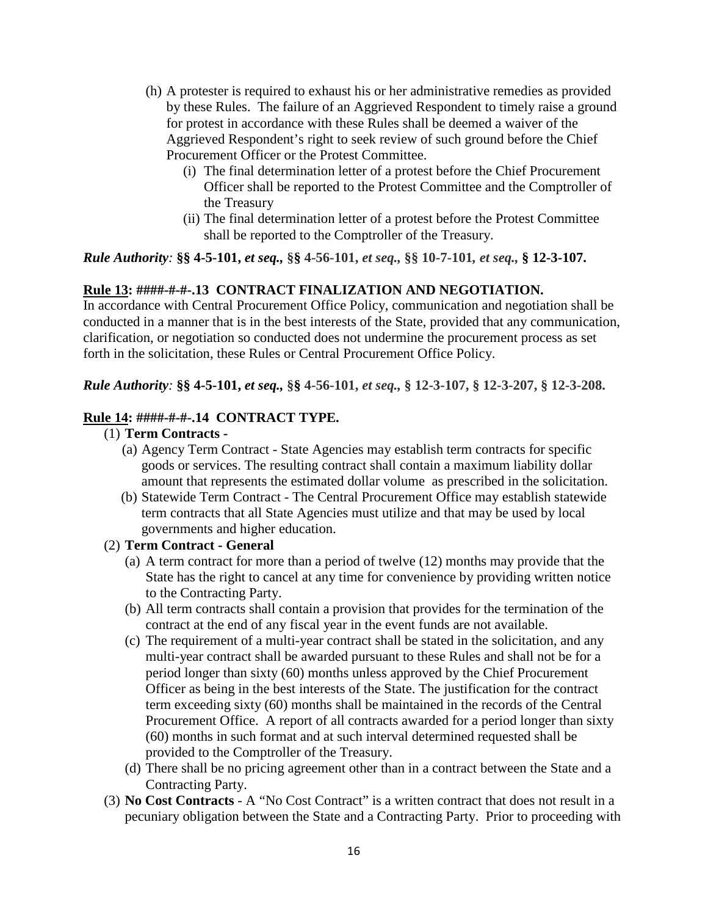(h) A protester is required to exhaust his or her administrative remedies as provided by these Rules. The failure of an Aggrieved Respondent to timely raise a ground for protest in accordance with these Rules shall be deemed a waiver of the Aggrieved Respondent's right to seek review of such ground before the Chief Procurement Officer or the Protest Committee.

   (i) The final determination letter of a protest before the Chief Procurement Officer shall be reported to the Protest Committee and the Comptroller of the Treasury

   (ii) The final determination letter of a protest before the Protest Committee shall be reported to the Comptroller of the Treasury.

***Rule Authority:* §§ 4-5-101, *et seq.,* §§ 4-56-101, *et seq.,* §§ 10-7-101, *et seq.,* § 12-3-107.**

**<u>Rule 13</u>: ####-#-#-.13 CONTRACT FINALIZATION AND NEGOTIATION.**

In accordance with Central Procurement Office Policy, communication and negotiation shall be conducted in a manner that is in the best interests of the State, provided that any communication, clarification, or negotiation so conducted does not undermine the procurement process as set forth in the solicitation, these Rules or Central Procurement Office Policy.

***Rule Authority:* §§ 4-5-101, *et seq.,* §§ 4-56-101, *et seq.,* § 12-3-107, § 12-3-207, § 12-3-208.**

**<u>Rule 14</u>: ####-#-#-.14 CONTRACT TYPE.**

(1) **Term Contracts -**

   (a) Agency Term Contract - State Agencies may establish term contracts for specific goods or services. The resulting contract shall contain a maximum liability dollar amount that represents the estimated dollar volume as prescribed in the solicitation.

   (b) Statewide Term Contract - The Central Procurement Office may establish statewide term contracts that all State Agencies must utilize and that may be used by local governments and higher education.

(2) **Term Contract - General**

   (a) A term contract for more than a period of twelve (12) months may provide that the State has the right to cancel at any time for convenience by providing written notice to the Contracting Party.

   (b) All term contracts shall contain a provision that provides for the termination of the contract at the end of any fiscal year in the event funds are not available.

   (c) The requirement of a multi-year contract shall be stated in the solicitation, and any multi-year contract shall be awarded pursuant to these Rules and shall not be for a period longer than sixty (60) months unless approved by the Chief Procurement Officer as being in the best interests of the State. The justification for the contract term exceeding sixty (60) months shall be maintained in the records of the Central Procurement Office. A report of all contracts awarded for a period longer than sixty (60) months in such format and at such interval determined requested shall be provided to the Comptroller of the Treasury.

   (d) There shall be no pricing agreement other than in a contract between the State and a Contracting Party.

(3) **No Cost Contracts** - A "No Cost Contract" is a written contract that does not result in a pecuniary obligation between the State and a Contracting Party. Prior to proceeding with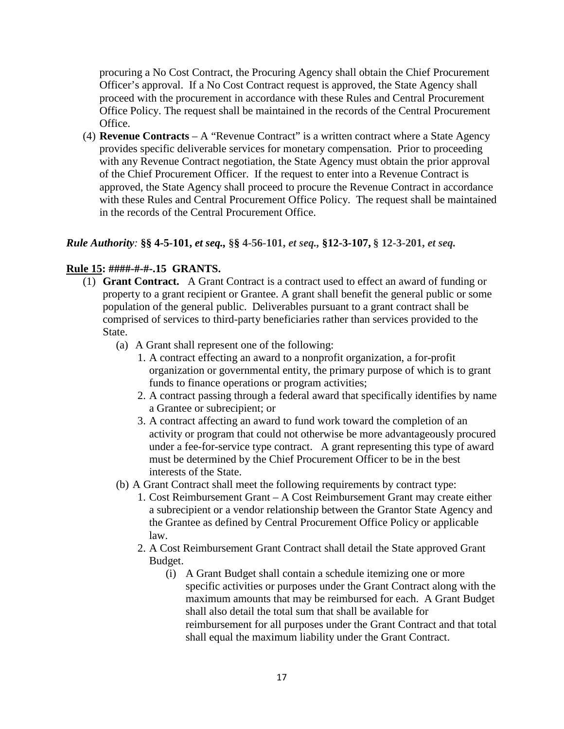procuring a No Cost Contract, the Procuring Agency shall obtain the Chief Procurement Officer's approval. If a No Cost Contract request is approved, the State Agency shall proceed with the procurement in accordance with these Rules and Central Procurement Office Policy. The request shall be maintained in the records of the Central Procurement Office.

(4) **Revenue Contracts** – A "Revenue Contract" is a written contract where a State Agency provides specific deliverable services for monetary compensation. Prior to proceeding with any Revenue Contract negotiation, the State Agency must obtain the prior approval of the Chief Procurement Officer. If the request to enter into a Revenue Contract is approved, the State Agency shall proceed to procure the Revenue Contract in accordance with these Rules and Central Procurement Office Policy. The request shall be maintained in the records of the Central Procurement Office.

***Rule Authority*: §§ 4-5-101, *et seq.*, §§ 4-56-101, *et seq.*, §12-3-107, § 12-3-201, *et seq.***

**<u>Rule 15</u>: ####-#-#-.15 GRANTS.**

(1) **Grant Contract.** A Grant Contract is a contract used to effect an award of funding or property to a grant recipient or Grantee. A grant shall benefit the general public or some population of the general public. Deliverables pursuant to a grant contract shall be comprised of services to third-party beneficiaries rather than services provided to the State.

   (a) A Grant shall represent one of the following:

      1. A contract effecting an award to a nonprofit organization, a for-profit organization or governmental entity, the primary purpose of which is to grant funds to finance operations or program activities;
      2. A contract passing through a federal award that specifically identifies by name a Grantee or subrecipient; or
      3. A contract affecting an award to fund work toward the completion of an activity or program that could not otherwise be more advantageously procured under a fee-for-service type contract. A grant representing this type of award must be determined by the Chief Procurement Officer to be in the best interests of the State.

   (b) A Grant Contract shall meet the following requirements by contract type:

      1. Cost Reimbursement Grant – A Cost Reimbursement Grant may create either a subrecipient or a vendor relationship between the Grantor State Agency and the Grantee as defined by Central Procurement Office Policy or applicable law.
      2. A Cost Reimbursement Grant Contract shall detail the State approved Grant Budget.

         (i) A Grant Budget shall contain a schedule itemizing one or more specific activities or purposes under the Grant Contract along with the maximum amounts that may be reimbursed for each. A Grant Budget shall also detail the total sum that shall be available for reimbursement for all purposes under the Grant Contract and that total shall equal the maximum liability under the Grant Contract.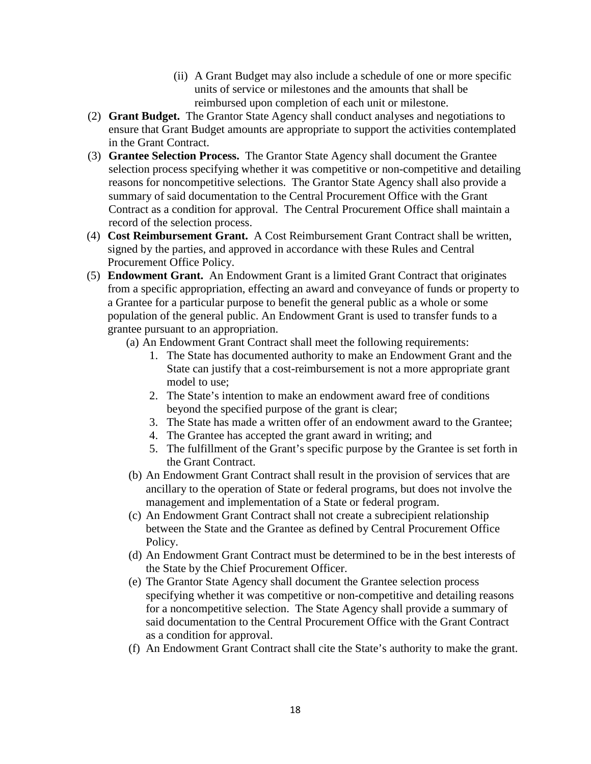(ii) A Grant Budget may also include a schedule of one or more specific units of service or milestones and the amounts that shall be reimbursed upon completion of each unit or milestone.

(2) **Grant Budget.** The Grantor State Agency shall conduct analyses and negotiations to ensure that Grant Budget amounts are appropriate to support the activities contemplated in the Grant Contract.

(3) **Grantee Selection Process.** The Grantor State Agency shall document the Grantee selection process specifying whether it was competitive or non-competitive and detailing reasons for noncompetitive selections. The Grantor State Agency shall also provide a summary of said documentation to the Central Procurement Office with the Grant Contract as a condition for approval. The Central Procurement Office shall maintain a record of the selection process.

(4) **Cost Reimbursement Grant.** A Cost Reimbursement Grant Contract shall be written, signed by the parties, and approved in accordance with these Rules and Central Procurement Office Policy.

(5) **Endowment Grant.** An Endowment Grant is a limited Grant Contract that originates from a specific appropriation, effecting an award and conveyance of funds or property to a Grantee for a particular purpose to benefit the general public as a whole or some population of the general public. An Endowment Grant is used to transfer funds to a grantee pursuant to an appropriation.

(a) An Endowment Grant Contract shall meet the following requirements:

1. The State has documented authority to make an Endowment Grant and the State can justify that a cost-reimbursement is not a more appropriate grant model to use;
2. The State's intention to make an endowment award free of conditions beyond the specified purpose of the grant is clear;
3. The State has made a written offer of an endowment award to the Grantee;
4. The Grantee has accepted the grant award in writing; and
5. The fulfillment of the Grant's specific purpose by the Grantee is set forth in the Grant Contract.

(b) An Endowment Grant Contract shall result in the provision of services that are ancillary to the operation of State or federal programs, but does not involve the management and implementation of a State or federal program.

(c) An Endowment Grant Contract shall not create a subrecipient relationship between the State and the Grantee as defined by Central Procurement Office Policy.

(d) An Endowment Grant Contract must be determined to be in the best interests of the State by the Chief Procurement Officer.

(e) The Grantor State Agency shall document the Grantee selection process specifying whether it was competitive or non-competitive and detailing reasons for a noncompetitive selection. The State Agency shall provide a summary of said documentation to the Central Procurement Office with the Grant Contract as a condition for approval.

(f) An Endowment Grant Contract shall cite the State's authority to make the grant.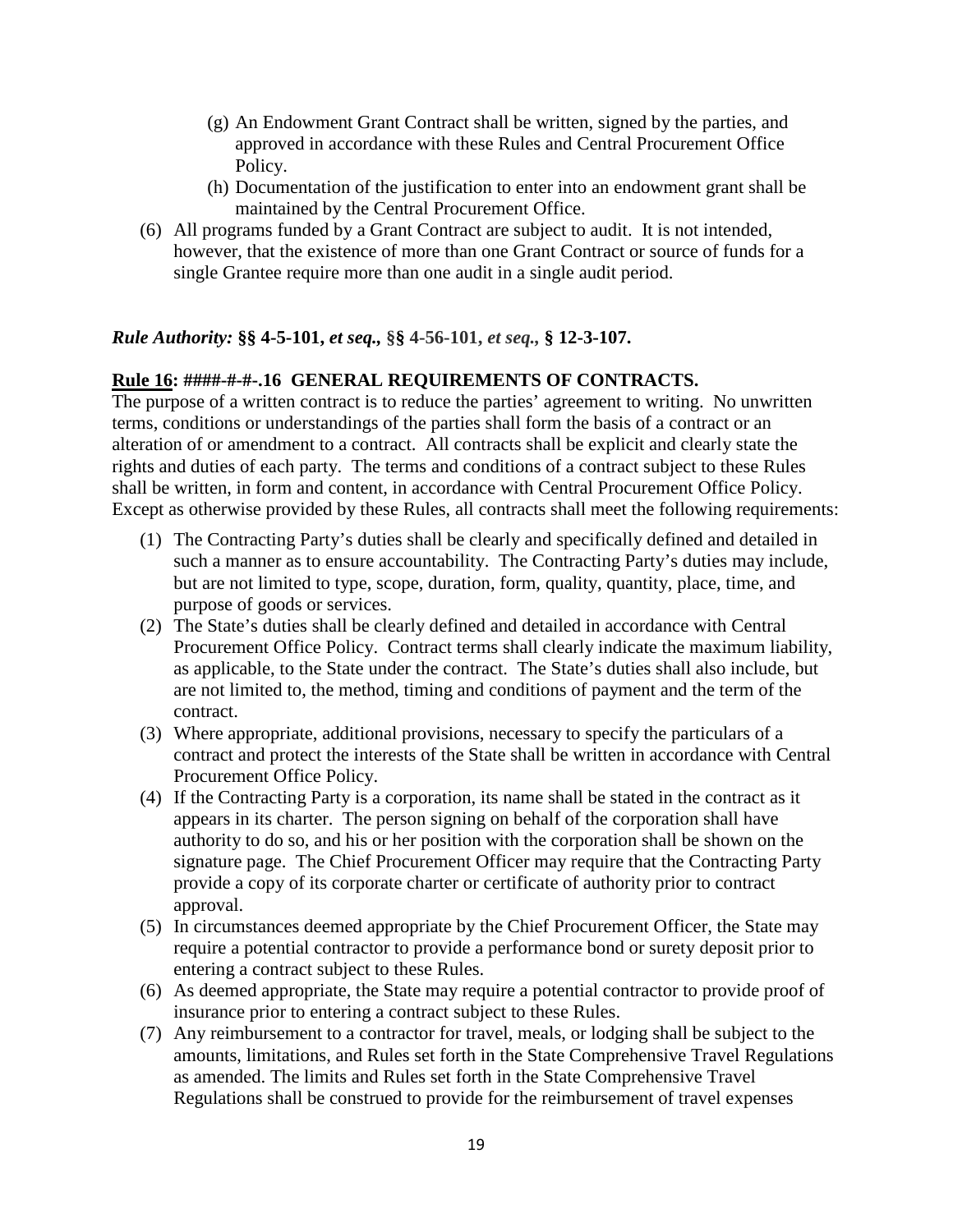(g) An Endowment Grant Contract shall be written, signed by the parties, and approved in accordance with these Rules and Central Procurement Office Policy.

(h) Documentation of the justification to enter into an endowment grant shall be maintained by the Central Procurement Office.

(6) All programs funded by a Grant Contract are subject to audit. It is not intended, however, that the existence of more than one Grant Contract or source of funds for a single Grantee require more than one audit in a single audit period.

***Rule Authority:* §§ 4-5-101, *et seq.*, §§ 4-56-101, *et seq.*, § 12-3-107.**

**<u>Rule 16</u>: ####-#-#-.16 GENERAL REQUIREMENTS OF CONTRACTS.**

The purpose of a written contract is to reduce the parties' agreement to writing. No unwritten terms, conditions or understandings of the parties shall form the basis of a contract or an alteration of or amendment to a contract. All contracts shall be explicit and clearly state the rights and duties of each party. The terms and conditions of a contract subject to these Rules shall be written, in form and content, in accordance with Central Procurement Office Policy. Except as otherwise provided by these Rules, all contracts shall meet the following requirements:

(1) The Contracting Party's duties shall be clearly and specifically defined and detailed in such a manner as to ensure accountability. The Contracting Party's duties may include, but are not limited to type, scope, duration, form, quality, quantity, place, time, and purpose of goods or services.

(2) The State's duties shall be clearly defined and detailed in accordance with Central Procurement Office Policy. Contract terms shall clearly indicate the maximum liability, as applicable, to the State under the contract. The State's duties shall also include, but are not limited to, the method, timing and conditions of payment and the term of the contract.

(3) Where appropriate, additional provisions, necessary to specify the particulars of a contract and protect the interests of the State shall be written in accordance with Central Procurement Office Policy.

(4) If the Contracting Party is a corporation, its name shall be stated in the contract as it appears in its charter. The person signing on behalf of the corporation shall have authority to do so, and his or her position with the corporation shall be shown on the signature page. The Chief Procurement Officer may require that the Contracting Party provide a copy of its corporate charter or certificate of authority prior to contract approval.

(5) In circumstances deemed appropriate by the Chief Procurement Officer, the State may require a potential contractor to provide a performance bond or surety deposit prior to entering a contract subject to these Rules.

(6) As deemed appropriate, the State may require a potential contractor to provide proof of insurance prior to entering a contract subject to these Rules.

(7) Any reimbursement to a contractor for travel, meals, or lodging shall be subject to the amounts, limitations, and Rules set forth in the State Comprehensive Travel Regulations as amended. The limits and Rules set forth in the State Comprehensive Travel Regulations shall be construed to provide for the reimbursement of travel expenses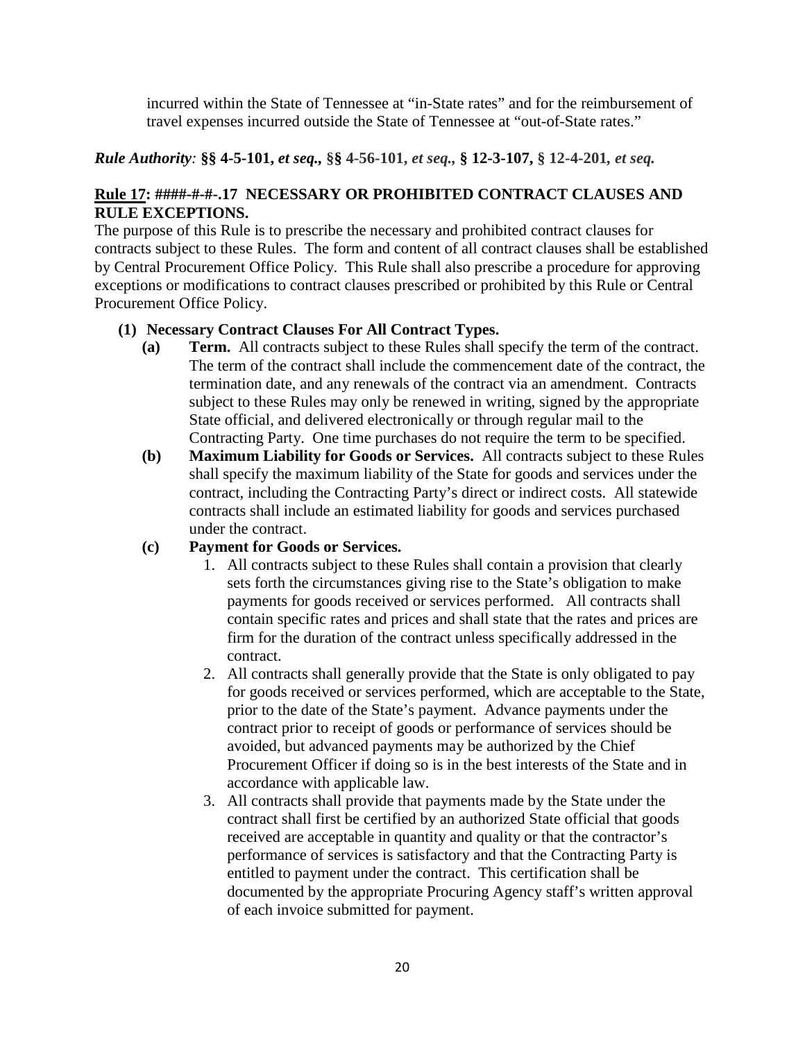incurred within the State of Tennessee at "in-State rates" and for the reimbursement of travel expenses incurred outside the State of Tennessee at "out-of-State rates."

***Rule Authority*: §§ 4-5-101, *et seq.*, §§ 4-56-101, *et seq.*, § 12-3-107, § 12-4-201, *et seq.***

**Rule 17: ####-#-#-.17 NECESSARY OR PROHIBITED CONTRACT CLAUSES AND RULE EXCEPTIONS.**

The purpose of this Rule is to prescribe the necessary and prohibited contract clauses for contracts subject to these Rules. The form and content of all contract clauses shall be established by Central Procurement Office Policy. This Rule shall also prescribe a procedure for approving exceptions or modifications to contract clauses prescribed or prohibited by this Rule or Central Procurement Office Policy.

**(1) Necessary Contract Clauses For All Contract Types.**

**(a) Term.** All contracts subject to these Rules shall specify the term of the contract. The term of the contract shall include the commencement date of the contract, the termination date, and any renewals of the contract via an amendment. Contracts subject to these Rules may only be renewed in writing, signed by the appropriate State official, and delivered electronically or through regular mail to the Contracting Party. One time purchases do not require the term to be specified.

**(b) Maximum Liability for Goods or Services.** All contracts subject to these Rules shall specify the maximum liability of the State for goods and services under the contract, including the Contracting Party's direct or indirect costs. All statewide contracts shall include an estimated liability for goods and services purchased under the contract.

**(c) Payment for Goods or Services.**

1. All contracts subject to these Rules shall contain a provision that clearly sets forth the circumstances giving rise to the State's obligation to make payments for goods received or services performed. All contracts shall contain specific rates and prices and shall state that the rates and prices are firm for the duration of the contract unless specifically addressed in the contract.
2. All contracts shall generally provide that the State is only obligated to pay for goods received or services performed, which are acceptable to the State, prior to the date of the State's payment. Advance payments under the contract prior to receipt of goods or performance of services should be avoided, but advanced payments may be authorized by the Chief Procurement Officer if doing so is in the best interests of the State and in accordance with applicable law.
3. All contracts shall provide that payments made by the State under the contract shall first be certified by an authorized State official that goods received are acceptable in quantity and quality or that the contractor's performance of services is satisfactory and that the Contracting Party is entitled to payment under the contract. This certification shall be documented by the appropriate Procuring Agency staff's written approval of each invoice submitted for payment.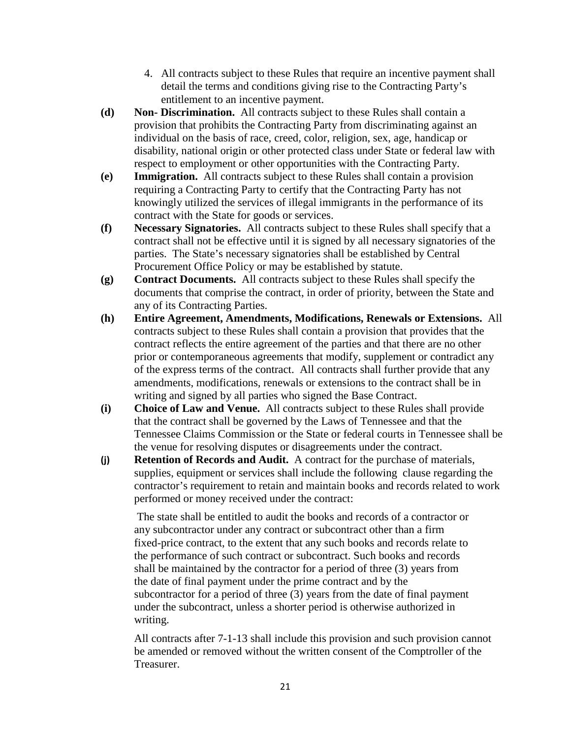4. All contracts subject to these Rules that require an incentive payment shall detail the terms and conditions giving rise to the Contracting Party's entitlement to an incentive payment.

**(d) Non- Discrimination.** All contracts subject to these Rules shall contain a provision that prohibits the Contracting Party from discriminating against an individual on the basis of race, creed, color, religion, sex, age, handicap or disability, national origin or other protected class under State or federal law with respect to employment or other opportunities with the Contracting Party.

**(e) Immigration.** All contracts subject to these Rules shall contain a provision requiring a Contracting Party to certify that the Contracting Party has not knowingly utilized the services of illegal immigrants in the performance of its contract with the State for goods or services.

**(f) Necessary Signatories.** All contracts subject to these Rules shall specify that a contract shall not be effective until it is signed by all necessary signatories of the parties. The State's necessary signatories shall be established by Central Procurement Office Policy or may be established by statute.

**(g) Contract Documents.** All contracts subject to these Rules shall specify the documents that comprise the contract, in order of priority, between the State and any of its Contracting Parties.

**(h) Entire Agreement, Amendments, Modifications, Renewals or Extensions.** All contracts subject to these Rules shall contain a provision that provides that the contract reflects the entire agreement of the parties and that there are no other prior or contemporaneous agreements that modify, supplement or contradict any of the express terms of the contract. All contracts shall further provide that any amendments, modifications, renewals or extensions to the contract shall be in writing and signed by all parties who signed the Base Contract.

**(i) Choice of Law and Venue.** All contracts subject to these Rules shall provide that the contract shall be governed by the Laws of Tennessee and that the Tennessee Claims Commission or the State or federal courts in Tennessee shall be the venue for resolving disputes or disagreements under the contract.

**(j) Retention of Records and Audit.** A contract for the purchase of materials, supplies, equipment or services shall include the following clause regarding the contractor's requirement to retain and maintain books and records related to work performed or money received under the contract:

> The state shall be entitled to audit the books and records of a contractor or any subcontractor under any contract or subcontract other than a firm fixed-price contract, to the extent that any such books and records relate to the performance of such contract or subcontract. Such books and records shall be maintained by the contractor for a period of three (3) years from the date of final payment under the prime contract and by the subcontractor for a period of three (3) years from the date of final payment under the subcontract, unless a shorter period is otherwise authorized in writing.

All contracts after 7-1-13 shall include this provision and such provision cannot be amended or removed without the written consent of the Comptroller of the Treasurer.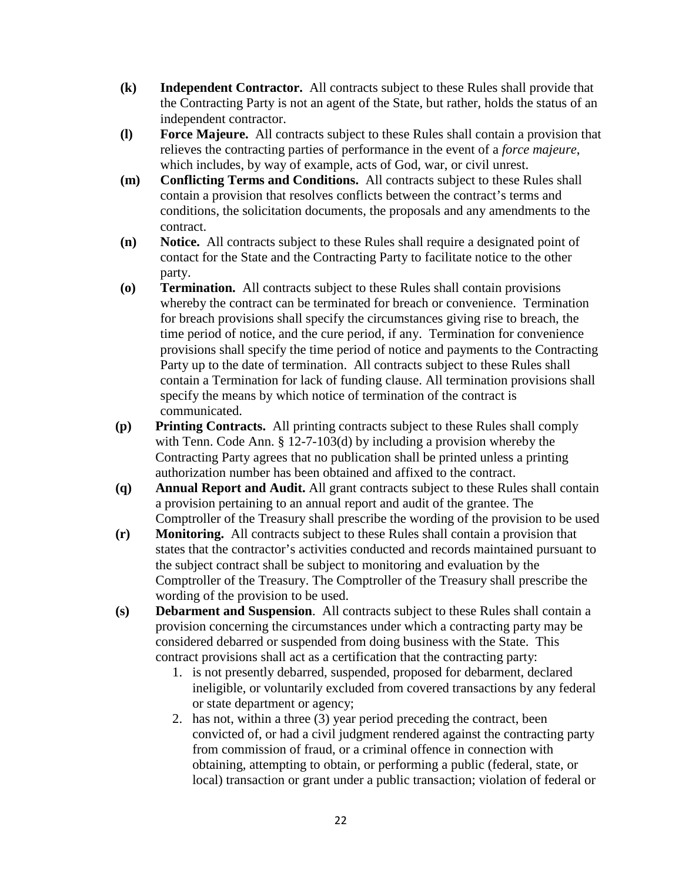**(k)** **Independent Contractor.** All contracts subject to these Rules shall provide that the Contracting Party is not an agent of the State, but rather, holds the status of an independent contractor.

**(l)** **Force Majeure.** All contracts subject to these Rules shall contain a provision that relieves the contracting parties of performance in the event of a *force majeure*, which includes, by way of example, acts of God, war, or civil unrest.

**(m)** **Conflicting Terms and Conditions.** All contracts subject to these Rules shall contain a provision that resolves conflicts between the contract's terms and conditions, the solicitation documents, the proposals and any amendments to the contract.

**(n)** **Notice.** All contracts subject to these Rules shall require a designated point of contact for the State and the Contracting Party to facilitate notice to the other party.

**(o)** **Termination.** All contracts subject to these Rules shall contain provisions whereby the contract can be terminated for breach or convenience. Termination for breach provisions shall specify the circumstances giving rise to breach, the time period of notice, and the cure period, if any. Termination for convenience provisions shall specify the time period of notice and payments to the Contracting Party up to the date of termination. All contracts subject to these Rules shall contain a Termination for lack of funding clause. All termination provisions shall specify the means by which notice of termination of the contract is communicated.

**(p)** **Printing Contracts.** All printing contracts subject to these Rules shall comply with Tenn. Code Ann. § 12-7-103(d) by including a provision whereby the Contracting Party agrees that no publication shall be printed unless a printing authorization number has been obtained and affixed to the contract.

**(q)** **Annual Report and Audit.** All grant contracts subject to these Rules shall contain a provision pertaining to an annual report and audit of the grantee. The Comptroller of the Treasury shall prescribe the wording of the provision to be used

**(r)** **Monitoring.** All contracts subject to these Rules shall contain a provision that states that the contractor's activities conducted and records maintained pursuant to the subject contract shall be subject to monitoring and evaluation by the Comptroller of the Treasury. The Comptroller of the Treasury shall prescribe the wording of the provision to be used.

**(s)** **Debarment and Suspension**. All contracts subject to these Rules shall contain a provision concerning the circumstances under which a contracting party may be considered debarred or suspended from doing business with the State. This contract provisions shall act as a certification that the contracting party:

1. is not presently debarred, suspended, proposed for debarment, declared ineligible, or voluntarily excluded from covered transactions by any federal or state department or agency;
2. has not, within a three (3) year period preceding the contract, been convicted of, or had a civil judgment rendered against the contracting party from commission of fraud, or a criminal offence in connection with obtaining, attempting to obtain, or performing a public (federal, state, or local) transaction or grant under a public transaction; violation of federal or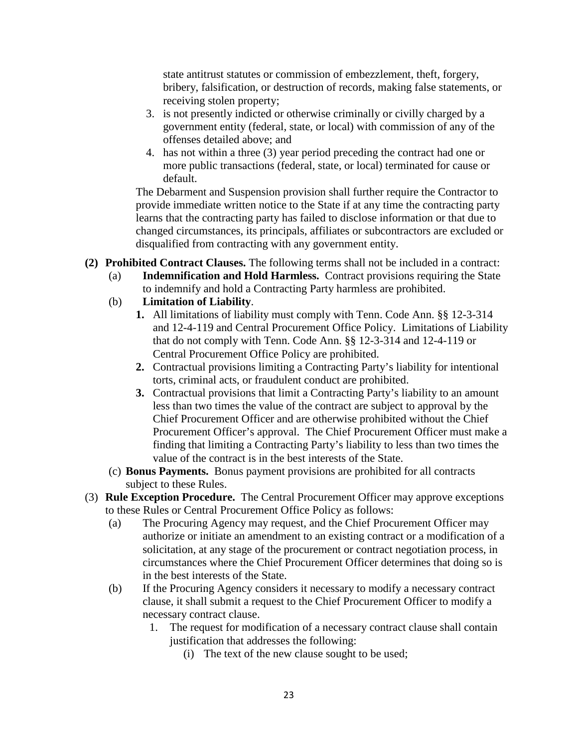state antitrust statutes or commission of embezzlement, theft, forgery, bribery, falsification, or destruction of records, making false statements, or receiving stolen property;

3. is not presently indicted or otherwise criminally or civilly charged by a government entity (federal, state, or local) with commission of any of the offenses detailed above; and
4. has not within a three (3) year period preceding the contract had one or more public transactions (federal, state, or local) terminated for cause or default.

The Debarment and Suspension provision shall further require the Contractor to provide immediate written notice to the State if at any time the contracting party learns that the contracting party has failed to disclose information or that due to changed circumstances, its principals, affiliates or subcontractors are excluded or disqualified from contracting with any government entity.

**(2) Prohibited Contract Clauses.** The following terms shall not be included in a contract:

(a) **Indemnification and Hold Harmless.** Contract provisions requiring the State to indemnify and hold a Contracting Party harmless are prohibited.

(b) **Limitation of Liability**.

**1.** All limitations of liability must comply with Tenn. Code Ann. §§ 12-3-314 and 12-4-119 and Central Procurement Office Policy. Limitations of Liability that do not comply with Tenn. Code Ann. §§ 12-3-314 and 12-4-119 or Central Procurement Office Policy are prohibited.

**2.** Contractual provisions limiting a Contracting Party's liability for intentional torts, criminal acts, or fraudulent conduct are prohibited.

**3.** Contractual provisions that limit a Contracting Party's liability to an amount less than two times the value of the contract are subject to approval by the Chief Procurement Officer and are otherwise prohibited without the Chief Procurement Officer's approval. The Chief Procurement Officer must make a finding that limiting a Contracting Party's liability to less than two times the value of the contract is in the best interests of the State.

(c) **Bonus Payments.** Bonus payment provisions are prohibited for all contracts subject to these Rules.

(3) **Rule Exception Procedure.** The Central Procurement Officer may approve exceptions to these Rules or Central Procurement Office Policy as follows:

(a) The Procuring Agency may request, and the Chief Procurement Officer may authorize or initiate an amendment to an existing contract or a modification of a solicitation, at any stage of the procurement or contract negotiation process, in circumstances where the Chief Procurement Officer determines that doing so is in the best interests of the State.

(b) If the Procuring Agency considers it necessary to modify a necessary contract clause, it shall submit a request to the Chief Procurement Officer to modify a necessary contract clause.

1. The request for modification of a necessary contract clause shall contain justification that addresses the following:

(i) The text of the new clause sought to be used;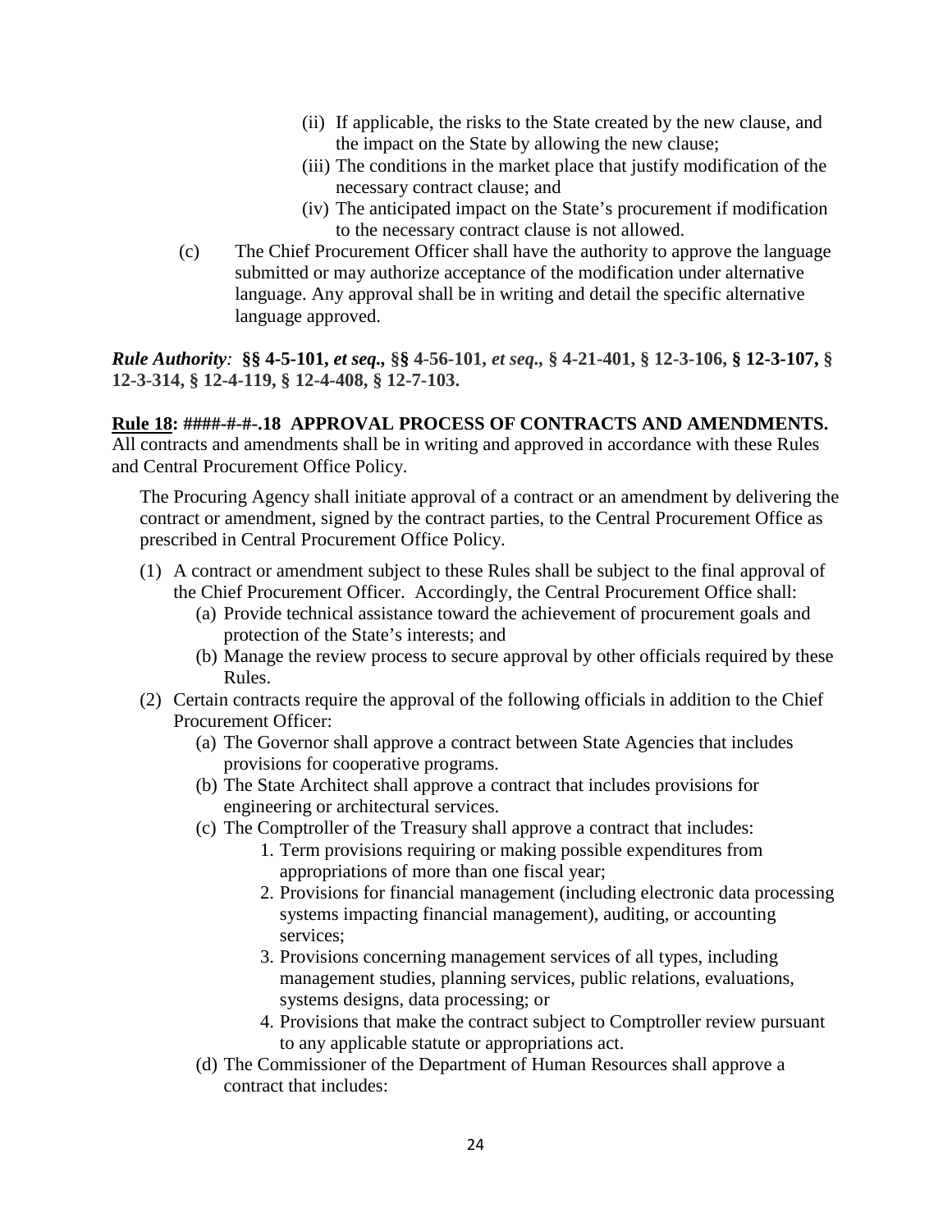(ii) If applicable, the risks to the State created by the new clause, and the impact on the State by allowing the new clause;

(iii) The conditions in the market place that justify modification of the necessary contract clause; and

(iv) The anticipated impact on the State's procurement if modification to the necessary contract clause is not allowed.

(c) The Chief Procurement Officer shall have the authority to approve the language submitted or may authorize acceptance of the modification under alternative language. Any approval shall be in writing and detail the specific alternative language approved.

***Rule Authority*:** **§§ 4-5-101, *et seq.*, §§ 4-56-101, *et seq.*, § 4-21-401, § 12-3-106, § 12-3-107, § 12-3-314, § 12-4-119, § 12-4-408, § 12-7-103.**

**<u>Rule 18</u>: ####-#-#-.18 APPROVAL PROCESS OF CONTRACTS AND AMENDMENTS.**

All contracts and amendments shall be in writing and approved in accordance with these Rules and Central Procurement Office Policy.

The Procuring Agency shall initiate approval of a contract or an amendment by delivering the contract or amendment, signed by the contract parties, to the Central Procurement Office as prescribed in Central Procurement Office Policy.

(1) A contract or amendment subject to these Rules shall be subject to the final approval of the Chief Procurement Officer. Accordingly, the Central Procurement Office shall:

   (a) Provide technical assistance toward the achievement of procurement goals and protection of the State's interests; and

   (b) Manage the review process to secure approval by other officials required by these Rules.

(2) Certain contracts require the approval of the following officials in addition to the Chief Procurement Officer:

   (a) The Governor shall approve a contract between State Agencies that includes provisions for cooperative programs.

   (b) The State Architect shall approve a contract that includes provisions for engineering or architectural services.

   (c) The Comptroller of the Treasury shall approve a contract that includes:

      1. Term provisions requiring or making possible expenditures from appropriations of more than one fiscal year;
      2. Provisions for financial management (including electronic data processing systems impacting financial management), auditing, or accounting services;
      3. Provisions concerning management services of all types, including management studies, planning services, public relations, evaluations, systems designs, data processing; or
      4. Provisions that make the contract subject to Comptroller review pursuant to any applicable statute or appropriations act.

   (d) The Commissioner of the Department of Human Resources shall approve a contract that includes: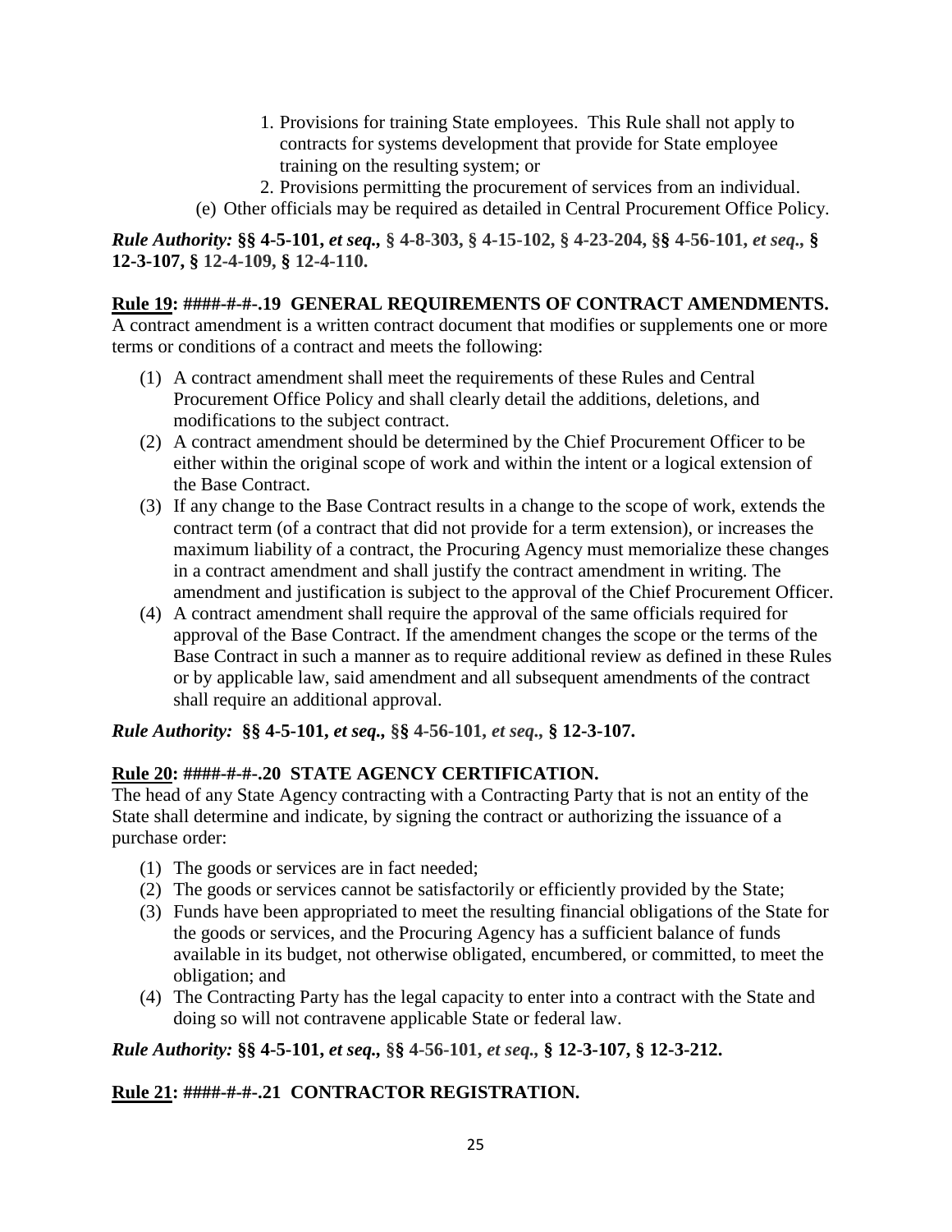1. Provisions for training State employees. This Rule shall not apply to contracts for systems development that provide for State employee training on the resulting system; or
2. Provisions permitting the procurement of services from an individual.

(e) Other officials may be required as detailed in Central Procurement Office Policy.

***Rule Authority:* §§ 4-5-101, *et seq.*, § 4-8-303, § 4-15-102, § 4-23-204, §§ 4-56-101, *et seq.*, § 12-3-107, § 12-4-109, § 12-4-110.**

**<u>Rule 19</u>: ####-#-#-.19 GENERAL REQUIREMENTS OF CONTRACT AMENDMENTS.**
A contract amendment is a written contract document that modifies or supplements one or more terms or conditions of a contract and meets the following:

(1) A contract amendment shall meet the requirements of these Rules and Central Procurement Office Policy and shall clearly detail the additions, deletions, and modifications to the subject contract.

(2) A contract amendment should be determined by the Chief Procurement Officer to be either within the original scope of work and within the intent or a logical extension of the Base Contract.

(3) If any change to the Base Contract results in a change to the scope of work, extends the contract term (of a contract that did not provide for a term extension), or increases the maximum liability of a contract, the Procuring Agency must memorialize these changes in a contract amendment and shall justify the contract amendment in writing. The amendment and justification is subject to the approval of the Chief Procurement Officer.

(4) A contract amendment shall require the approval of the same officials required for approval of the Base Contract. If the amendment changes the scope or the terms of the Base Contract in such a manner as to require additional review as defined in these Rules or by applicable law, said amendment and all subsequent amendments of the contract shall require an additional approval.

***Rule Authority:* §§ 4-5-101, *et seq.*, §§ 4-56-101, *et seq.*, § 12-3-107.**

**<u>Rule 20</u>: ####-#-#-.20 STATE AGENCY CERTIFICATION.**
The head of any State Agency contracting with a Contracting Party that is not an entity of the State shall determine and indicate, by signing the contract or authorizing the issuance of a purchase order:

(1) The goods or services are in fact needed;

(2) The goods or services cannot be satisfactorily or efficiently provided by the State;

(3) Funds have been appropriated to meet the resulting financial obligations of the State for the goods or services, and the Procuring Agency has a sufficient balance of funds available in its budget, not otherwise obligated, encumbered, or committed, to meet the obligation; and

(4) The Contracting Party has the legal capacity to enter into a contract with the State and doing so will not contravene applicable State or federal law.

***Rule Authority:* §§ 4-5-101, *et seq.*, §§ 4-56-101, *et seq.*, § 12-3-107, § 12-3-212.**

**<u>Rule 21</u>: ####-#-#-.21 CONTRACTOR REGISTRATION.**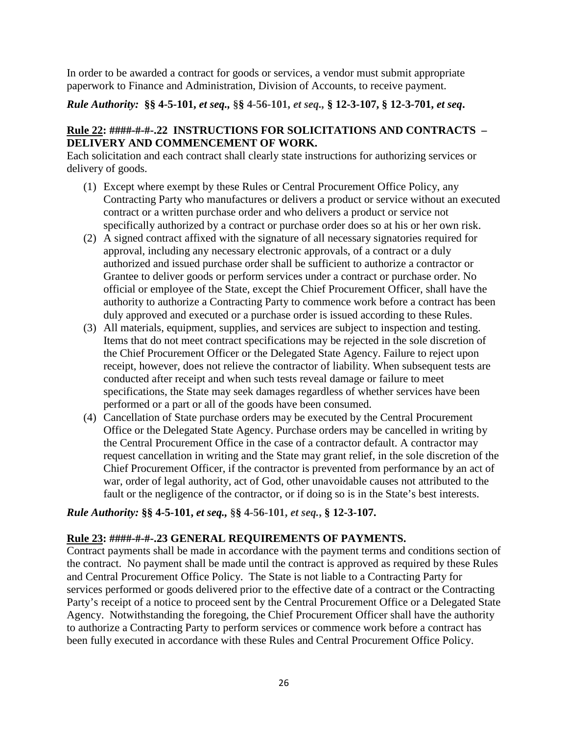In order to be awarded a contract for goods or services, a vendor must submit appropriate paperwork to Finance and Administration, Division of Accounts, to receive payment.

***Rule Authority:* §§ 4-5-101, *et seq.,* §§ 4-56-101, *et seq.,* § 12-3-107, § 12-3-701, *et seq*.**

**Rule 22: ####-#-#-.22 INSTRUCTIONS FOR SOLICITATIONS AND CONTRACTS – DELIVERY AND COMMENCEMENT OF WORK.**

Each solicitation and each contract shall clearly state instructions for authorizing services or delivery of goods.

(1) Except where exempt by these Rules or Central Procurement Office Policy, any Contracting Party who manufactures or delivers a product or service without an executed contract or a written purchase order and who delivers a product or service not specifically authorized by a contract or purchase order does so at his or her own risk.

(2) A signed contract affixed with the signature of all necessary signatories required for approval, including any necessary electronic approvals, of a contract or a duly authorized and issued purchase order shall be sufficient to authorize a contractor or Grantee to deliver goods or perform services under a contract or purchase order. No official or employee of the State, except the Chief Procurement Officer, shall have the authority to authorize a Contracting Party to commence work before a contract has been duly approved and executed or a purchase order is issued according to these Rules.

(3) All materials, equipment, supplies, and services are subject to inspection and testing. Items that do not meet contract specifications may be rejected in the sole discretion of the Chief Procurement Officer or the Delegated State Agency. Failure to reject upon receipt, however, does not relieve the contractor of liability. When subsequent tests are conducted after receipt and when such tests reveal damage or failure to meet specifications, the State may seek damages regardless of whether services have been performed or a part or all of the goods have been consumed.

(4) Cancellation of State purchase orders may be executed by the Central Procurement Office or the Delegated State Agency. Purchase orders may be cancelled in writing by the Central Procurement Office in the case of a contractor default. A contractor may request cancellation in writing and the State may grant relief, in the sole discretion of the Chief Procurement Officer, if the contractor is prevented from performance by an act of war, order of legal authority, act of God, other unavoidable causes not attributed to the fault or the negligence of the contractor, or if doing so is in the State's best interests.

***Rule Authority:* §§ 4-5-101, *et seq.,* §§ 4-56-101, *et seq.*, § 12-3-107.**

**Rule 23: ####-#-#-.23 GENERAL REQUIREMENTS OF PAYMENTS.**

Contract payments shall be made in accordance with the payment terms and conditions section of the contract. No payment shall be made until the contract is approved as required by these Rules and Central Procurement Office Policy. The State is not liable to a Contracting Party for services performed or goods delivered prior to the effective date of a contract or the Contracting Party's receipt of a notice to proceed sent by the Central Procurement Office or a Delegated State Agency. Notwithstanding the foregoing, the Chief Procurement Officer shall have the authority to authorize a Contracting Party to perform services or commence work before a contract has been fully executed in accordance with these Rules and Central Procurement Office Policy.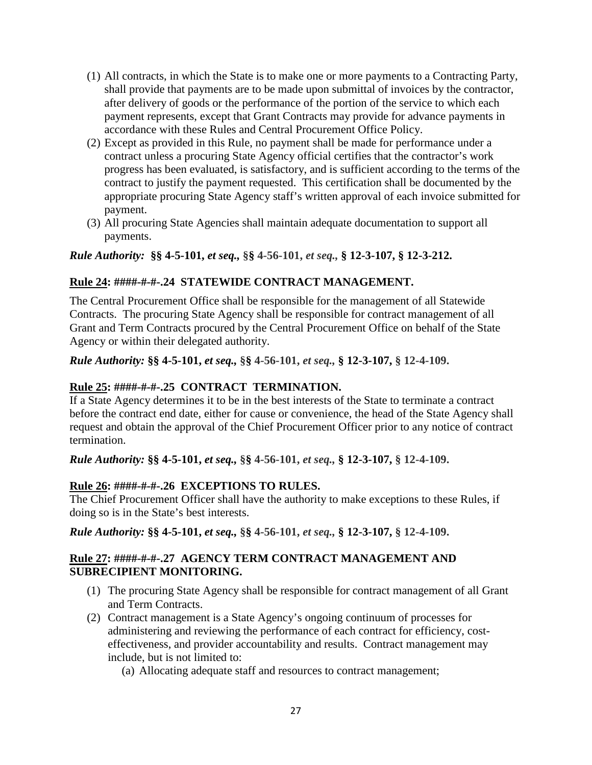(1) All contracts, in which the State is to make one or more payments to a Contracting Party, shall provide that payments are to be made upon submittal of invoices by the contractor, after delivery of goods or the performance of the portion of the service to which each payment represents, except that Grant Contracts may provide for advance payments in accordance with these Rules and Central Procurement Office Policy.

(2) Except as provided in this Rule, no payment shall be made for performance under a contract unless a procuring State Agency official certifies that the contractor's work progress has been evaluated, is satisfactory, and is sufficient according to the terms of the contract to justify the payment requested. This certification shall be documented by the appropriate procuring State Agency staff's written approval of each invoice submitted for payment.

(3) All procuring State Agencies shall maintain adequate documentation to support all payments.

***Rule Authority:* §§ 4-5-101, *et seq.,* §§ 4-56-101, *et seq.,* § 12-3-107, § 12-3-212.**

**<u>Rule 24</u>: ####-#-#-.24 STATEWIDE CONTRACT MANAGEMENT.**

The Central Procurement Office shall be responsible for the management of all Statewide Contracts. The procuring State Agency shall be responsible for contract management of all Grant and Term Contracts procured by the Central Procurement Office on behalf of the State Agency or within their delegated authority.

***Rule Authority:* §§ 4-5-101, *et seq.,* §§ 4-56-101, *et seq.,* § 12-3-107, § 12-4-109.**

**<u>Rule 25</u>: ####-#-#-.25 CONTRACT TERMINATION.**

If a State Agency determines it to be in the best interests of the State to terminate a contract before the contract end date, either for cause or convenience, the head of the State Agency shall request and obtain the approval of the Chief Procurement Officer prior to any notice of contract termination.

***Rule Authority:* §§ 4-5-101, *et seq.,* §§ 4-56-101, *et seq.,* § 12-3-107, § 12-4-109.**

**<u>Rule 26</u>: ####-#-#-.26 EXCEPTIONS TO RULES.**

The Chief Procurement Officer shall have the authority to make exceptions to these Rules, if doing so is in the State's best interests.

***Rule Authority:* §§ 4-5-101, *et seq.,* §§ 4-56-101, *et seq.,* § 12-3-107, § 12-4-109.**

**<u>Rule 27</u>: ####-#-#-.27 AGENCY TERM CONTRACT MANAGEMENT AND SUBRECIPIENT MONITORING.**

(1) The procuring State Agency shall be responsible for contract management of all Grant and Term Contracts.

(2) Contract management is a State Agency's ongoing continuum of processes for administering and reviewing the performance of each contract for efficiency, cost-effectiveness, and provider accountability and results. Contract management may include, but is not limited to:

   (a) Allocating adequate staff and resources to contract management;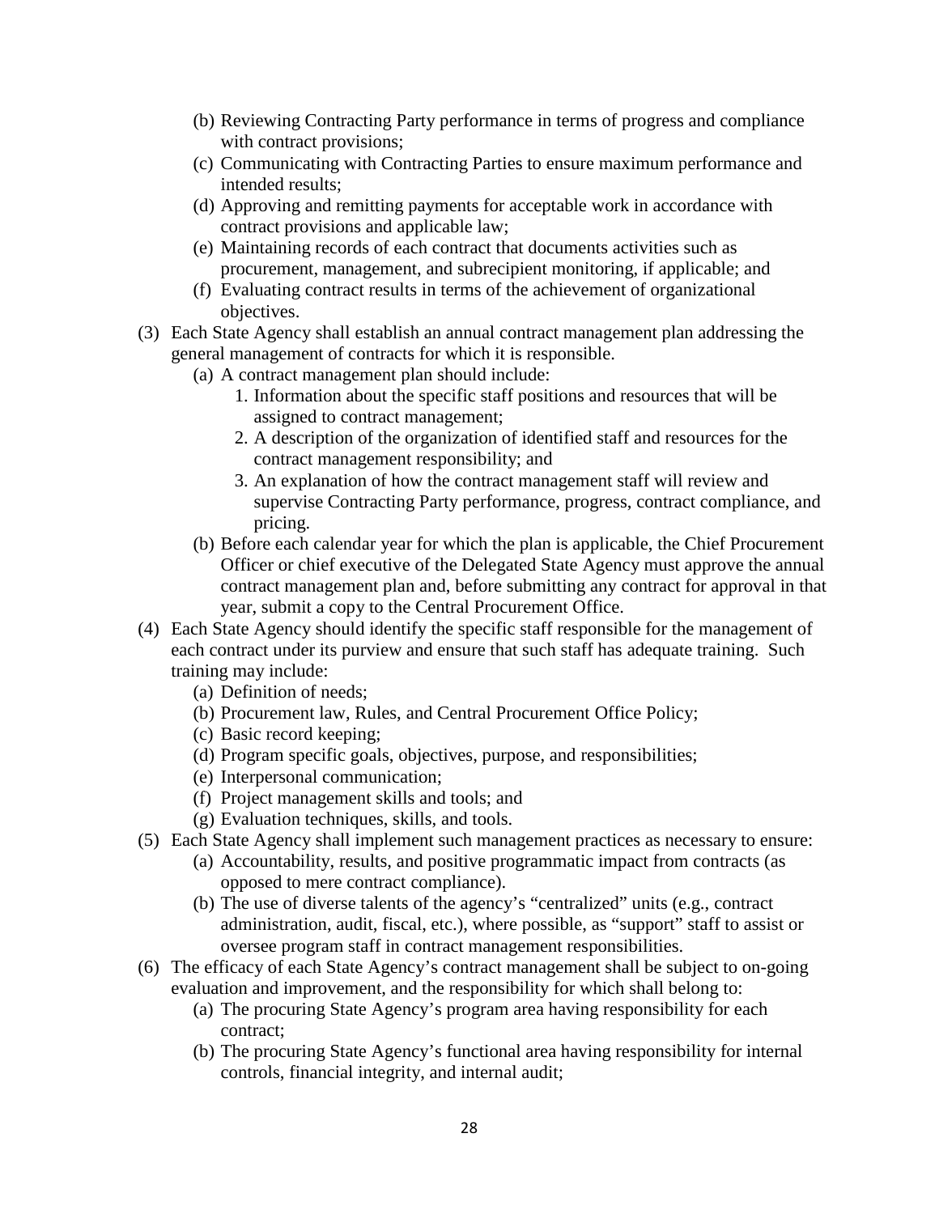(b) Reviewing Contracting Party performance in terms of progress and compliance with contract provisions;
(c) Communicating with Contracting Parties to ensure maximum performance and intended results;
(d) Approving and remitting payments for acceptable work in accordance with contract provisions and applicable law;
(e) Maintaining records of each contract that documents activities such as procurement, management, and subrecipient monitoring, if applicable; and
(f) Evaluating contract results in terms of the achievement of organizational objectives.

(3) Each State Agency shall establish an annual contract management plan addressing the general management of contracts for which it is responsible.
    (a) A contract management plan should include:
        1. Information about the specific staff positions and resources that will be assigned to contract management;
        2. A description of the organization of identified staff and resources for the contract management responsibility; and
        3. An explanation of how the contract management staff will review and supervise Contracting Party performance, progress, contract compliance, and pricing.
    (b) Before each calendar year for which the plan is applicable, the Chief Procurement Officer or chief executive of the Delegated State Agency must approve the annual contract management plan and, before submitting any contract for approval in that year, submit a copy to the Central Procurement Office.

(4) Each State Agency should identify the specific staff responsible for the management of each contract under its purview and ensure that such staff has adequate training. Such training may include:
    (a) Definition of needs;
    (b) Procurement law, Rules, and Central Procurement Office Policy;
    (c) Basic record keeping;
    (d) Program specific goals, objectives, purpose, and responsibilities;
    (e) Interpersonal communication;
    (f) Project management skills and tools; and
    (g) Evaluation techniques, skills, and tools.

(5) Each State Agency shall implement such management practices as necessary to ensure:
    (a) Accountability, results, and positive programmatic impact from contracts (as opposed to mere contract compliance).
    (b) The use of diverse talents of the agency's "centralized" units (e.g., contract administration, audit, fiscal, etc.), where possible, as "support" staff to assist or oversee program staff in contract management responsibilities.

(6) The efficacy of each State Agency's contract management shall be subject to on-going evaluation and improvement, and the responsibility for which shall belong to:
    (a) The procuring State Agency's program area having responsibility for each contract;
    (b) The procuring State Agency's functional area having responsibility for internal controls, financial integrity, and internal audit;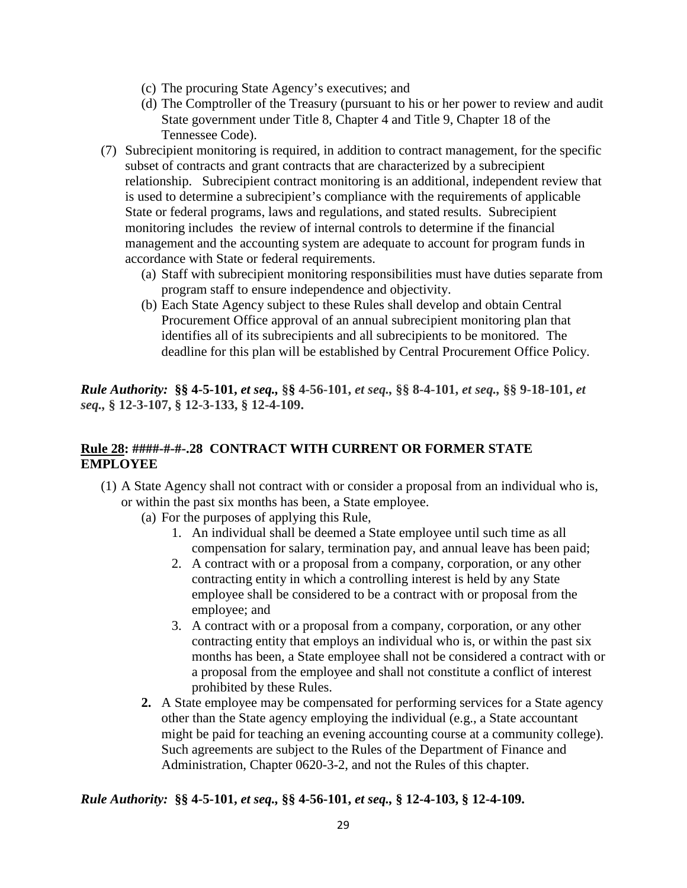(c) The procuring State Agency's executives; and

(d) The Comptroller of the Treasury (pursuant to his or her power to review and audit State government under Title 8, Chapter 4 and Title 9, Chapter 18 of the Tennessee Code).

(7) Subrecipient monitoring is required, in addition to contract management, for the specific subset of contracts and grant contracts that are characterized by a subrecipient relationship. Subrecipient contract monitoring is an additional, independent review that is used to determine a subrecipient's compliance with the requirements of applicable State or federal programs, laws and regulations, and stated results. Subrecipient monitoring includes the review of internal controls to determine if the financial management and the accounting system are adequate to account for program funds in accordance with State or federal requirements.

(a) Staff with subrecipient monitoring responsibilities must have duties separate from program staff to ensure independence and objectivity.

(b) Each State Agency subject to these Rules shall develop and obtain Central Procurement Office approval of an annual subrecipient monitoring plan that identifies all of its subrecipients and all subrecipients to be monitored. The deadline for this plan will be established by Central Procurement Office Policy.

***Rule Authority:* §§ 4-5-101, *et seq.*, §§ 4-56-101, *et seq.*, §§ 8-4-101, *et seq.*, §§ 9-18-101, *et seq.*, § 12-3-107, § 12-3-133, § 12-4-109.**

## Rule 28: ####-#-#-.28 CONTRACT WITH CURRENT OR FORMER STATE EMPLOYEE

(1) A State Agency shall not contract with or consider a proposal from an individual who is, or within the past six months has been, a State employee.

(a) For the purposes of applying this Rule,

1. An individual shall be deemed a State employee until such time as all compensation for salary, termination pay, and annual leave has been paid;
2. A contract with or a proposal from a company, corporation, or any other contracting entity in which a controlling interest is held by any State employee shall be considered to be a contract with or proposal from the employee; and
3. A contract with or a proposal from a company, corporation, or any other contracting entity that employs an individual who is, or within the past six months has been, a State employee shall not be considered a contract with or a proposal from the employee and shall not constitute a conflict of interest prohibited by these Rules.

**2.** A State employee may be compensated for performing services for a State agency other than the State agency employing the individual (e.g., a State accountant might be paid for teaching an evening accounting course at a community college). Such agreements are subject to the Rules of the Department of Finance and Administration, Chapter 0620-3-2, and not the Rules of this chapter.

***Rule Authority:* §§ 4-5-101, *et seq.*, §§ 4-56-101, *et seq.*, § 12-4-103, § 12-4-109.**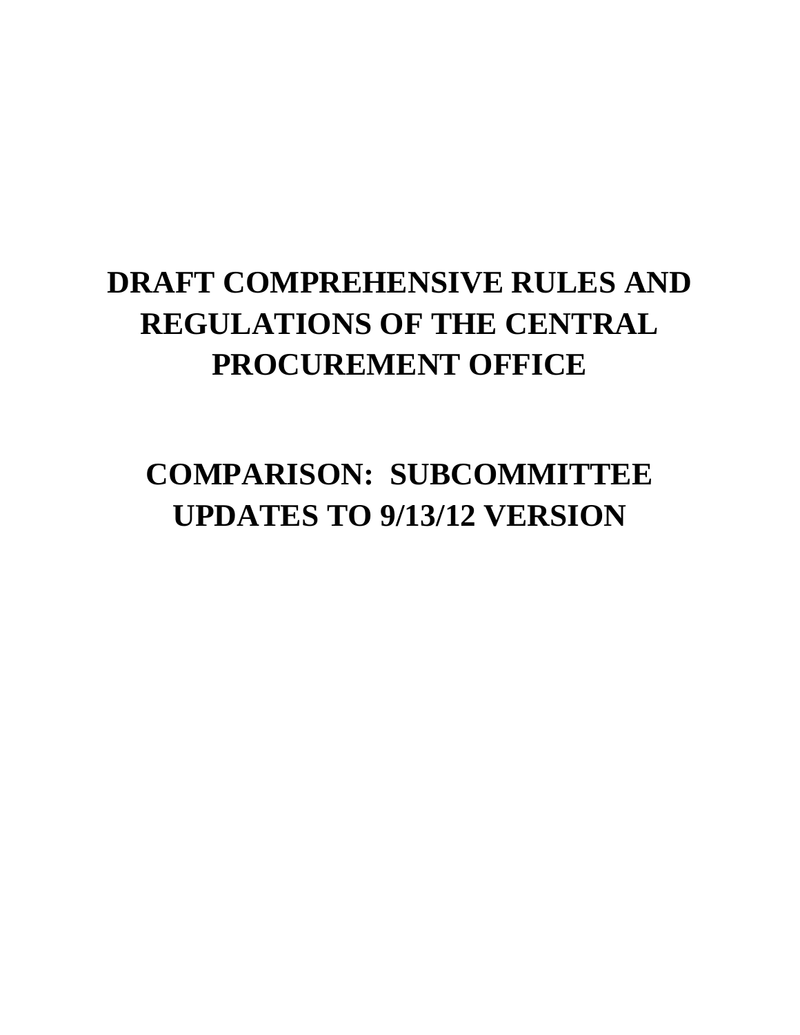# DRAFT COMPREHENSIVE RULES AND REGULATIONS OF THE CENTRAL PROCUREMENT OFFICE

# COMPARISON: SUBCOMMITTEE UPDATES TO 9/13/12 VERSION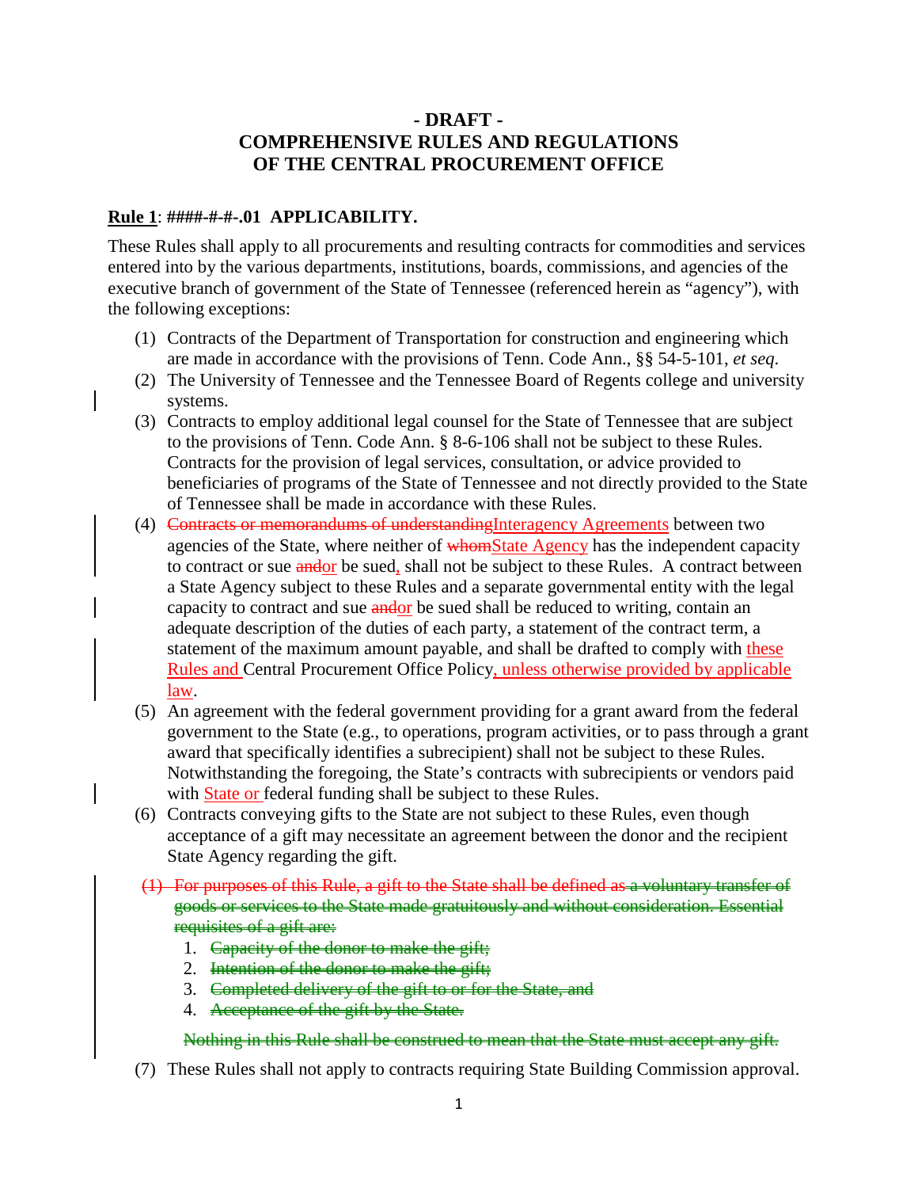# - DRAFT -
# COMPREHENSIVE RULES AND REGULATIONS OF THE CENTRAL PROCUREMENT OFFICE

**Rule 1: ####-#-#-.01 APPLICABILITY.**

These Rules shall apply to all procurements and resulting contracts for commodities and services entered into by the various departments, institutions, boards, commissions, and agencies of the executive branch of government of the State of Tennessee (referenced herein as "agency"), with the following exceptions:

(1) Contracts of the Department of Transportation for construction and engineering which are made in accordance with the provisions of Tenn. Code Ann., §§ 54-5-101, *et seq.*

(2) The University of Tennessee and the Tennessee Board of Regents college and university systems.

(3) Contracts to employ additional legal counsel for the State of Tennessee that are subject to the provisions of Tenn. Code Ann. § 8-6-106 shall not be subject to these Rules. Contracts for the provision of legal services, consultation, or advice provided to beneficiaries of programs of the State of Tennessee and not directly provided to the State of Tennessee shall be made in accordance with these Rules.

(4) ~~Contracts or memorandums of understanding~~Interagency Agreements between two agencies of the State, where neither of ~~whom~~State Agency has the independent capacity to contract or sue ~~and~~or be sued, shall not be subject to these Rules. A contract between a State Agency subject to these Rules and a separate governmental entity with the legal capacity to contract and sue ~~and~~or be sued shall be reduced to writing, contain an adequate description of the duties of each party, a statement of the contract term, a statement of the maximum amount payable, and shall be drafted to comply with these Rules and Central Procurement Office Policy, unless otherwise provided by applicable law.

(5) An agreement with the federal government providing for a grant award from the federal government to the State (e.g., to operations, program activities, or to pass through a grant award that specifically identifies a subrecipient) shall not be subject to these Rules. Notwithstanding the foregoing, the State's contracts with subrecipients or vendors paid with State or federal funding shall be subject to these Rules.

(6) Contracts conveying gifts to the State are not subject to these Rules, even though acceptance of a gift may necessitate an agreement between the donor and the recipient State Agency regarding the gift.

~~(1) For purposes of this Rule, a gift to the State shall be defined as a voluntary transfer of goods or services to the State made gratuitously and without consideration. Essential requisites of a gift are:~~

1. ~~Capacity of the donor to make the gift;~~
2. ~~Intention of the donor to make the gift;~~
3. ~~Completed delivery of the gift to or for the State, and~~
4. ~~Acceptance of the gift by the State.~~

~~Nothing in this Rule shall be construed to mean that the State must accept any gift.~~

(7) These Rules shall not apply to contracts requiring State Building Commission approval.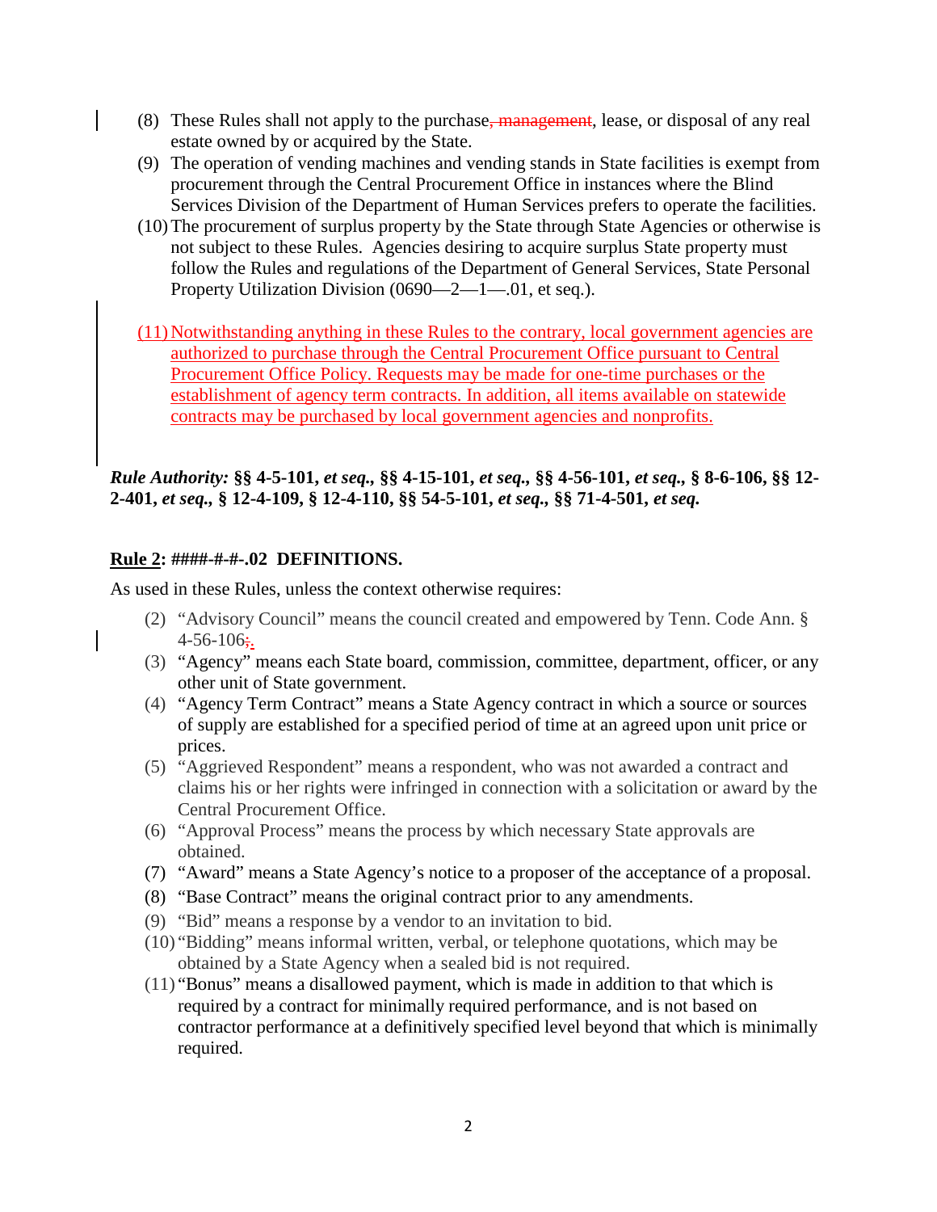(8) These Rules shall not apply to the purchase, ~~management~~, lease, or disposal of any real estate owned by or acquired by the State.

(9) The operation of vending machines and vending stands in State facilities is exempt from procurement through the Central Procurement Office in instances where the Blind Services Division of the Department of Human Services prefers to operate the facilities.

(10) The procurement of surplus property by the State through State Agencies or otherwise is not subject to these Rules. Agencies desiring to acquire surplus State property must follow the Rules and regulations of the Department of General Services, State Personal Property Utilization Division (0690—2—1—.01, et seq.).

(11) Notwithstanding anything in these Rules to the contrary, local government agencies are authorized to purchase through the Central Procurement Office pursuant to Central Procurement Office Policy. Requests may be made for one-time purchases or the establishment of agency term contracts. In addition, all items available on statewide contracts may be purchased by local government agencies and nonprofits.

***Rule Authority:* §§ 4-5-101, *et seq.*, §§ 4-15-101, *et seq.*, §§ 4-56-101, *et seq.*, § 8-6-106, §§ 12-2-401, *et seq.*, § 12-4-109, § 12-4-110, §§ 54-5-101, *et seq.*, §§ 71-4-501, *et seq.***

**Rule 2: ####-#-#-.02 DEFINITIONS.**

As used in these Rules, unless the context otherwise requires:

(2) "Advisory Council" means the council created and empowered by Tenn. Code Ann. § 4-56-106~~;~~.

(3) "Agency" means each State board, commission, committee, department, officer, or any other unit of State government.

(4) "Agency Term Contract" means a State Agency contract in which a source or sources of supply are established for a specified period of time at an agreed upon unit price or prices.

(5) "Aggrieved Respondent" means a respondent, who was not awarded a contract and claims his or her rights were infringed in connection with a solicitation or award by the Central Procurement Office.

(6) "Approval Process" means the process by which necessary State approvals are obtained.

(7) "Award" means a State Agency's notice to a proposer of the acceptance of a proposal.

(8) "Base Contract" means the original contract prior to any amendments.

(9) "Bid" means a response by a vendor to an invitation to bid.

(10) "Bidding" means informal written, verbal, or telephone quotations, which may be obtained by a State Agency when a sealed bid is not required.

(11) "Bonus" means a disallowed payment, which is made in addition to that which is required by a contract for minimally required performance, and is not based on contractor performance at a definitively specified level beyond that which is minimally required.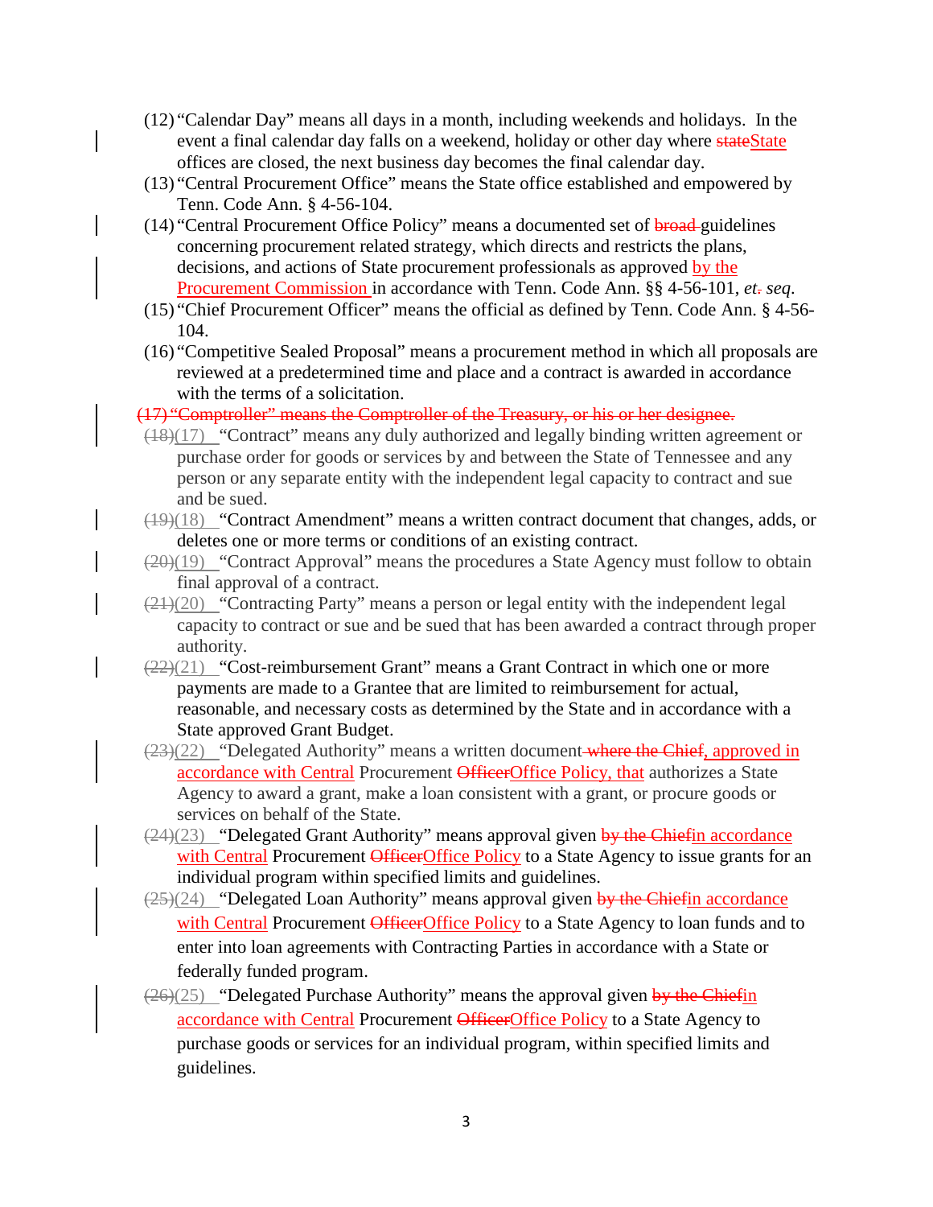(12) "Calendar Day" means all days in a month, including weekends and holidays. In the event a final calendar day falls on a weekend, holiday or other day where ~~state~~State offices are closed, the next business day becomes the final calendar day.

(13) "Central Procurement Office" means the State office established and empowered by Tenn. Code Ann. § 4-56-104.

(14) "Central Procurement Office Policy" means a documented set of ~~broad~~ guidelines concerning procurement related strategy, which directs and restricts the plans, decisions, and actions of State procurement professionals as approved by the Procurement Commission in accordance with Tenn. Code Ann. §§ 4-56-101, *et~~.~~ seq.*

(15) "Chief Procurement Officer" means the official as defined by Tenn. Code Ann. § 4-56-104.

(16) "Competitive Sealed Proposal" means a procurement method in which all proposals are reviewed at a predetermined time and place and a contract is awarded in accordance with the terms of a solicitation.

~~(17) "Comptroller" means the Comptroller of the Treasury, or his or her designee.~~

~~(18)~~(17) "Contract" means any duly authorized and legally binding written agreement or purchase order for goods or services by and between the State of Tennessee and any person or any separate entity with the independent legal capacity to contract and sue and be sued.

~~(19)~~(18) "Contract Amendment" means a written contract document that changes, adds, or deletes one or more terms or conditions of an existing contract.

~~(20)~~(19) "Contract Approval" means the procedures a State Agency must follow to obtain final approval of a contract.

~~(21)~~(20) "Contracting Party" means a person or legal entity with the independent legal capacity to contract or sue and be sued that has been awarded a contract through proper authority.

~~(22)~~(21) "Cost-reimbursement Grant" means a Grant Contract in which one or more payments are made to a Grantee that are limited to reimbursement for actual, reasonable, and necessary costs as determined by the State and in accordance with a State approved Grant Budget.

~~(23)~~(22) "Delegated Authority" means a written document ~~where the Chief~~, approved in accordance with Central Procurement ~~Officer~~Office Policy, that authorizes a State Agency to award a grant, make a loan consistent with a grant, or procure goods or services on behalf of the State.

~~(24)~~(23) "Delegated Grant Authority" means approval given ~~by the Chief~~in accordance with Central Procurement ~~Officer~~Office Policy to a State Agency to issue grants for an individual program within specified limits and guidelines.

~~(25)~~(24) "Delegated Loan Authority" means approval given ~~by the Chief~~in accordance with Central Procurement ~~Officer~~Office Policy to a State Agency to loan funds and to enter into loan agreements with Contracting Parties in accordance with a State or federally funded program.

~~(26)~~(25) "Delegated Purchase Authority" means the approval given ~~by the Chief~~in accordance with Central Procurement ~~Officer~~Office Policy to a State Agency to purchase goods or services for an individual program, within specified limits and guidelines.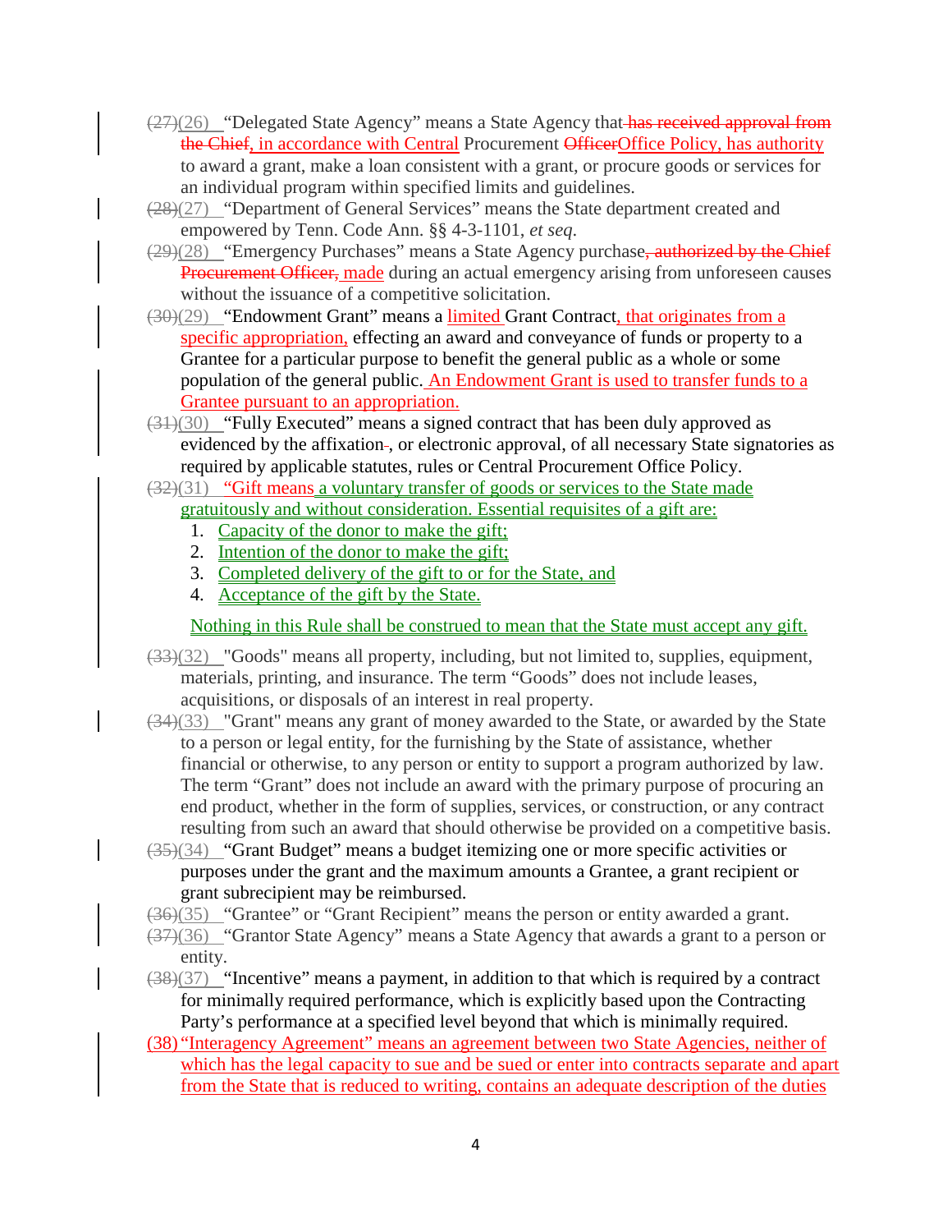(27)(26) "Delegated State Agency" means a State Agency that has received approval from the Chief, in accordance with Central Procurement OfficerOffice Policy, has authority to award a grant, make a loan consistent with a grant, or procure goods or services for an individual program within specified limits and guidelines.

(28)(27) "Department of General Services" means the State department created and empowered by Tenn. Code Ann. §§ 4-3-1101, *et seq*.

(29)(28) "Emergency Purchases" means a State Agency purchase, authorized by the Chief Procurement Officer, made during an actual emergency arising from unforeseen causes without the issuance of a competitive solicitation.

(30)(29) "Endowment Grant" means a limited Grant Contract, that originates from a specific appropriation, effecting an award and conveyance of funds or property to a Grantee for a particular purpose to benefit the general public as a whole or some population of the general public. An Endowment Grant is used to transfer funds to a Grantee pursuant to an appropriation.

(31)(30) "Fully Executed" means a signed contract that has been duly approved as evidenced by the affixation, or electronic approval, of all necessary State signatories as required by applicable statutes, rules or Central Procurement Office Policy.

(32)(31) "Gift means a voluntary transfer of goods or services to the State made gratuitously and without consideration. Essential requisites of a gift are:

1. Capacity of the donor to make the gift;
2. Intention of the donor to make the gift;
3. Completed delivery of the gift to or for the State, and
4. Acceptance of the gift by the State.

Nothing in this Rule shall be construed to mean that the State must accept any gift.

(33)(32) "Goods" means all property, including, but not limited to, supplies, equipment, materials, printing, and insurance. The term "Goods" does not include leases, acquisitions, or disposals of an interest in real property.

(34)(33) "Grant" means any grant of money awarded to the State, or awarded by the State to a person or legal entity, for the furnishing by the State of assistance, whether financial or otherwise, to any person or entity to support a program authorized by law. The term "Grant" does not include an award with the primary purpose of procuring an end product, whether in the form of supplies, services, or construction, or any contract resulting from such an award that should otherwise be provided on a competitive basis.

(35)(34) "Grant Budget" means a budget itemizing one or more specific activities or purposes under the grant and the maximum amounts a Grantee, a grant recipient or grant subrecipient may be reimbursed.

(36)(35) "Grantee" or "Grant Recipient" means the person or entity awarded a grant.

(37)(36) "Grantor State Agency" means a State Agency that awards a grant to a person or entity.

(38)(37) "Incentive" means a payment, in addition to that which is required by a contract for minimally required performance, which is explicitly based upon the Contracting Party's performance at a specified level beyond that which is minimally required.

(38) "Interagency Agreement" means an agreement between two State Agencies, neither of which has the legal capacity to sue and be sued or enter into contracts separate and apart from the State that is reduced to writing, contains an adequate description of the duties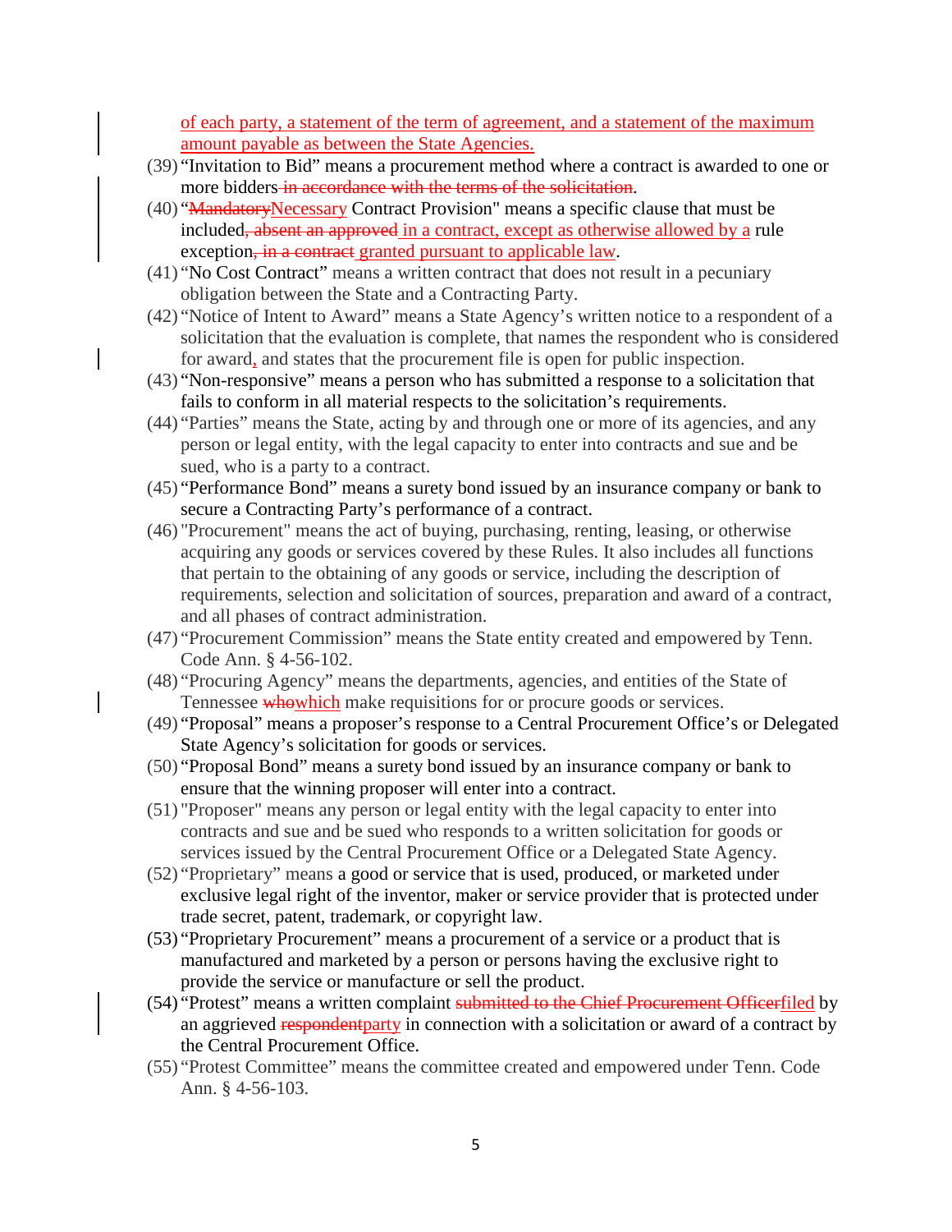of each party, a statement of the term of agreement, and a statement of the maximum amount payable as between the State Agencies.

(39) "Invitation to Bid" means a procurement method where a contract is awarded to one or more bidders ~~in accordance with the terms of the solicitation~~.

(40) "~~Mandatory~~Necessary Contract Provision" means a specific clause that must be included~~, absent an approved~~ in a contract, except as otherwise allowed by a rule exception~~, in a contract~~ granted pursuant to applicable law.

(41) "No Cost Contract" means a written contract that does not result in a pecuniary obligation between the State and a Contracting Party.

(42) "Notice of Intent to Award" means a State Agency's written notice to a respondent of a solicitation that the evaluation is complete, that names the respondent who is considered for award, and states that the procurement file is open for public inspection.

(43) "Non-responsive" means a person who has submitted a response to a solicitation that fails to conform in all material respects to the solicitation's requirements.

(44) "Parties" means the State, acting by and through one or more of its agencies, and any person or legal entity, with the legal capacity to enter into contracts and sue and be sued, who is a party to a contract.

(45) "Performance Bond" means a surety bond issued by an insurance company or bank to secure a Contracting Party's performance of a contract.

(46) "Procurement" means the act of buying, purchasing, renting, leasing, or otherwise acquiring any goods or services covered by these Rules. It also includes all functions that pertain to the obtaining of any goods or service, including the description of requirements, selection and solicitation of sources, preparation and award of a contract, and all phases of contract administration.

(47) "Procurement Commission" means the State entity created and empowered by Tenn. Code Ann. § 4-56-102.

(48) "Procuring Agency" means the departments, agencies, and entities of the State of Tennessee ~~who~~which make requisitions for or procure goods or services.

(49) "Proposal" means a proposer's response to a Central Procurement Office's or Delegated State Agency's solicitation for goods or services.

(50) "Proposal Bond" means a surety bond issued by an insurance company or bank to ensure that the winning proposer will enter into a contract.

(51) "Proposer" means any person or legal entity with the legal capacity to enter into contracts and sue and be sued who responds to a written solicitation for goods or services issued by the Central Procurement Office or a Delegated State Agency.

(52) "Proprietary" means a good or service that is used, produced, or marketed under exclusive legal right of the inventor, maker or service provider that is protected under trade secret, patent, trademark, or copyright law.

(53) "Proprietary Procurement" means a procurement of a service or a product that is manufactured and marketed by a person or persons having the exclusive right to provide the service or manufacture or sell the product.

(54) "Protest" means a written complaint ~~submitted to the Chief Procurement Officer~~filed by an aggrieved ~~respondent~~party in connection with a solicitation or award of a contract by the Central Procurement Office.

(55) "Protest Committee" means the committee created and empowered under Tenn. Code Ann. § 4-56-103.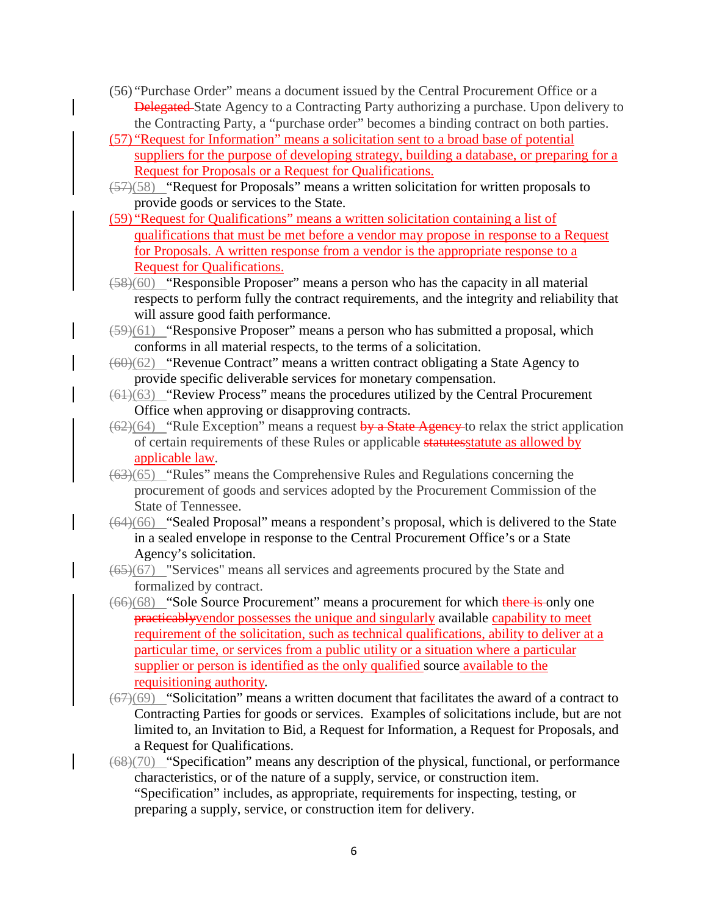(56) "Purchase Order" means a document issued by the Central Procurement Office or a ~~Delegated~~ State Agency to a Contracting Party authorizing a purchase. Upon delivery to the Contracting Party, a "purchase order" becomes a binding contract on both parties.

(57) "Request for Information" means a solicitation sent to a broad base of potential suppliers for the purpose of developing strategy, building a database, or preparing for a Request for Proposals or a Request for Qualifications.

~~(57)~~(58) "Request for Proposals" means a written solicitation for written proposals to provide goods or services to the State.

(59) "Request for Qualifications" means a written solicitation containing a list of qualifications that must be met before a vendor may propose in response to a Request for Proposals. A written response from a vendor is the appropriate response to a Request for Qualifications.

~~(58)~~(60) "Responsible Proposer" means a person who has the capacity in all material respects to perform fully the contract requirements, and the integrity and reliability that will assure good faith performance.

~~(59)~~(61) "Responsive Proposer" means a person who has submitted a proposal, which conforms in all material respects, to the terms of a solicitation.

~~(60)~~(62) "Revenue Contract" means a written contract obligating a State Agency to provide specific deliverable services for monetary compensation.

~~(61)~~(63) "Review Process" means the procedures utilized by the Central Procurement Office when approving or disapproving contracts.

~~(62)~~(64) "Rule Exception" means a request ~~by a State Agency~~ to relax the strict application of certain requirements of these Rules or applicable ~~statutes~~statute as allowed by applicable law.

~~(63)~~(65) "Rules" means the Comprehensive Rules and Regulations concerning the procurement of goods and services adopted by the Procurement Commission of the State of Tennessee.

~~(64)~~(66) "Sealed Proposal" means a respondent's proposal, which is delivered to the State in a sealed envelope in response to the Central Procurement Office's or a State Agency's solicitation.

~~(65)~~(67) "Services" means all services and agreements procured by the State and formalized by contract.

~~(66)~~(68) "Sole Source Procurement" means a procurement for which ~~there is~~ only one ~~practicably~~vendor possesses the unique and singularly available capability to meet requirement of the solicitation, such as technical qualifications, ability to deliver at a particular time, or services from a public utility or a situation where a particular supplier or person is identified as the only qualified source available to the requisitioning authority.

~~(67)~~(69) "Solicitation" means a written document that facilitates the award of a contract to Contracting Parties for goods or services. Examples of solicitations include, but are not limited to, an Invitation to Bid, a Request for Information, a Request for Proposals, and a Request for Qualifications.

~~(68)~~(70) "Specification" means any description of the physical, functional, or performance characteristics, or of the nature of a supply, service, or construction item. "Specification" includes, as appropriate, requirements for inspecting, testing, or preparing a supply, service, or construction item for delivery.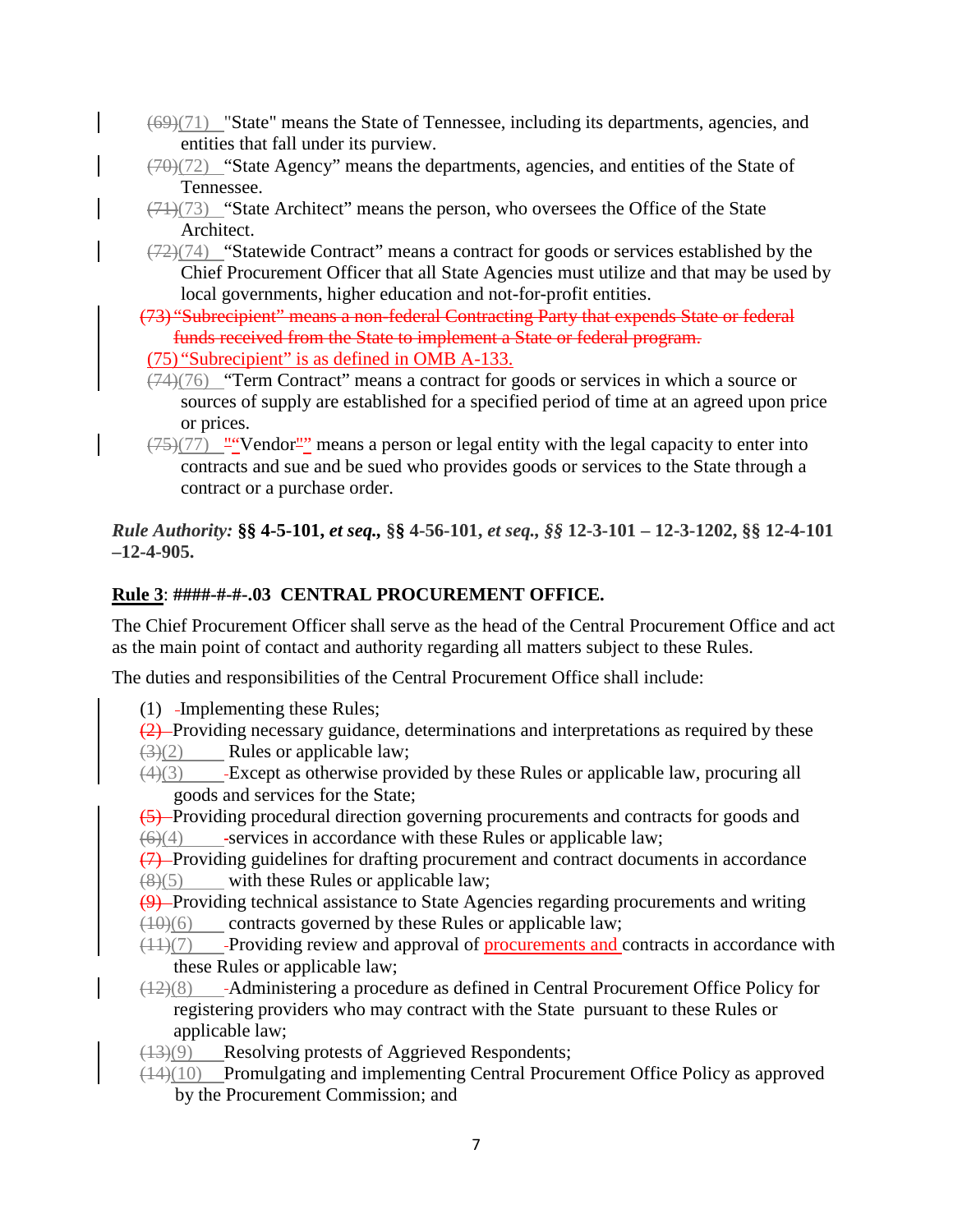(69)(71) "State" means the State of Tennessee, including its departments, agencies, and entities that fall under its purview.

(70)(72) "State Agency" means the departments, agencies, and entities of the State of Tennessee.

(71)(73) "State Architect" means the person, who oversees the Office of the State Architect.

(72)(74) "Statewide Contract" means a contract for goods or services established by the Chief Procurement Officer that all State Agencies must utilize and that may be used by local governments, higher education and not-for-profit entities.

~~(73) "Subrecipient" means a non-federal Contracting Party that expends State or federal funds received from the State to implement a State or federal program.~~

(75) "Subrecipient" is as defined in OMB A-133.

(74)(76) "Term Contract" means a contract for goods or services in which a source or sources of supply are established for a specified period of time at an agreed upon price or prices.

(75)(77) ""Vendor"" means a person or legal entity with the legal capacity to enter into contracts and sue and be sued who provides goods or services to the State through a contract or a purchase order.

*Rule Authority:* **§§ 4-5-101, *et seq.*, §§ 4-56-101, *et seq.*, *§§* 12-3-101 – 12-3-1202, §§ 12-4-101 –12-4-905.**

**Rule 3: ####-#-#-.03 CENTRAL PROCUREMENT OFFICE.**

The Chief Procurement Officer shall serve as the head of the Central Procurement Office and act as the main point of contact and authority regarding all matters subject to these Rules.

The duties and responsibilities of the Central Procurement Office shall include:

(1) Implementing these Rules;

~~(2)~~ (3)(2) Providing necessary guidance, determinations and interpretations as required by these Rules or applicable law;

(4)(3) Except as otherwise provided by these Rules or applicable law, procuring all goods and services for the State;

~~(5)~~ (6)(4) Providing procedural direction governing procurements and contracts for goods and services in accordance with these Rules or applicable law;

~~(7)~~ (8)(5) Providing guidelines for drafting procurement and contract documents in accordance with these Rules or applicable law;

~~(9)~~ (10)(6) Providing technical assistance to State Agencies regarding procurements and writing contracts governed by these Rules or applicable law;

(11)(7) Providing review and approval of procurements and contracts in accordance with these Rules or applicable law;

(12)(8) Administering a procedure as defined in Central Procurement Office Policy for registering providers who may contract with the State pursuant to these Rules or applicable law;

(13)(9) Resolving protests of Aggrieved Respondents;

(14)(10) Promulgating and implementing Central Procurement Office Policy as approved by the Procurement Commission; and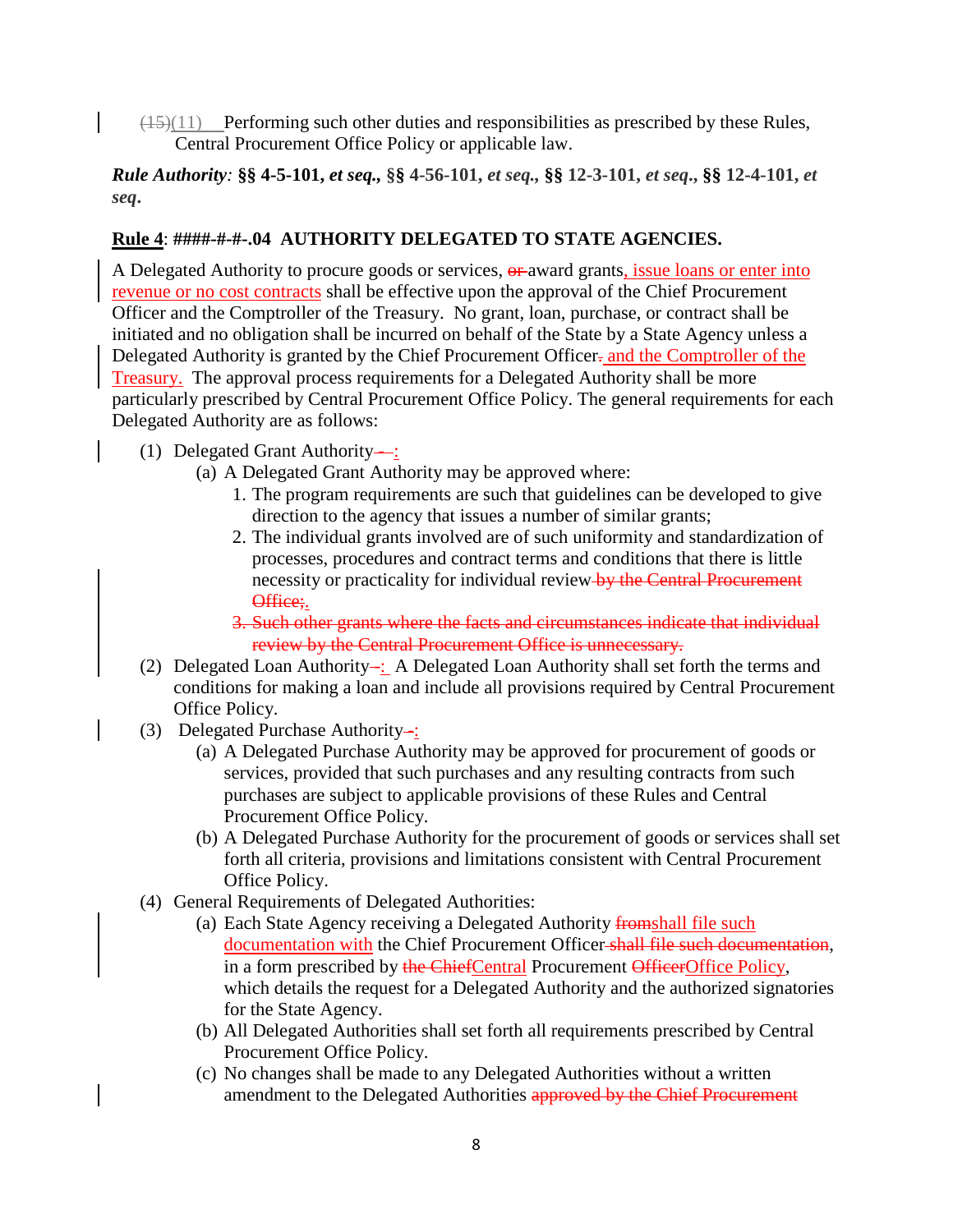~~(15)~~(11) Performing such other duties and responsibilities as prescribed by these Rules, Central Procurement Office Policy or applicable law.

***Rule Authority:* §§ 4-5-101, *et seq.,* §§ 4-56-101, *et seq.,* §§ 12-3-101, *et seq.,* §§ 12-4-101, *et seq.***

**<u>Rule 4</u>: ####-#-#-.04 AUTHORITY DELEGATED TO STATE AGENCIES.**

A Delegated Authority to procure goods or services, ~~or~~ award grants<u>, issue loans or enter into revenue or no cost contracts</u> shall be effective upon the approval of the Chief Procurement Officer and the Comptroller of the Treasury. No grant, loan, purchase, or contract shall be initiated and no obligation shall be incurred on behalf of the State by a State Agency unless a Delegated Authority is granted by the Chief Procurement Officer~~.~~<u> and the Comptroller of the Treasury.</u> The approval process requirements for a Delegated Authority shall be more particularly prescribed by Central Procurement Office Policy. The general requirements for each Delegated Authority are as follows:

(1) Delegated Grant Authority~~ – ~~<u>:</u>
   - (a) A Delegated Grant Authority may be approved where:
     1. The program requirements are such that guidelines can be developed to give direction to the agency that issues a number of similar grants;
     2. The individual grants involved are of such uniformity and standardization of processes, procedures and contract terms and conditions that there is little necessity or practicality for individual review~~ by the Central Procurement Office;~~<u>.</u>
     3. ~~Such other grants where the facts and circumstances indicate that individual review by the Central Procurement Office is unnecessary.~~

(2) Delegated Loan Authority~~–~~<u>:</u> A Delegated Loan Authority shall set forth the terms and conditions for making a loan and include all provisions required by Central Procurement Office Policy.

(3) Delegated Purchase Authority~~ -~~<u>:</u>
   - (a) A Delegated Purchase Authority may be approved for procurement of goods or services, provided that such purchases and any resulting contracts from such purchases are subject to applicable provisions of these Rules and Central Procurement Office Policy.
   - (b) A Delegated Purchase Authority for the procurement of goods or services shall set forth all criteria, provisions and limitations consistent with Central Procurement Office Policy.

(4) General Requirements of Delegated Authorities:
   - (a) Each State Agency receiving a Delegated Authority ~~from~~<u>shall file such documentation with</u> the Chief Procurement Officer~~ shall file such documentation~~, in a form prescribed by ~~the Chief~~<u>Central</u> Procurement ~~Officer~~<u>Office Policy</u>, which details the request for a Delegated Authority and the authorized signatories for the State Agency.
   - (b) All Delegated Authorities shall set forth all requirements prescribed by Central Procurement Office Policy.
   - (c) No changes shall be made to any Delegated Authorities without a written amendment to the Delegated Authorities ~~approved by the Chief Procurement~~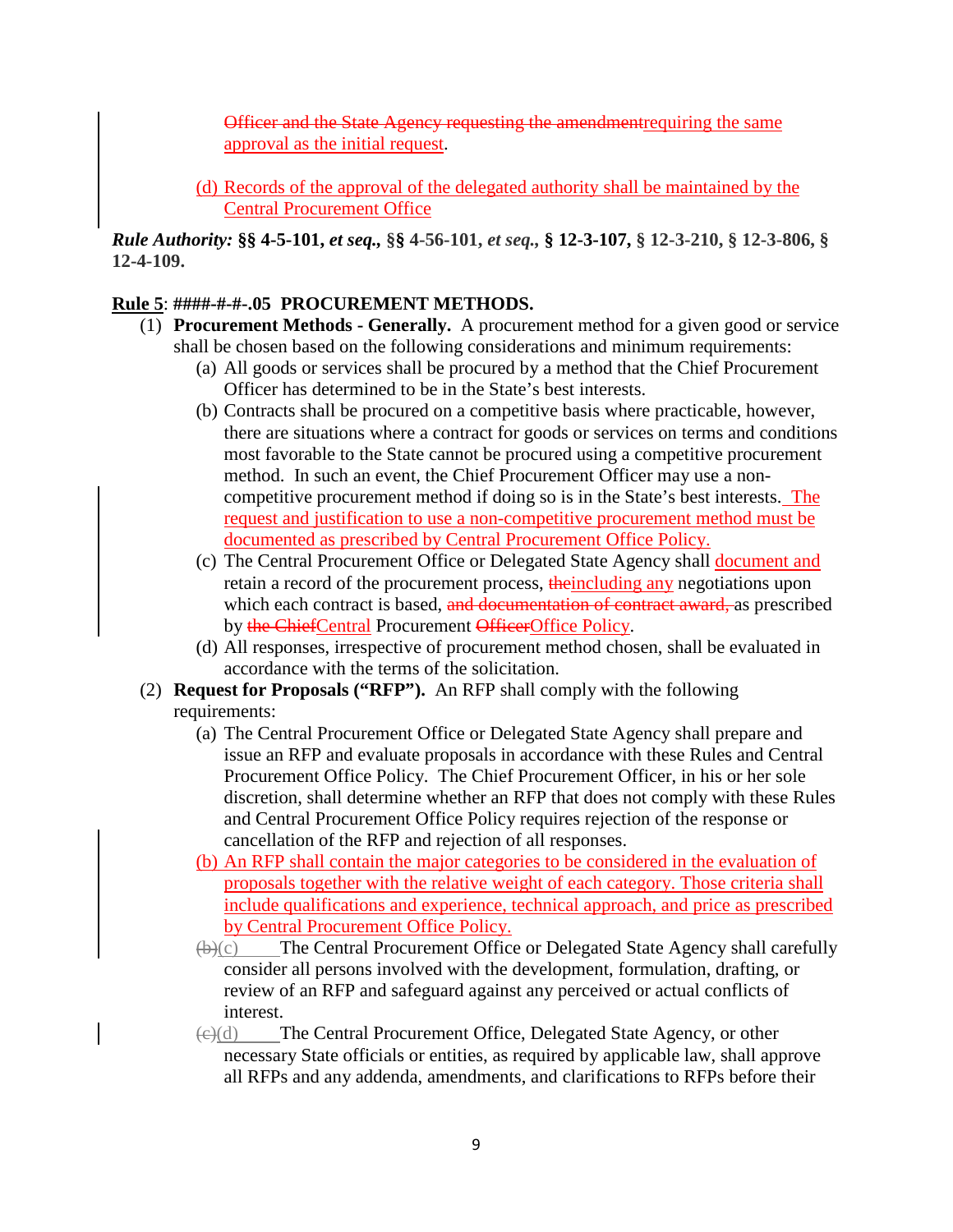Officer and the State Agency requesting the amendmentrequiring the same approval as the initial request.

(d) Records of the approval of the delegated authority shall be maintained by the Central Procurement Office

***Rule Authority:* §§ 4-5-101, *et seq.*, §§ 4-56-101, *et seq.*, § 12-3-107, § 12-3-210, § 12-3-806, § 12-4-109.**

**Rule 5: ####-#-#-.05 PROCUREMENT METHODS.**

(1) **Procurement Methods - Generally.** A procurement method for a given good or service shall be chosen based on the following considerations and minimum requirements:

   (a) All goods or services shall be procured by a method that the Chief Procurement Officer has determined to be in the State's best interests.

   (b) Contracts shall be procured on a competitive basis where practicable, however, there are situations where a contract for goods or services on terms and conditions most favorable to the State cannot be procured using a competitive procurement method. In such an event, the Chief Procurement Officer may use a non-competitive procurement method if doing so is in the State's best interests. The request and justification to use a non-competitive procurement method must be documented as prescribed by Central Procurement Office Policy.

   (c) The Central Procurement Office or Delegated State Agency shall document and retain a record of the procurement process, theincluding any negotiations upon which each contract is based, and documentation of contract award, as prescribed by the ChiefCentral Procurement OfficerOffice Policy.

   (d) All responses, irrespective of procurement method chosen, shall be evaluated in accordance with the terms of the solicitation.

(2) **Request for Proposals ("RFP").** An RFP shall comply with the following requirements:

   (a) The Central Procurement Office or Delegated State Agency shall prepare and issue an RFP and evaluate proposals in accordance with these Rules and Central Procurement Office Policy. The Chief Procurement Officer, in his or her sole discretion, shall determine whether an RFP that does not comply with these Rules and Central Procurement Office Policy requires rejection of the response or cancellation of the RFP and rejection of all responses.

   (b) An RFP shall contain the major categories to be considered in the evaluation of proposals together with the relative weight of each category. Those criteria shall include qualifications and experience, technical approach, and price as prescribed by Central Procurement Office Policy.

   (b)(c) The Central Procurement Office or Delegated State Agency shall carefully consider all persons involved with the development, formulation, drafting, or review of an RFP and safeguard against any perceived or actual conflicts of interest.

   (c)(d) The Central Procurement Office, Delegated State Agency, or other necessary State officials or entities, as required by applicable law, shall approve all RFPs and any addenda, amendments, and clarifications to RFPs before their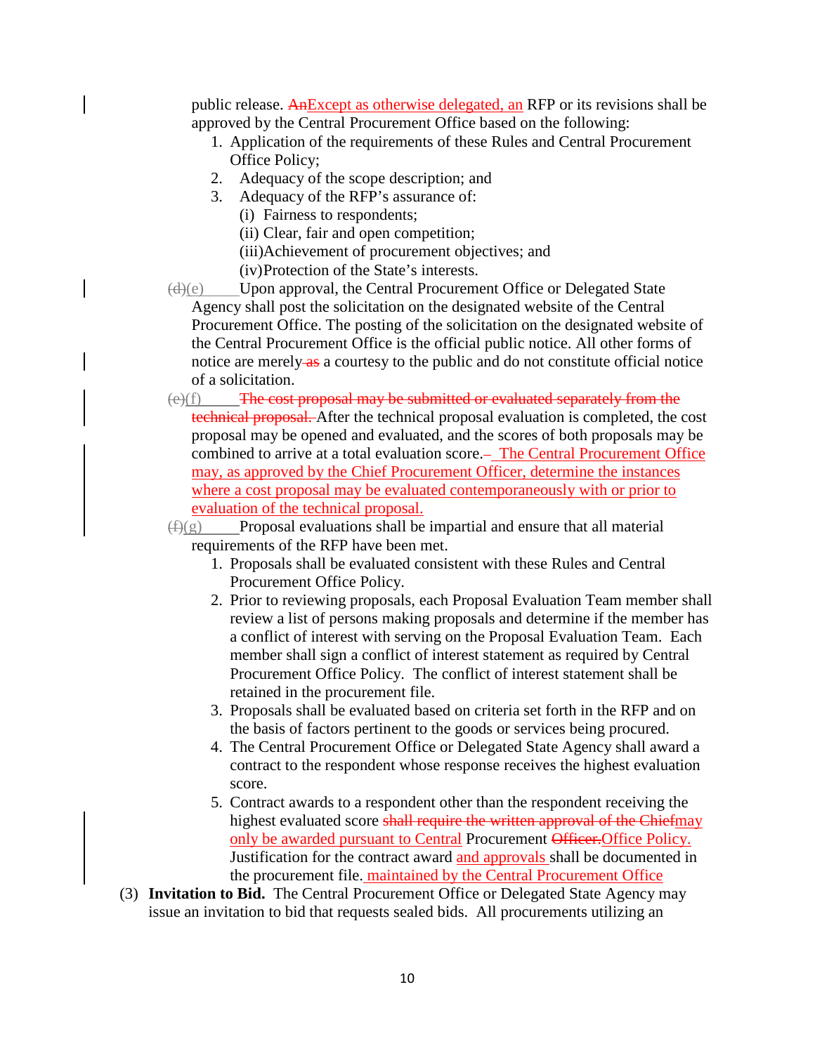public release. ~~An~~Except as otherwise delegated, an RFP or its revisions shall be approved by the Central Procurement Office based on the following:

1. Application of the requirements of these Rules and Central Procurement Office Policy;
2. Adequacy of the scope description; and
3. Adequacy of the RFP's assurance of:
   - (i) Fairness to respondents;
   - (ii) Clear, fair and open competition;
   - (iii) Achievement of procurement objectives; and
   - (iv) Protection of the State's interests.

~~(d)~~(e) Upon approval, the Central Procurement Office or Delegated State Agency shall post the solicitation on the designated website of the Central Procurement Office. The posting of the solicitation on the designated website of the Central Procurement Office is the official public notice. All other forms of notice are merely ~~as~~ a courtesy to the public and do not constitute official notice of a solicitation.

~~(e)~~(f) ~~The cost proposal may be submitted or evaluated separately from the technical proposal.~~ After the technical proposal evaluation is completed, the cost proposal may be opened and evaluated, and the scores of both proposals may be combined to arrive at a total evaluation score. The Central Procurement Office may, as approved by the Chief Procurement Officer, determine the instances where a cost proposal may be evaluated contemporaneously with or prior to evaluation of the technical proposal.

~~(f)~~(g) Proposal evaluations shall be impartial and ensure that all material requirements of the RFP have been met.

1. Proposals shall be evaluated consistent with these Rules and Central Procurement Office Policy.
2. Prior to reviewing proposals, each Proposal Evaluation Team member shall review a list of persons making proposals and determine if the member has a conflict of interest with serving on the Proposal Evaluation Team. Each member shall sign a conflict of interest statement as required by Central Procurement Office Policy. The conflict of interest statement shall be retained in the procurement file.
3. Proposals shall be evaluated based on criteria set forth in the RFP and on the basis of factors pertinent to the goods or services being procured.
4. The Central Procurement Office or Delegated State Agency shall award a contract to the respondent whose response receives the highest evaluation score.
5. Contract awards to a respondent other than the respondent receiving the highest evaluated score ~~shall require the written approval of the Chief~~may only be awarded pursuant to Central Procurement ~~Officer.~~Office Policy. Justification for the contract award and approvals shall be documented in the procurement file. maintained by the Central Procurement Office

(3) **Invitation to Bid.** The Central Procurement Office or Delegated State Agency may issue an invitation to bid that requests sealed bids. All procurements utilizing an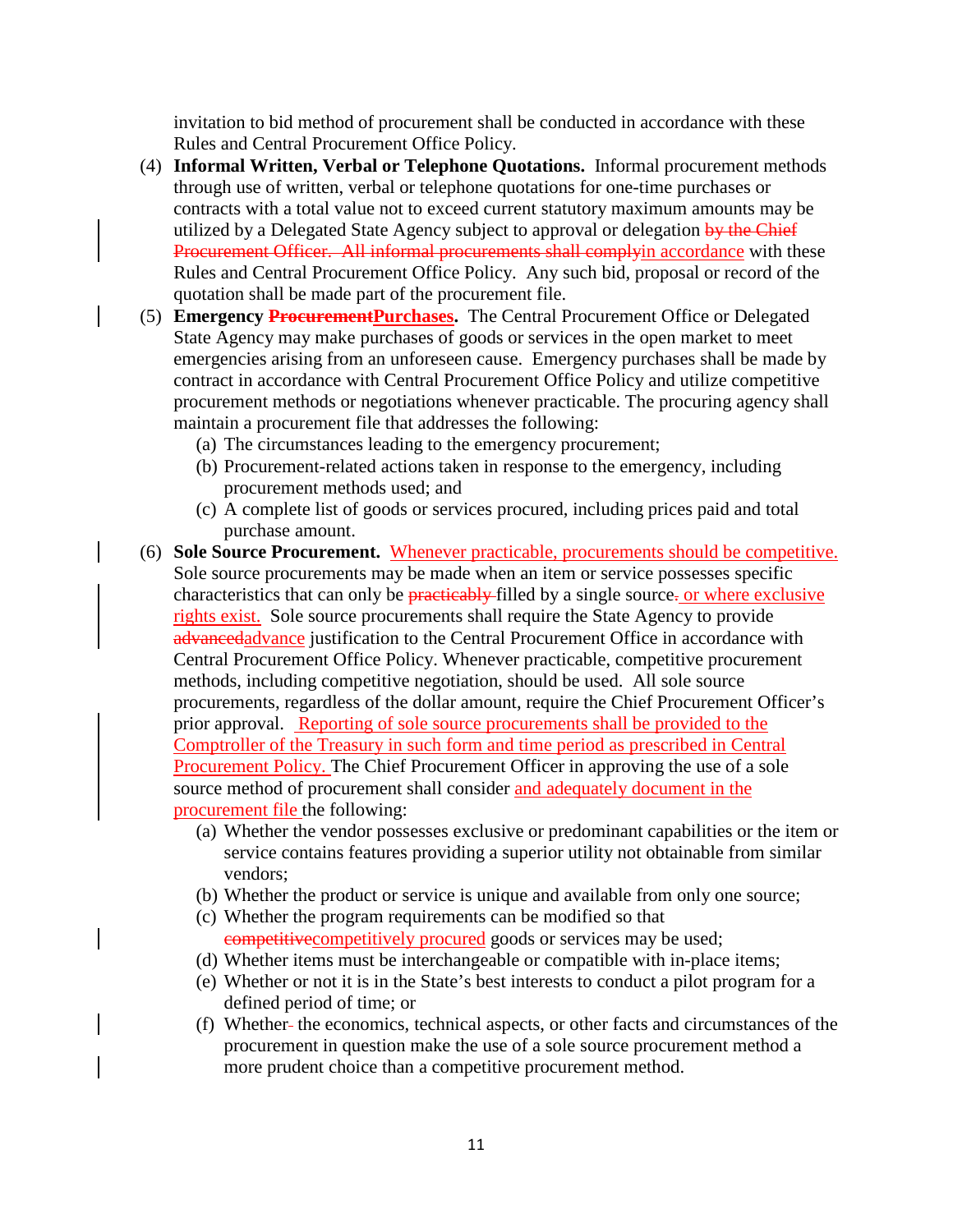invitation to bid method of procurement shall be conducted in accordance with these Rules and Central Procurement Office Policy.

(4) **Informal Written, Verbal or Telephone Quotations.** Informal procurement methods through use of written, verbal or telephone quotations for one-time purchases or contracts with a total value not to exceed current statutory maximum amounts may be utilized by a Delegated State Agency subject to approval or delegation ~~by the Chief Procurement Officer. All informal procurements shall comply~~in accordance with these Rules and Central Procurement Office Policy. Any such bid, proposal or record of the quotation shall be made part of the procurement file.

(5) **Emergency ~~Procurement~~Purchases.** The Central Procurement Office or Delegated State Agency may make purchases of goods or services in the open market to meet emergencies arising from an unforeseen cause. Emergency purchases shall be made by contract in accordance with Central Procurement Office Policy and utilize competitive procurement methods or negotiations whenever practicable. The procuring agency shall maintain a procurement file that addresses the following:
   - (a) The circumstances leading to the emergency procurement;
   - (b) Procurement-related actions taken in response to the emergency, including procurement methods used; and
   - (c) A complete list of goods or services procured, including prices paid and total purchase amount.

(6) **Sole Source Procurement.** Whenever practicable, procurements should be competitive. Sole source procurements may be made when an item or service possesses specific characteristics that can only be ~~practicably~~ filled by a single source~~.~~ or where exclusive rights exist. Sole source procurements shall require the State Agency to provide ~~advanced~~advance justification to the Central Procurement Office in accordance with Central Procurement Office Policy. Whenever practicable, competitive procurement methods, including competitive negotiation, should be used. All sole source procurements, regardless of the dollar amount, require the Chief Procurement Officer's prior approval. Reporting of sole source procurements shall be provided to the Comptroller of the Treasury in such form and time period as prescribed in Central Procurement Policy. The Chief Procurement Officer in approving the use of a sole source method of procurement shall consider and adequately document in the procurement file the following:
   - (a) Whether the vendor possesses exclusive or predominant capabilities or the item or service contains features providing a superior utility not obtainable from similar vendors;
   - (b) Whether the product or service is unique and available from only one source;
   - (c) Whether the program requirements can be modified so that ~~competitive~~competitively procured goods or services may be used;
   - (d) Whether items must be interchangeable or compatible with in-place items;
   - (e) Whether or not it is in the State's best interests to conduct a pilot program for a defined period of time; or
   - (f) Whether the economics, technical aspects, or other facts and circumstances of the procurement in question make the use of a sole source procurement method a more prudent choice than a competitive procurement method.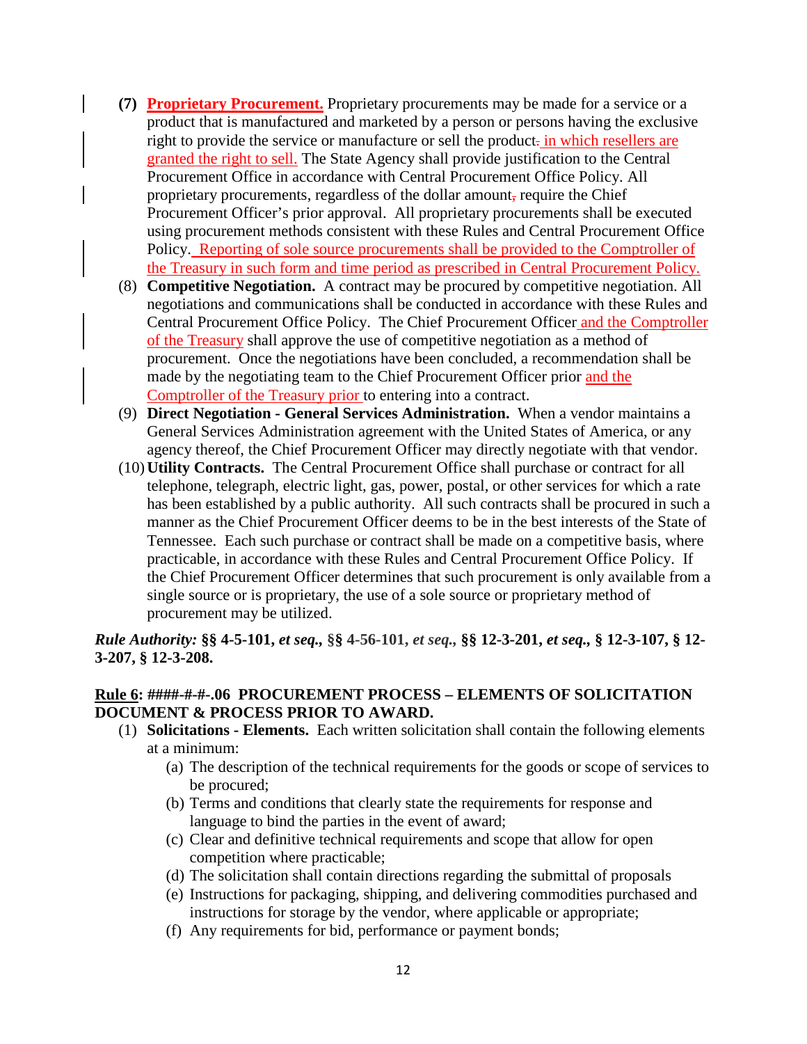**(7)** **Proprietary Procurement.** Proprietary procurements may be made for a service or a product that is manufactured and marketed by a person or persons having the exclusive right to provide the service or manufacture or sell the product. in which resellers are granted the right to sell. The State Agency shall provide justification to the Central Procurement Office in accordance with Central Procurement Office Policy. All proprietary procurements, regardless of the dollar amount, require the Chief Procurement Officer's prior approval. All proprietary procurements shall be executed using procurement methods consistent with these Rules and Central Procurement Office Policy. Reporting of sole source procurements shall be provided to the Comptroller of the Treasury in such form and time period as prescribed in Central Procurement Policy.

(8) **Competitive Negotiation.** A contract may be procured by competitive negotiation. All negotiations and communications shall be conducted in accordance with these Rules and Central Procurement Office Policy. The Chief Procurement Officer and the Comptroller of the Treasury shall approve the use of competitive negotiation as a method of procurement. Once the negotiations have been concluded, a recommendation shall be made by the negotiating team to the Chief Procurement Officer prior and the Comptroller of the Treasury prior to entering into a contract.

(9) **Direct Negotiation - General Services Administration.** When a vendor maintains a General Services Administration agreement with the United States of America, or any agency thereof, the Chief Procurement Officer may directly negotiate with that vendor.

(10) **Utility Contracts.** The Central Procurement Office shall purchase or contract for all telephone, telegraph, electric light, gas, power, postal, or other services for which a rate has been established by a public authority. All such contracts shall be procured in such a manner as the Chief Procurement Officer deems to be in the best interests of the State of Tennessee. Each such purchase or contract shall be made on a competitive basis, where practicable, in accordance with these Rules and Central Procurement Office Policy. If the Chief Procurement Officer determines that such procurement is only available from a single source or is proprietary, the use of a sole source or proprietary method of procurement may be utilized.

***Rule Authority:*** **§§ 4-5-101,** ***et seq.*****, §§ 4-56-101,** ***et seq.*****, §§ 12-3-201,** ***et seq.*****, § 12-3-107, § 12-3-207, § 12-3-208.**

**Rule 6: ####-#-#-.06 PROCUREMENT PROCESS – ELEMENTS OF SOLICITATION DOCUMENT & PROCESS PRIOR TO AWARD.**

(1) **Solicitations - Elements.** Each written solicitation shall contain the following elements at a minimum:

   (a) The description of the technical requirements for the goods or scope of services to be procured;

   (b) Terms and conditions that clearly state the requirements for response and language to bind the parties in the event of award;

   (c) Clear and definitive technical requirements and scope that allow for open competition where practicable;

   (d) The solicitation shall contain directions regarding the submittal of proposals

   (e) Instructions for packaging, shipping, and delivering commodities purchased and instructions for storage by the vendor, where applicable or appropriate;

   (f) Any requirements for bid, performance or payment bonds;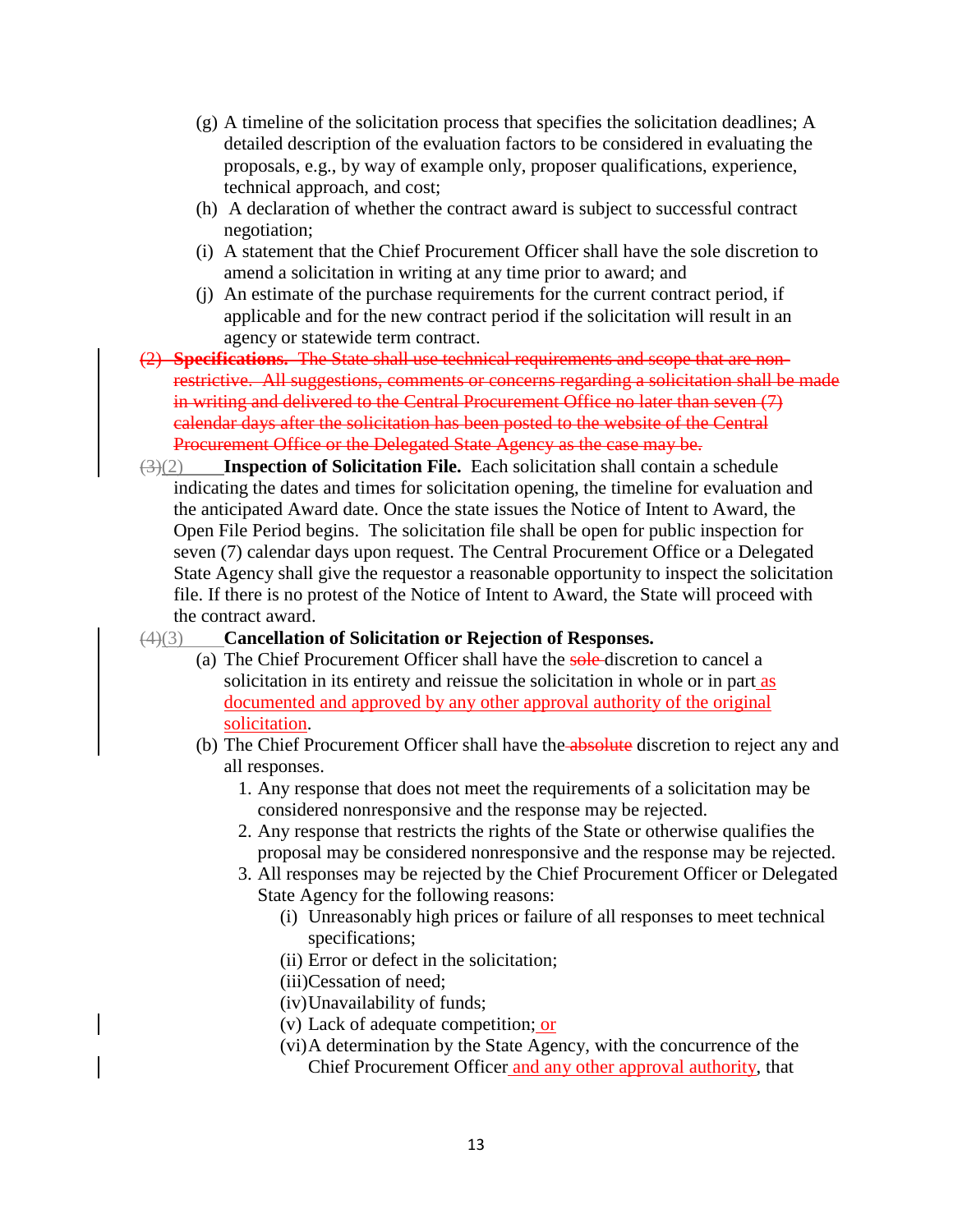(g) A timeline of the solicitation process that specifies the solicitation deadlines; A detailed description of the evaluation factors to be considered in evaluating the proposals, e.g., by way of example only, proposer qualifications, experience, technical approach, and cost;

(h) A declaration of whether the contract award is subject to successful contract negotiation;

(i) A statement that the Chief Procurement Officer shall have the sole discretion to amend a solicitation in writing at any time prior to award; and

(j) An estimate of the purchase requirements for the current contract period, if applicable and for the new contract period if the solicitation will result in an agency or statewide term contract.

~~(2) **Specifications.** The State shall use technical requirements and scope that are non-restrictive. All suggestions, comments or concerns regarding a solicitation shall be made in writing and delivered to the Central Procurement Office no later than seven (7) calendar days after the solicitation has been posted to the website of the Central Procurement Office or the Delegated State Agency as the case may be.~~

~~(3)~~(2) **Inspection of Solicitation File.** Each solicitation shall contain a schedule indicating the dates and times for solicitation opening, the timeline for evaluation and the anticipated Award date. Once the state issues the Notice of Intent to Award, the Open File Period begins. The solicitation file shall be open for public inspection for seven (7) calendar days upon request. The Central Procurement Office or a Delegated State Agency shall give the requestor a reasonable opportunity to inspect the solicitation file. If there is no protest of the Notice of Intent to Award, the State will proceed with the contract award.

~~(4)~~(3) **Cancellation of Solicitation or Rejection of Responses.**

(a) The Chief Procurement Officer shall have the ~~sole~~ discretion to cancel a solicitation in its entirety and reissue the solicitation in whole or in part as documented and approved by any other approval authority of the original solicitation.

(b) The Chief Procurement Officer shall have the ~~absolute~~ discretion to reject any and all responses.

1. Any response that does not meet the requirements of a solicitation may be considered nonresponsive and the response may be rejected.
2. Any response that restricts the rights of the State or otherwise qualifies the proposal may be considered nonresponsive and the response may be rejected.
3. All responses may be rejected by the Chief Procurement Officer or Delegated State Agency for the following reasons:
   (i) Unreasonably high prices or failure of all responses to meet technical specifications;
   (ii) Error or defect in the solicitation;
   (iii) Cessation of need;
   (iv) Unavailability of funds;
   (v) Lack of adequate competition; or
   (vi) A determination by the State Agency, with the concurrence of the Chief Procurement Officer and any other approval authority, that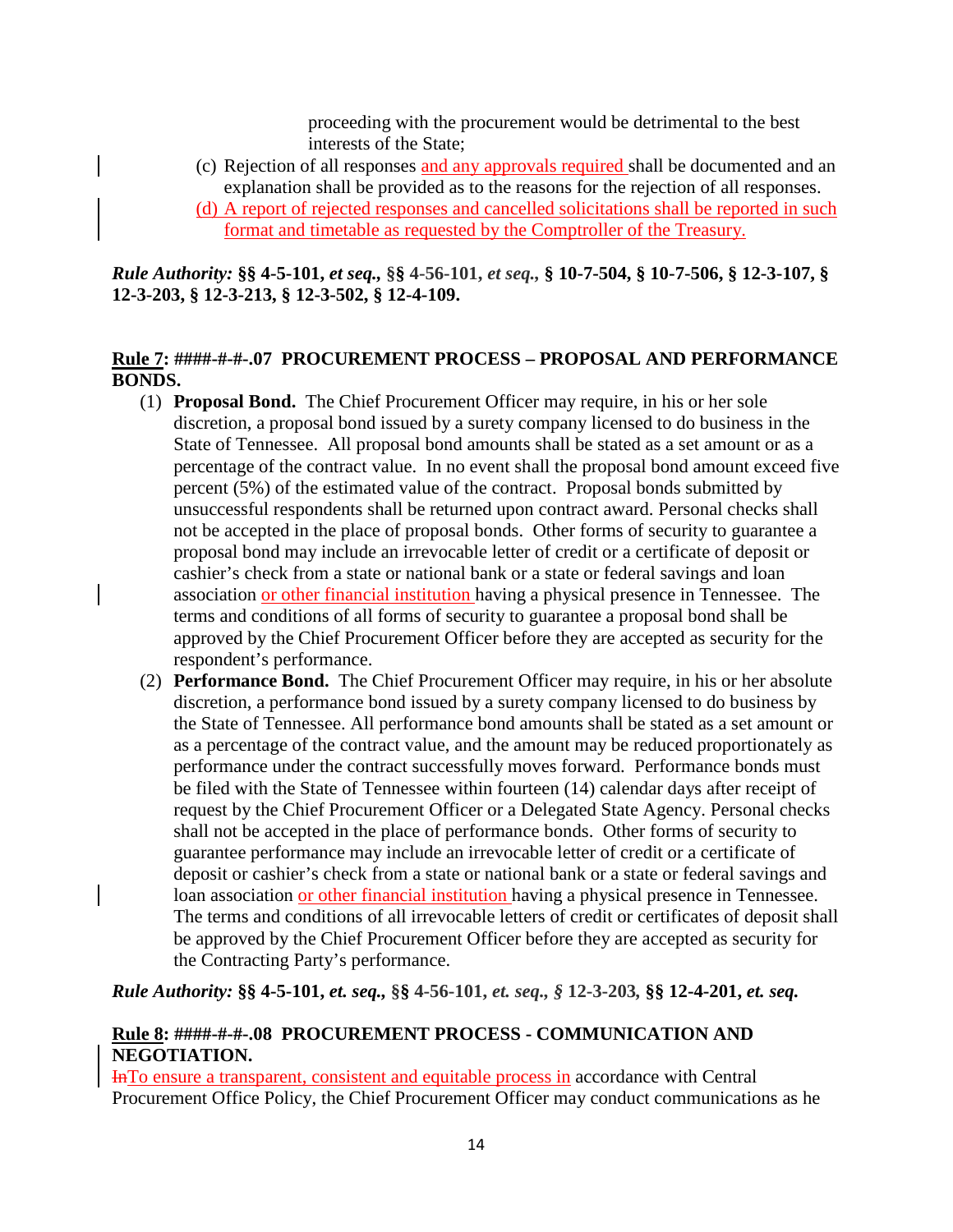proceeding with the procurement would be detrimental to the best interests of the State;

(c) Rejection of all responses and any approvals required shall be documented and an explanation shall be provided as to the reasons for the rejection of all responses.

(d) A report of rejected responses and cancelled solicitations shall be reported in such format and timetable as requested by the Comptroller of the Treasury.

***Rule Authority:* §§ 4-5-101, *et seq.*, §§ 4-56-101, *et seq.*, § 10-7-504, § 10-7-506, § 12-3-107, § 12-3-203, § 12-3-213, § 12-3-502, § 12-4-109.**

**Rule 7: ####-#-#-.07 PROCUREMENT PROCESS – PROPOSAL AND PERFORMANCE BONDS.**

(1) **Proposal Bond.** The Chief Procurement Officer may require, in his or her sole discretion, a proposal bond issued by a surety company licensed to do business in the State of Tennessee. All proposal bond amounts shall be stated as a set amount or as a percentage of the contract value. In no event shall the proposal bond amount exceed five percent (5%) of the estimated value of the contract. Proposal bonds submitted by unsuccessful respondents shall be returned upon contract award. Personal checks shall not be accepted in the place of proposal bonds. Other forms of security to guarantee a proposal bond may include an irrevocable letter of credit or a certificate of deposit or cashier's check from a state or national bank or a state or federal savings and loan association or other financial institution having a physical presence in Tennessee. The terms and conditions of all forms of security to guarantee a proposal bond shall be approved by the Chief Procurement Officer before they are accepted as security for the respondent's performance.

(2) **Performance Bond.** The Chief Procurement Officer may require, in his or her absolute discretion, a performance bond issued by a surety company licensed to do business by the State of Tennessee. All performance bond amounts shall be stated as a set amount or as a percentage of the contract value, and the amount may be reduced proportionately as performance under the contract successfully moves forward. Performance bonds must be filed with the State of Tennessee within fourteen (14) calendar days after receipt of request by the Chief Procurement Officer or a Delegated State Agency. Personal checks shall not be accepted in the place of performance bonds. Other forms of security to guarantee performance may include an irrevocable letter of credit or a certificate of deposit or cashier's check from a state or national bank or a state or federal savings and loan association or other financial institution having a physical presence in Tennessee. The terms and conditions of all irrevocable letters of credit or certificates of deposit shall be approved by the Chief Procurement Officer before they are accepted as security for the Contracting Party's performance.

***Rule Authority:* §§ 4-5-101, *et. seq.*, §§ 4-56-101, *et. seq.*, § 12-3-203, §§ 12-4-201, *et. seq.***

**Rule 8: ####-#-#-.08 PROCUREMENT PROCESS - COMMUNICATION AND NEGOTIATION.**

~~In~~To ensure a transparent, consistent and equitable process in accordance with Central Procurement Office Policy, the Chief Procurement Officer may conduct communications as he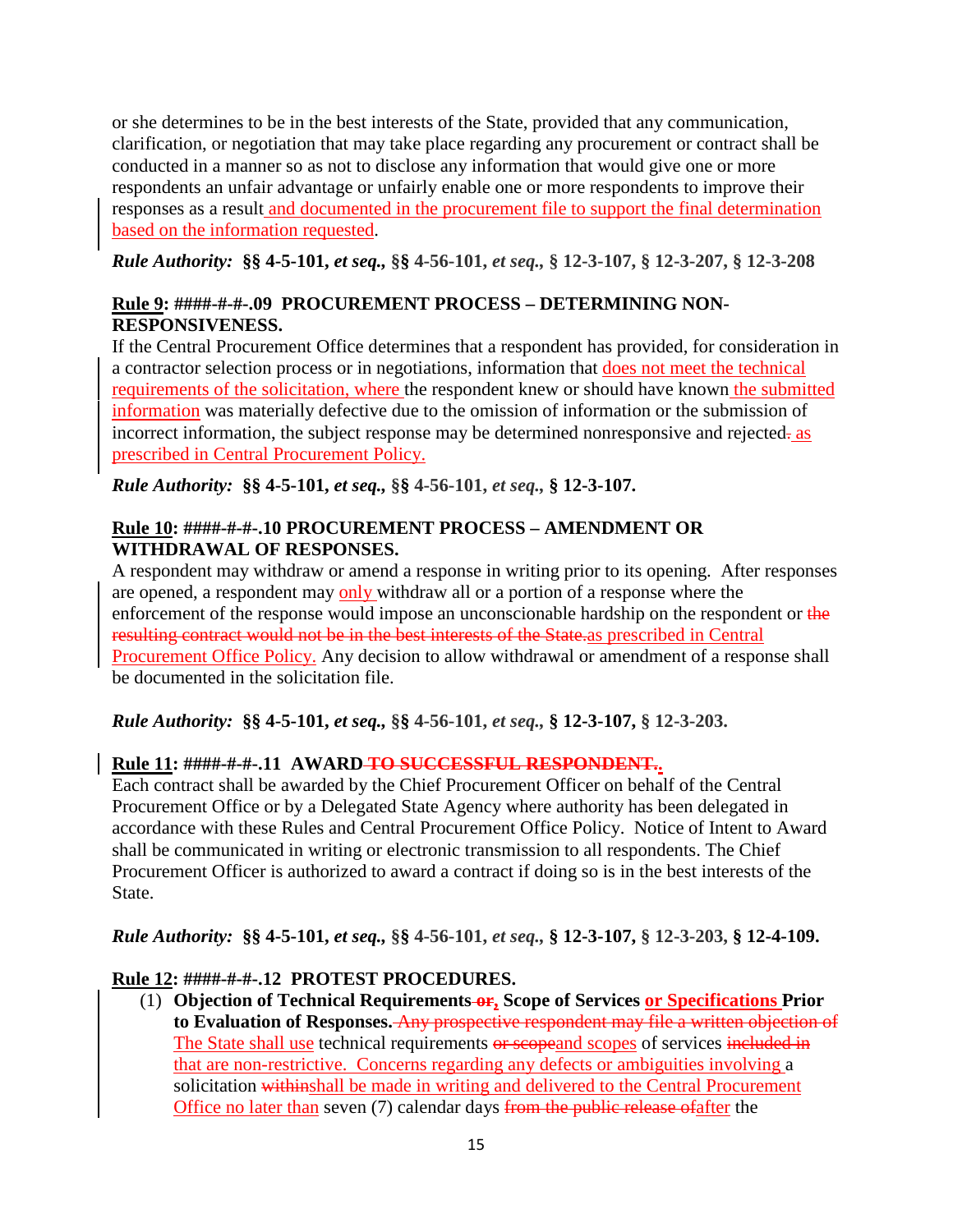or she determines to be in the best interests of the State, provided that any communication, clarification, or negotiation that may take place regarding any procurement or contract shall be conducted in a manner so as not to disclose any information that would give one or more respondents an unfair advantage or unfairly enable one or more respondents to improve their responses as a result and documented in the procurement file to support the final determination based on the information requested.

***Rule Authority:* §§ 4-5-101, *et seq.*, §§ 4-56-101, *et seq.*, § 12-3-107, § 12-3-207, § 12-3-208**

**Rule 9: ####-#-#-.09 PROCUREMENT PROCESS – DETERMINING NON-RESPONSIVENESS.**

If the Central Procurement Office determines that a respondent has provided, for consideration in a contractor selection process or in negotiations, information that does not meet the technical requirements of the solicitation, where the respondent knew or should have known the submitted information was materially defective due to the omission of information or the submission of incorrect information, the subject response may be determined nonresponsive and rejected~~.~~ as prescribed in Central Procurement Policy.

***Rule Authority:* §§ 4-5-101, *et seq.*, §§ 4-56-101, *et seq.*, § 12-3-107.**

**Rule 10: ####-#-#-.10 PROCUREMENT PROCESS – AMENDMENT OR WITHDRAWAL OF RESPONSES.**

A respondent may withdraw or amend a response in writing prior to its opening. After responses are opened, a respondent may only withdraw all or a portion of a response where the enforcement of the response would impose an unconscionable hardship on the respondent or ~~the resulting contract would not be in the best interests of the State.~~as prescribed in Central Procurement Office Policy. Any decision to allow withdrawal or amendment of a response shall be documented in the solicitation file.

***Rule Authority:* §§ 4-5-101, *et seq.*, §§ 4-56-101, *et seq.*, § 12-3-107, § 12-3-203.**

**Rule 11: ####-#-#-.11 AWARD ~~TO SUCCESSFUL RESPONDENT.~~.**

Each contract shall be awarded by the Chief Procurement Officer on behalf of the Central Procurement Office or by a Delegated State Agency where authority has been delegated in accordance with these Rules and Central Procurement Office Policy. Notice of Intent to Award shall be communicated in writing or electronic transmission to all respondents. The Chief Procurement Officer is authorized to award a contract if doing so is in the best interests of the State.

***Rule Authority:* §§ 4-5-101, *et seq.*, §§ 4-56-101, *et seq.*, § 12-3-107, § 12-3-203, § 12-4-109.**

**Rule 12: ####-#-#-.12 PROTEST PROCEDURES.**

(1) **Objection of Technical Requirements ~~or~~, Scope of Services or Specifications Prior to Evaluation of Responses.** ~~Any prospective respondent may file a written objection of~~ The State shall use technical requirements ~~or scope~~and scopes of services ~~included in~~ that are non-restrictive. Concerns regarding any defects or ambiguities involving a solicitation ~~within~~shall be made in writing and delivered to the Central Procurement Office no later than seven (7) calendar days ~~from the public release of~~after the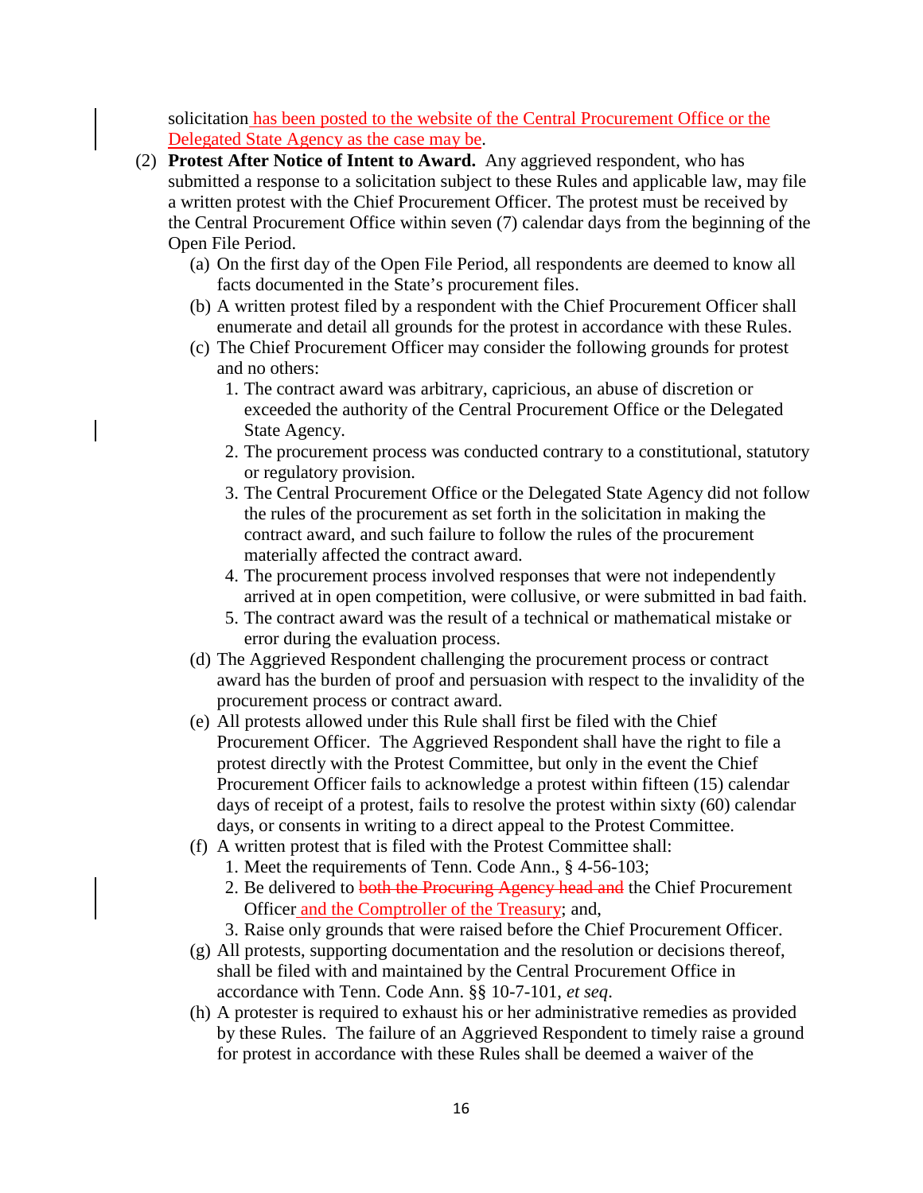solicitation has been posted to the website of the Central Procurement Office or the Delegated State Agency as the case may be.

(2) **Protest After Notice of Intent to Award.** Any aggrieved respondent, who has submitted a response to a solicitation subject to these Rules and applicable law, may file a written protest with the Chief Procurement Officer. The protest must be received by the Central Procurement Office within seven (7) calendar days from the beginning of the Open File Period.

   (a) On the first day of the Open File Period, all respondents are deemed to know all facts documented in the State's procurement files.

   (b) A written protest filed by a respondent with the Chief Procurement Officer shall enumerate and detail all grounds for the protest in accordance with these Rules.

   (c) The Chief Procurement Officer may consider the following grounds for protest and no others:

      1. The contract award was arbitrary, capricious, an abuse of discretion or exceeded the authority of the Central Procurement Office or the Delegated State Agency.
      2. The procurement process was conducted contrary to a constitutional, statutory or regulatory provision.
      3. The Central Procurement Office or the Delegated State Agency did not follow the rules of the procurement as set forth in the solicitation in making the contract award, and such failure to follow the rules of the procurement materially affected the contract award.
      4. The procurement process involved responses that were not independently arrived at in open competition, were collusive, or were submitted in bad faith.
      5. The contract award was the result of a technical or mathematical mistake or error during the evaluation process.

   (d) The Aggrieved Respondent challenging the procurement process or contract award has the burden of proof and persuasion with respect to the invalidity of the procurement process or contract award.

   (e) All protests allowed under this Rule shall first be filed with the Chief Procurement Officer. The Aggrieved Respondent shall have the right to file a protest directly with the Protest Committee, but only in the event the Chief Procurement Officer fails to acknowledge a protest within fifteen (15) calendar days of receipt of a protest, fails to resolve the protest within sixty (60) calendar days, or consents in writing to a direct appeal to the Protest Committee.

   (f) A written protest that is filed with the Protest Committee shall:

      1. Meet the requirements of Tenn. Code Ann., § 4-56-103;
      2. Be delivered to ~~both the Procuring Agency head and~~ the Chief Procurement Officer and the Comptroller of the Treasury; and,
      3. Raise only grounds that were raised before the Chief Procurement Officer.

   (g) All protests, supporting documentation and the resolution or decisions thereof, shall be filed with and maintained by the Central Procurement Office in accordance with Tenn. Code Ann. §§ 10-7-101, *et seq*.

   (h) A protester is required to exhaust his or her administrative remedies as provided by these Rules. The failure of an Aggrieved Respondent to timely raise a ground for protest in accordance with these Rules shall be deemed a waiver of the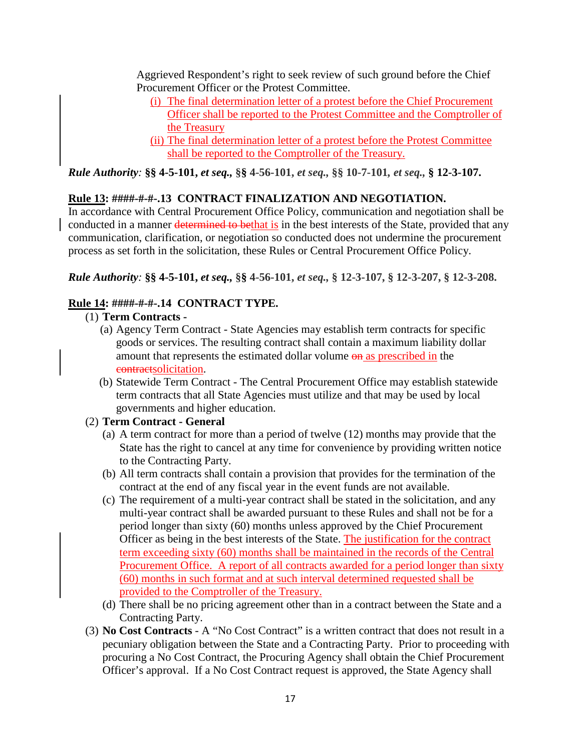Aggrieved Respondent's right to seek review of such ground before the Chief Procurement Officer or the Protest Committee.

(i) The final determination letter of a protest before the Chief Procurement Officer shall be reported to the Protest Committee and the Comptroller of the Treasury

(ii) The final determination letter of a protest before the Protest Committee shall be reported to the Comptroller of the Treasury.

***Rule Authority*: §§ 4-5-101, *et seq.*, §§ 4-56-101, *et seq.*, §§ 10-7-101, *et seq.*, § 12-3-107.**

**Rule 13: ####-#-#-.13 CONTRACT FINALIZATION AND NEGOTIATION.**

In accordance with Central Procurement Office Policy, communication and negotiation shall be conducted in a manner ~~determined to be~~that is in the best interests of the State, provided that any communication, clarification, or negotiation so conducted does not undermine the procurement process as set forth in the solicitation, these Rules or Central Procurement Office Policy.

***Rule Authority*: §§ 4-5-101, *et seq.*, §§ 4-56-101, *et seq.*, § 12-3-107, § 12-3-207, § 12-3-208.**

**Rule 14: ####-#-#-.14 CONTRACT TYPE.**

(1) **Term Contracts -**

(a) Agency Term Contract - State Agencies may establish term contracts for specific goods or services. The resulting contract shall contain a maximum liability dollar amount that represents the estimated dollar volume ~~on~~ as prescribed in the ~~contract~~solicitation.

(b) Statewide Term Contract - The Central Procurement Office may establish statewide term contracts that all State Agencies must utilize and that may be used by local governments and higher education.

(2) **Term Contract - General**

(a) A term contract for more than a period of twelve (12) months may provide that the State has the right to cancel at any time for convenience by providing written notice to the Contracting Party.

(b) All term contracts shall contain a provision that provides for the termination of the contract at the end of any fiscal year in the event funds are not available.

(c) The requirement of a multi-year contract shall be stated in the solicitation, and any multi-year contract shall be awarded pursuant to these Rules and shall not be for a period longer than sixty (60) months unless approved by the Chief Procurement Officer as being in the best interests of the State. The justification for the contract term exceeding sixty (60) months shall be maintained in the records of the Central Procurement Office. A report of all contracts awarded for a period longer than sixty (60) months in such format and at such interval determined requested shall be provided to the Comptroller of the Treasury.

(d) There shall be no pricing agreement other than in a contract between the State and a Contracting Party.

(3) **No Cost Contracts** - A "No Cost Contract" is a written contract that does not result in a pecuniary obligation between the State and a Contracting Party. Prior to proceeding with procuring a No Cost Contract, the Procuring Agency shall obtain the Chief Procurement Officer's approval. If a No Cost Contract request is approved, the State Agency shall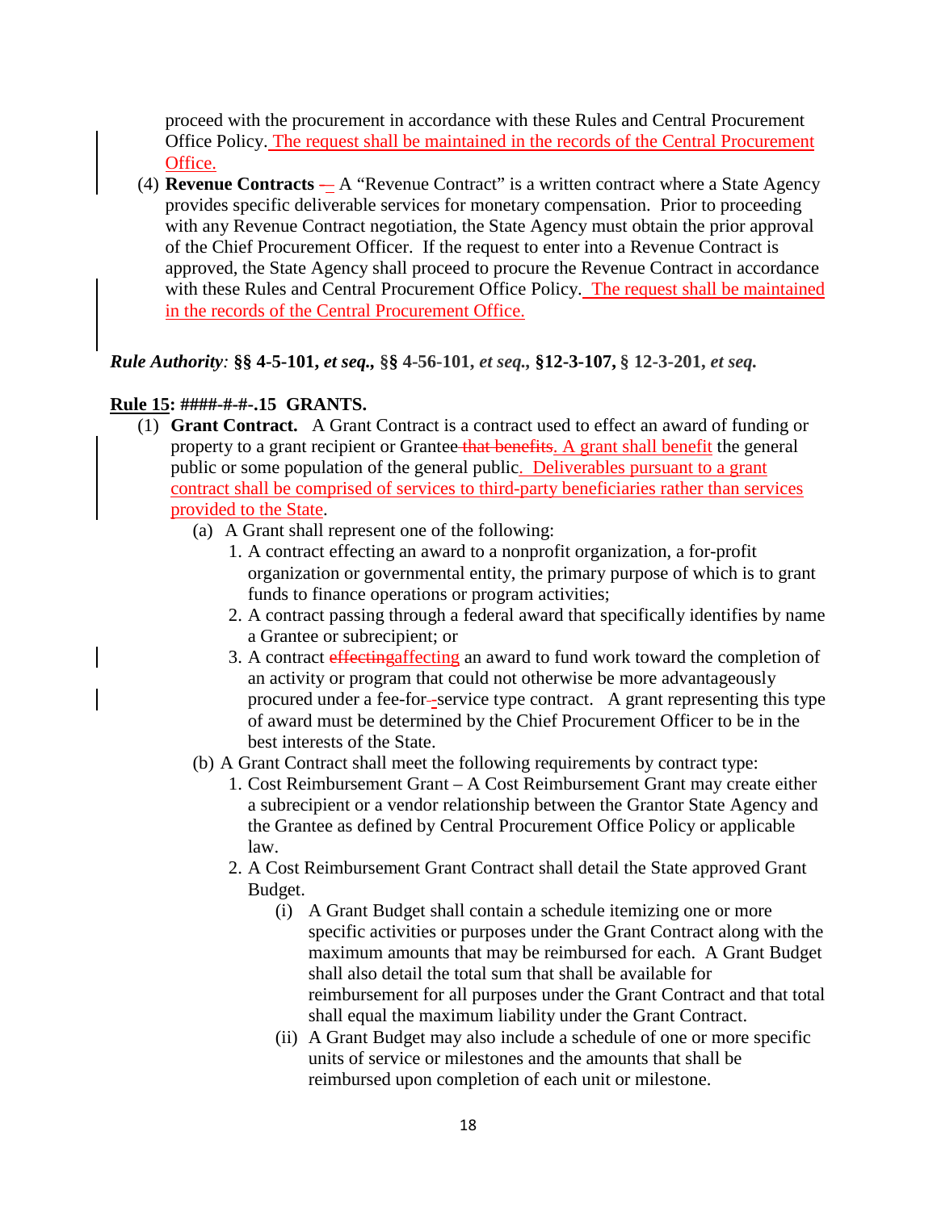proceed with the procurement in accordance with these Rules and Central Procurement Office Policy. The request shall be maintained in the records of the Central Procurement Office.

(4) **Revenue Contracts** -– A "Revenue Contract" is a written contract where a State Agency provides specific deliverable services for monetary compensation. Prior to proceeding with any Revenue Contract negotiation, the State Agency must obtain the prior approval of the Chief Procurement Officer. If the request to enter into a Revenue Contract is approved, the State Agency shall proceed to procure the Revenue Contract in accordance with these Rules and Central Procurement Office Policy. The request shall be maintained in the records of the Central Procurement Office.

***Rule Authority*****: §§ 4-5-101,** ***et seq.*****, §§ 4-56-101,** ***et seq.*****, §12-3-107, § 12-3-201,** ***et seq.***

**Rule 15: ####-#-#-.15 GRANTS.**

(1) **Grant Contract.** A Grant Contract is a contract used to effect an award of funding or property to a grant recipient or Grantee that benefits. A grant shall benefit the general public or some population of the general public. Deliverables pursuant to a grant contract shall be comprised of services to third-party beneficiaries rather than services provided to the State.

(a) A Grant shall represent one of the following:

1. A contract effecting an award to a nonprofit organization, a for-profit organization or governmental entity, the primary purpose of which is to grant funds to finance operations or program activities;
2. A contract passing through a federal award that specifically identifies by name a Grantee or subrecipient; or
3. A contract effectingaffecting an award to fund work toward the completion of an activity or program that could not otherwise be more advantageously procured under a fee-for--service type contract. A grant representing this type of award must be determined by the Chief Procurement Officer to be in the best interests of the State.

(b) A Grant Contract shall meet the following requirements by contract type:

1. Cost Reimbursement Grant – A Cost Reimbursement Grant may create either a subrecipient or a vendor relationship between the Grantor State Agency and the Grantee as defined by Central Procurement Office Policy or applicable law.
2. A Cost Reimbursement Grant Contract shall detail the State approved Grant Budget.

   (i) A Grant Budget shall contain a schedule itemizing one or more specific activities or purposes under the Grant Contract along with the maximum amounts that may be reimbursed for each. A Grant Budget shall also detail the total sum that shall be available for reimbursement for all purposes under the Grant Contract and that total shall equal the maximum liability under the Grant Contract.

   (ii) A Grant Budget may also include a schedule of one or more specific units of service or milestones and the amounts that shall be reimbursed upon completion of each unit or milestone.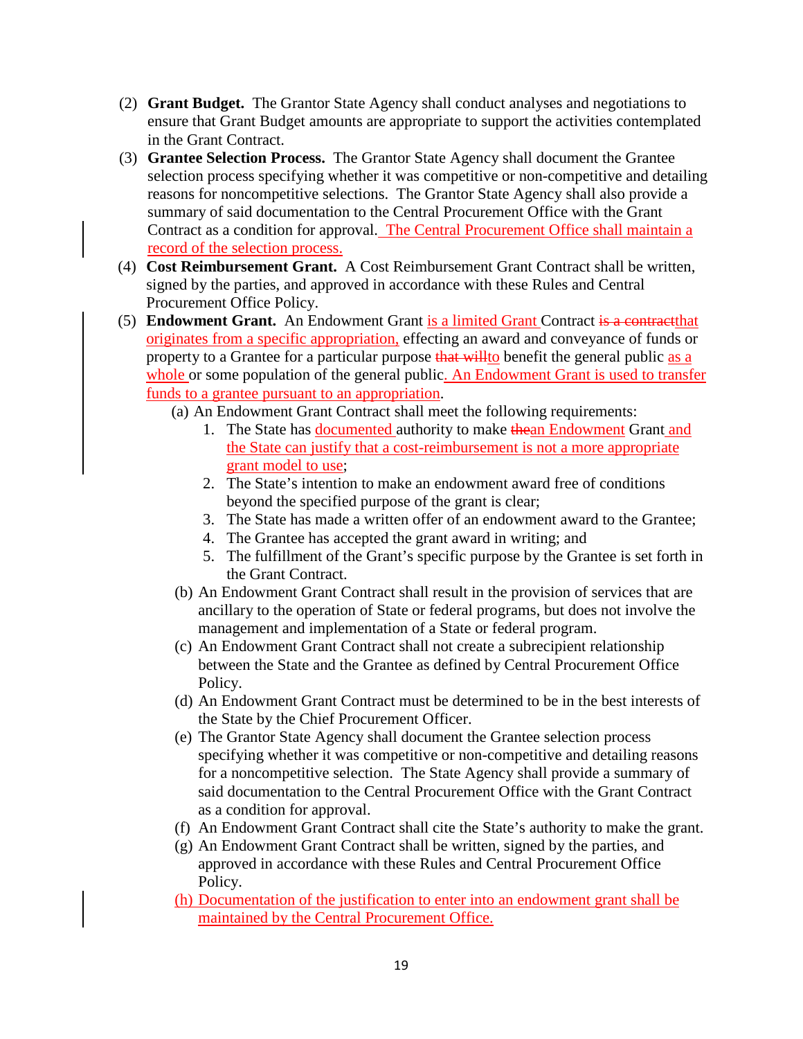(2) **Grant Budget.** The Grantor State Agency shall conduct analyses and negotiations to ensure that Grant Budget amounts are appropriate to support the activities contemplated in the Grant Contract.

(3) **Grantee Selection Process.** The Grantor State Agency shall document the Grantee selection process specifying whether it was competitive or non-competitive and detailing reasons for noncompetitive selections. The Grantor State Agency shall also provide a summary of said documentation to the Central Procurement Office with the Grant Contract as a condition for approval. The Central Procurement Office shall maintain a record of the selection process.

(4) **Cost Reimbursement Grant.** A Cost Reimbursement Grant Contract shall be written, signed by the parties, and approved in accordance with these Rules and Central Procurement Office Policy.

(5) **Endowment Grant.** An Endowment Grant is a limited Grant Contract ~~is a contract~~that originates from a specific appropriation, effecting an award and conveyance of funds or property to a Grantee for a particular purpose ~~that will~~to benefit the general public as a whole or some population of the general public. An Endowment Grant is used to transfer funds to a grantee pursuant to an appropriation.

   (a) An Endowment Grant Contract shall meet the following requirements:

      1. The State has documented authority to make ~~the~~an Endowment Grant and the State can justify that a cost-reimbursement is not a more appropriate grant model to use;
      2. The State's intention to make an endowment award free of conditions beyond the specified purpose of the grant is clear;
      3. The State has made a written offer of an endowment award to the Grantee;
      4. The Grantee has accepted the grant award in writing; and
      5. The fulfillment of the Grant's specific purpose by the Grantee is set forth in the Grant Contract.

   (b) An Endowment Grant Contract shall result in the provision of services that are ancillary to the operation of State or federal programs, but does not involve the management and implementation of a State or federal program.

   (c) An Endowment Grant Contract shall not create a subrecipient relationship between the State and the Grantee as defined by Central Procurement Office Policy.

   (d) An Endowment Grant Contract must be determined to be in the best interests of the State by the Chief Procurement Officer.

   (e) The Grantor State Agency shall document the Grantee selection process specifying whether it was competitive or non-competitive and detailing reasons for a noncompetitive selection. The State Agency shall provide a summary of said documentation to the Central Procurement Office with the Grant Contract as a condition for approval.

   (f) An Endowment Grant Contract shall cite the State's authority to make the grant.

   (g) An Endowment Grant Contract shall be written, signed by the parties, and approved in accordance with these Rules and Central Procurement Office Policy.

   (h) Documentation of the justification to enter into an endowment grant shall be maintained by the Central Procurement Office.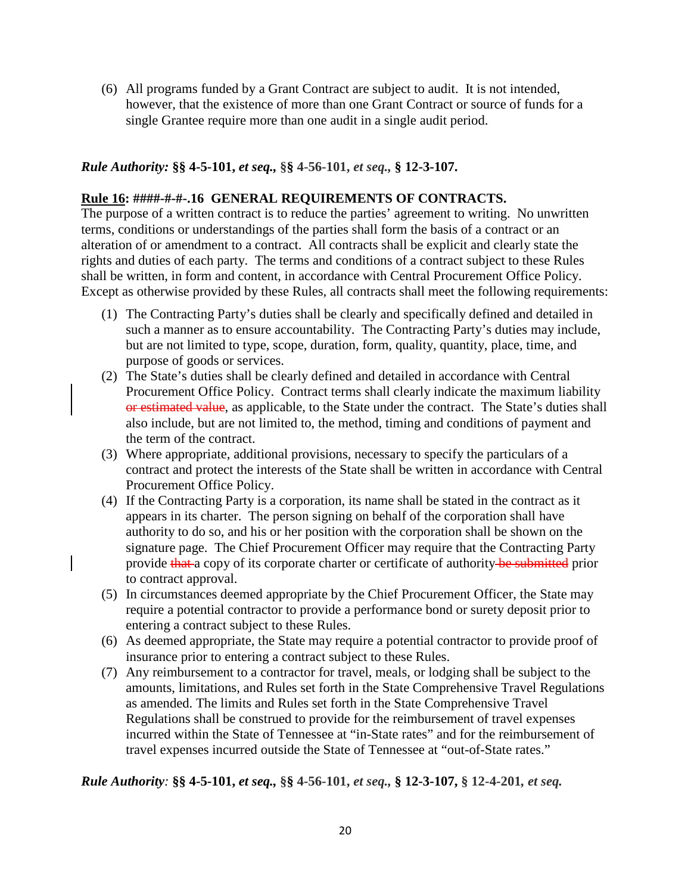(6) All programs funded by a Grant Contract are subject to audit. It is not intended, however, that the existence of more than one Grant Contract or source of funds for a single Grantee require more than one audit in a single audit period.

***Rule Authority:* §§ 4-5-101, *et seq.*, §§ 4-56-101, *et seq.*, § 12-3-107.**

**<u>Rule 16</u>: ####-#-#-.16 GENERAL REQUIREMENTS OF CONTRACTS.**

The purpose of a written contract is to reduce the parties' agreement to writing. No unwritten terms, conditions or understandings of the parties shall form the basis of a contract or an alteration of or amendment to a contract. All contracts shall be explicit and clearly state the rights and duties of each party. The terms and conditions of a contract subject to these Rules shall be written, in form and content, in accordance with Central Procurement Office Policy. Except as otherwise provided by these Rules, all contracts shall meet the following requirements:

(1) The Contracting Party's duties shall be clearly and specifically defined and detailed in such a manner as to ensure accountability. The Contracting Party's duties may include, but are not limited to type, scope, duration, form, quality, quantity, place, time, and purpose of goods or services.

(2) The State's duties shall be clearly defined and detailed in accordance with Central Procurement Office Policy. Contract terms shall clearly indicate the maximum liability ~~or estimated value~~, as applicable, to the State under the contract. The State's duties shall also include, but are not limited to, the method, timing and conditions of payment and the term of the contract.

(3) Where appropriate, additional provisions, necessary to specify the particulars of a contract and protect the interests of the State shall be written in accordance with Central Procurement Office Policy.

(4) If the Contracting Party is a corporation, its name shall be stated in the contract as it appears in its charter. The person signing on behalf of the corporation shall have authority to do so, and his or her position with the corporation shall be shown on the signature page. The Chief Procurement Officer may require that the Contracting Party provide ~~that~~ a copy of its corporate charter or certificate of authority ~~be submitted~~ prior to contract approval.

(5) In circumstances deemed appropriate by the Chief Procurement Officer, the State may require a potential contractor to provide a performance bond or surety deposit prior to entering a contract subject to these Rules.

(6) As deemed appropriate, the State may require a potential contractor to provide proof of insurance prior to entering a contract subject to these Rules.

(7) Any reimbursement to a contractor for travel, meals, or lodging shall be subject to the amounts, limitations, and Rules set forth in the State Comprehensive Travel Regulations as amended. The limits and Rules set forth in the State Comprehensive Travel Regulations shall be construed to provide for the reimbursement of travel expenses incurred within the State of Tennessee at "in-State rates" and for the reimbursement of travel expenses incurred outside the State of Tennessee at "out-of-State rates."

***Rule Authority*: §§ 4-5-101, *et seq.*, §§ 4-56-101, *et seq.*, § 12-3-107, § 12-4-201, *et seq.***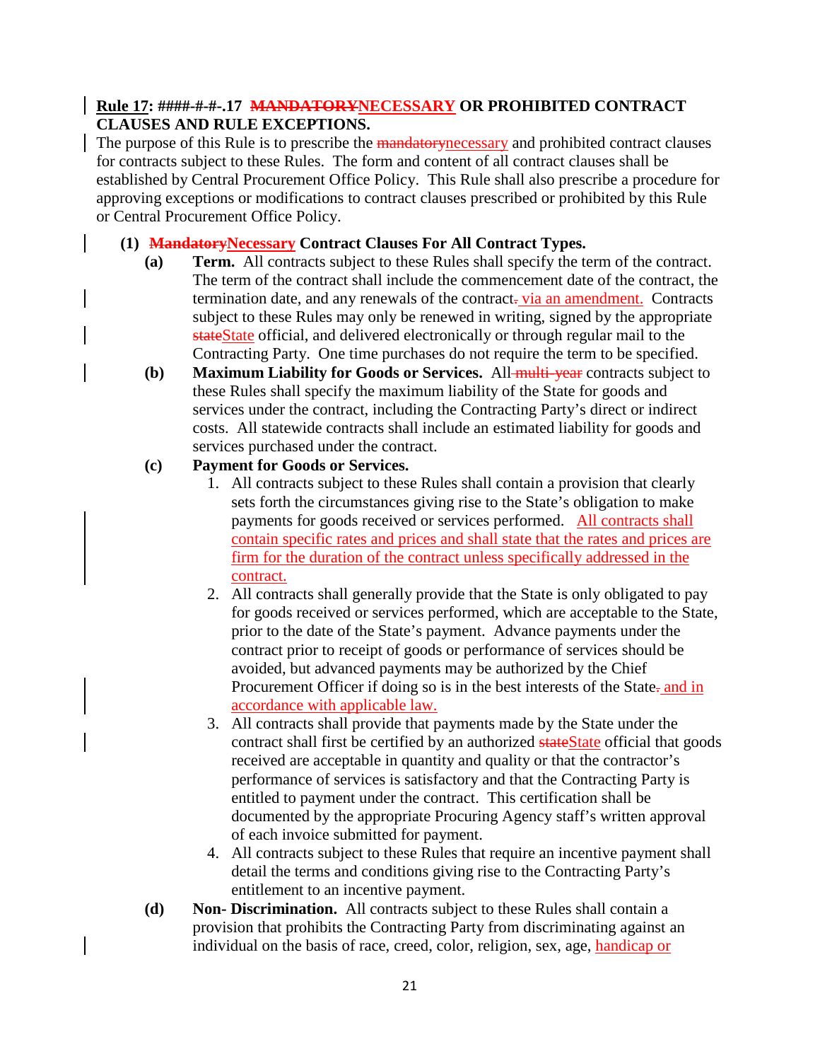**Rule 17: ####-#-#-.17 ~~MANDATORY~~NECESSARY OR PROHIBITED CONTRACT CLAUSES AND RULE EXCEPTIONS.**

The purpose of this Rule is to prescribe the ~~mandatory~~necessary and prohibited contract clauses for contracts subject to these Rules. The form and content of all contract clauses shall be established by Central Procurement Office Policy. This Rule shall also prescribe a procedure for approving exceptions or modifications to contract clauses prescribed or prohibited by this Rule or Central Procurement Office Policy.

**(1) ~~Mandatory~~Necessary Contract Clauses For All Contract Types.**

**(a)** **Term.** All contracts subject to these Rules shall specify the term of the contract. The term of the contract shall include the commencement date of the contract, the termination date, and any renewals of the contract~~.~~ via an amendment. Contracts subject to these Rules may only be renewed in writing, signed by the appropriate ~~state~~State official, and delivered electronically or through regular mail to the Contracting Party. One time purchases do not require the term to be specified.

**(b)** **Maximum Liability for Goods or Services.** All ~~multi-year~~ contracts subject to these Rules shall specify the maximum liability of the State for goods and services under the contract, including the Contracting Party's direct or indirect costs. All statewide contracts shall include an estimated liability for goods and services purchased under the contract.

**(c)** **Payment for Goods or Services.**

1. All contracts subject to these Rules shall contain a provision that clearly sets forth the circumstances giving rise to the State's obligation to make payments for goods received or services performed. All contracts shall contain specific rates and prices and shall state that the rates and prices are firm for the duration of the contract unless specifically addressed in the contract.
2. All contracts shall generally provide that the State is only obligated to pay for goods received or services performed, which are acceptable to the State, prior to the date of the State's payment. Advance payments under the contract prior to receipt of goods or performance of services should be avoided, but advanced payments may be authorized by the Chief Procurement Officer if doing so is in the best interests of the State~~.~~ and in accordance with applicable law.
3. All contracts shall provide that payments made by the State under the contract shall first be certified by an authorized ~~state~~State official that goods received are acceptable in quantity and quality or that the contractor's performance of services is satisfactory and that the Contracting Party is entitled to payment under the contract. This certification shall be documented by the appropriate Procuring Agency staff's written approval of each invoice submitted for payment.
4. All contracts subject to these Rules that require an incentive payment shall detail the terms and conditions giving rise to the Contracting Party's entitlement to an incentive payment.

**(d)** **Non- Discrimination.** All contracts subject to these Rules shall contain a provision that prohibits the Contracting Party from discriminating against an individual on the basis of race, creed, color, religion, sex, age, handicap or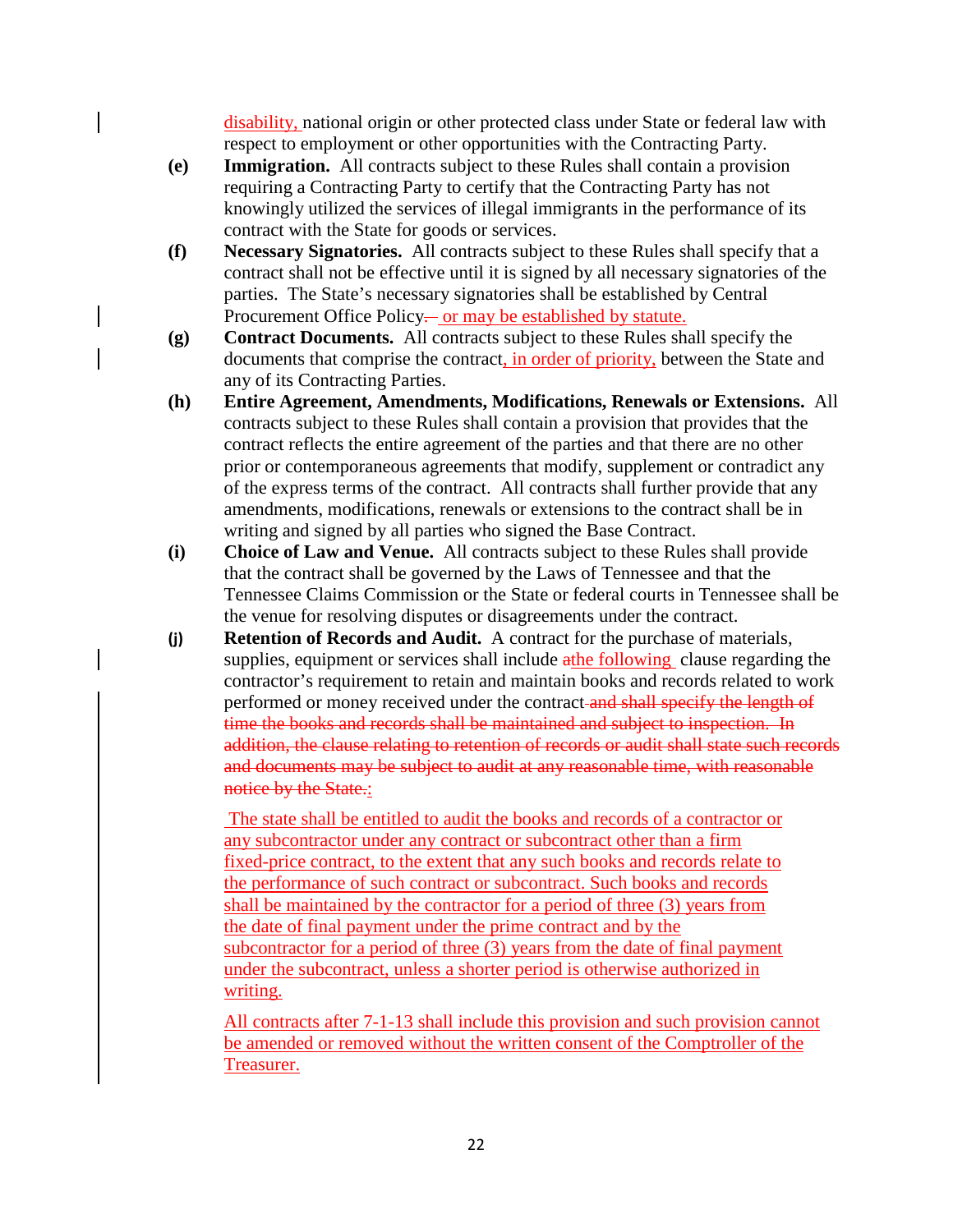disability, national origin or other protected class under State or federal law with respect to employment or other opportunities with the Contracting Party.

**(e)** **Immigration.** All contracts subject to these Rules shall contain a provision requiring a Contracting Party to certify that the Contracting Party has not knowingly utilized the services of illegal immigrants in the performance of its contract with the State for goods or services.

**(f)** **Necessary Signatories.** All contracts subject to these Rules shall specify that a contract shall not be effective until it is signed by all necessary signatories of the parties. The State's necessary signatories shall be established by Central Procurement Office Policy~~.~~ or may be established by statute.

**(g)** **Contract Documents.** All contracts subject to these Rules shall specify the documents that comprise the contract, in order of priority, between the State and any of its Contracting Parties.

**(h)** **Entire Agreement, Amendments, Modifications, Renewals or Extensions.** All contracts subject to these Rules shall contain a provision that provides that the contract reflects the entire agreement of the parties and that there are no other prior or contemporaneous agreements that modify, supplement or contradict any of the express terms of the contract. All contracts shall further provide that any amendments, modifications, renewals or extensions to the contract shall be in writing and signed by all parties who signed the Base Contract.

**(i)** **Choice of Law and Venue.** All contracts subject to these Rules shall provide that the contract shall be governed by the Laws of Tennessee and that the Tennessee Claims Commission or the State or federal courts in Tennessee shall be the venue for resolving disputes or disagreements under the contract.

**(j)** **Retention of Records and Audit.** A contract for the purchase of materials, supplies, equipment or services shall include ~~a~~the following clause regarding the contractor's requirement to retain and maintain books and records related to work performed or money received under the contract ~~and shall specify the length of time the books and records shall be maintained and subject to inspection. In addition, the clause relating to retention of records or audit shall state such records and documents may be subject to audit at any reasonable time, with reasonable notice by the State.~~:

The state shall be entitled to audit the books and records of a contractor or any subcontractor under any contract or subcontract other than a firm fixed-price contract, to the extent that any such books and records relate to the performance of such contract or subcontract. Such books and records shall be maintained by the contractor for a period of three (3) years from the date of final payment under the prime contract and by the subcontractor for a period of three (3) years from the date of final payment under the subcontract, unless a shorter period is otherwise authorized in writing.

All contracts after 7-1-13 shall include this provision and such provision cannot be amended or removed without the written consent of the Comptroller of the Treasurer.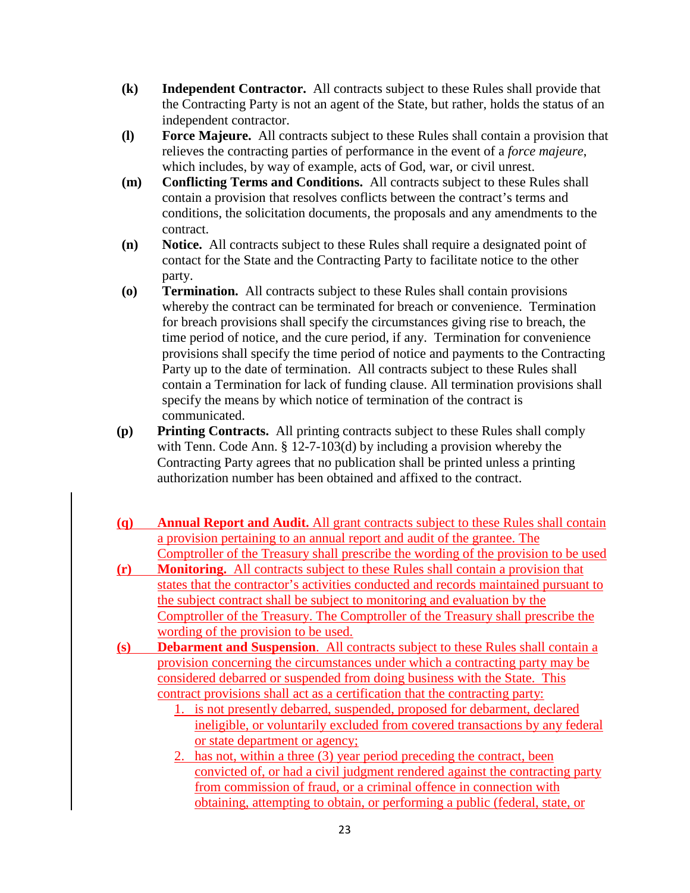**(k)** **Independent Contractor.** All contracts subject to these Rules shall provide that the Contracting Party is not an agent of the State, but rather, holds the status of an independent contractor.

**(l)** **Force Majeure.** All contracts subject to these Rules shall contain a provision that relieves the contracting parties of performance in the event of a *force majeure*, which includes, by way of example, acts of God, war, or civil unrest.

**(m)** **Conflicting Terms and Conditions.** All contracts subject to these Rules shall contain a provision that resolves conflicts between the contract's terms and conditions, the solicitation documents, the proposals and any amendments to the contract.

**(n)** **Notice.** All contracts subject to these Rules shall require a designated point of contact for the State and the Contracting Party to facilitate notice to the other party.

**(o)** **Termination.** All contracts subject to these Rules shall contain provisions whereby the contract can be terminated for breach or convenience. Termination for breach provisions shall specify the circumstances giving rise to breach, the time period of notice, and the cure period, if any. Termination for convenience provisions shall specify the time period of notice and payments to the Contracting Party up to the date of termination. All contracts subject to these Rules shall contain a Termination for lack of funding clause. All termination provisions shall specify the means by which notice of termination of the contract is communicated.

**(p)** **Printing Contracts.** All printing contracts subject to these Rules shall comply with Tenn. Code Ann. § 12-7-103(d) by including a provision whereby the Contracting Party agrees that no publication shall be printed unless a printing authorization number has been obtained and affixed to the contract.

**(q)** **Annual Report and Audit.** All grant contracts subject to these Rules shall contain a provision pertaining to an annual report and audit of the grantee. The Comptroller of the Treasury shall prescribe the wording of the provision to be used

**(r)** **Monitoring.** All contracts subject to these Rules shall contain a provision that states that the contractor's activities conducted and records maintained pursuant to the subject contract shall be subject to monitoring and evaluation by the Comptroller of the Treasury. The Comptroller of the Treasury shall prescribe the wording of the provision to be used.

**(s)** **Debarment and Suspension**. All contracts subject to these Rules shall contain a provision concerning the circumstances under which a contracting party may be considered debarred or suspended from doing business with the State. This contract provisions shall act as a certification that the contracting party:

1. is not presently debarred, suspended, proposed for debarment, declared ineligible, or voluntarily excluded from covered transactions by any federal or state department or agency;
2. has not, within a three (3) year period preceding the contract, been convicted of, or had a civil judgment rendered against the contracting party from commission of fraud, or a criminal offence in connection with obtaining, attempting to obtain, or performing a public (federal, state, or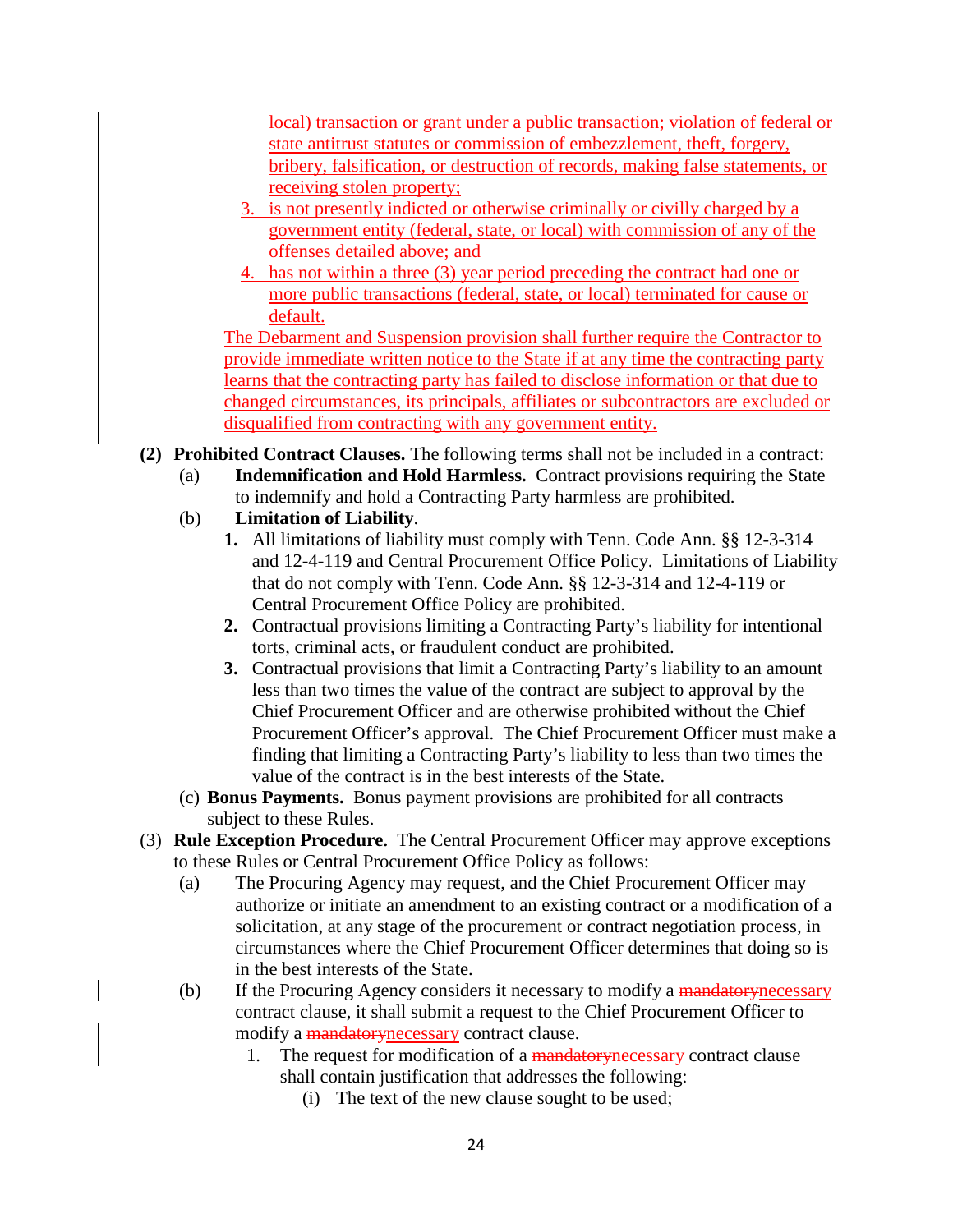local) transaction or grant under a public transaction; violation of federal or state antitrust statutes or commission of embezzlement, theft, forgery, bribery, falsification, or destruction of records, making false statements, or receiving stolen property;

3. is not presently indicted or otherwise criminally or civilly charged by a government entity (federal, state, or local) with commission of any of the offenses detailed above; and
4. has not within a three (3) year period preceding the contract had one or more public transactions (federal, state, or local) terminated for cause or default.

The Debarment and Suspension provision shall further require the Contractor to provide immediate written notice to the State if at any time the contracting party learns that the contracting party has failed to disclose information or that due to changed circumstances, its principals, affiliates or subcontractors are excluded or disqualified from contracting with any government entity.

**(2) Prohibited Contract Clauses.** The following terms shall not be included in a contract:

(a) **Indemnification and Hold Harmless.** Contract provisions requiring the State to indemnify and hold a Contracting Party harmless are prohibited.

(b) **Limitation of Liability**.

**1.** All limitations of liability must comply with Tenn. Code Ann. §§ 12-3-314 and 12-4-119 and Central Procurement Office Policy. Limitations of Liability that do not comply with Tenn. Code Ann. §§ 12-3-314 and 12-4-119 or Central Procurement Office Policy are prohibited.

**2.** Contractual provisions limiting a Contracting Party's liability for intentional torts, criminal acts, or fraudulent conduct are prohibited.

**3.** Contractual provisions that limit a Contracting Party's liability to an amount less than two times the value of the contract are subject to approval by the Chief Procurement Officer and are otherwise prohibited without the Chief Procurement Officer's approval. The Chief Procurement Officer must make a finding that limiting a Contracting Party's liability to less than two times the value of the contract is in the best interests of the State.

(c) **Bonus Payments.** Bonus payment provisions are prohibited for all contracts subject to these Rules.

(3) **Rule Exception Procedure.** The Central Procurement Officer may approve exceptions to these Rules or Central Procurement Office Policy as follows:

(a) The Procuring Agency may request, and the Chief Procurement Officer may authorize or initiate an amendment to an existing contract or a modification of a solicitation, at any stage of the procurement or contract negotiation process, in circumstances where the Chief Procurement Officer determines that doing so is in the best interests of the State.

(b) If the Procuring Agency considers it necessary to modify a ~~mandatory~~necessary contract clause, it shall submit a request to the Chief Procurement Officer to modify a ~~mandatory~~necessary contract clause.

1. The request for modification of a ~~mandatory~~necessary contract clause shall contain justification that addresses the following:

   (i) The text of the new clause sought to be used;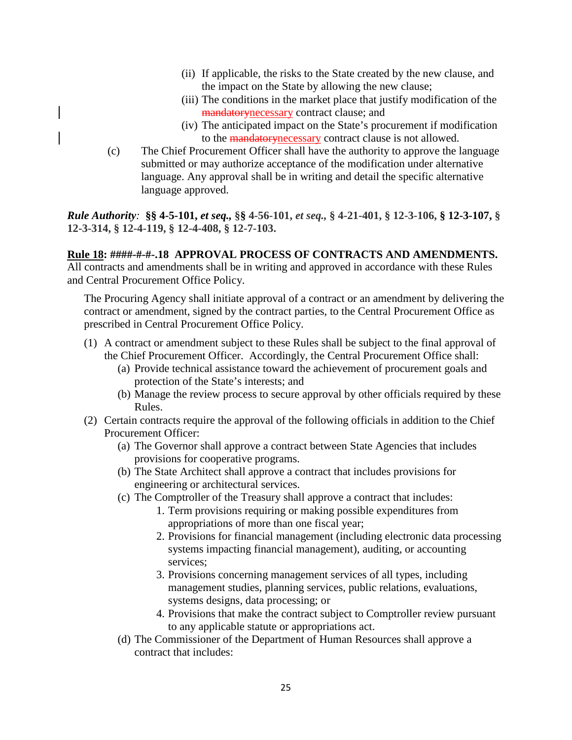(ii) If applicable, the risks to the State created by the new clause, and the impact on the State by allowing the new clause;

(iii) The conditions in the market place that justify modification of the ~~mandatory~~necessary contract clause; and

(iv) The anticipated impact on the State's procurement if modification to the ~~mandatory~~necessary contract clause is not allowed.

(c) The Chief Procurement Officer shall have the authority to approve the language submitted or may authorize acceptance of the modification under alternative language. Any approval shall be in writing and detail the specific alternative language approved.

***Rule Authority*:** **§§ 4-5-101, *et seq.*, §§ 4-56-101, *et seq.*, § 4-21-401, § 12-3-106, § 12-3-107, § 12-3-314, § 12-4-119, § 12-4-408, § 12-7-103.**

**<u>Rule 18</u>: ####-#-#-.18 APPROVAL PROCESS OF CONTRACTS AND AMENDMENTS.**
All contracts and amendments shall be in writing and approved in accordance with these Rules and Central Procurement Office Policy.

The Procuring Agency shall initiate approval of a contract or an amendment by delivering the contract or amendment, signed by the contract parties, to the Central Procurement Office as prescribed in Central Procurement Office Policy.

(1) A contract or amendment subject to these Rules shall be subject to the final approval of the Chief Procurement Officer. Accordingly, the Central Procurement Office shall:
   - (a) Provide technical assistance toward the achievement of procurement goals and protection of the State's interests; and
   - (b) Manage the review process to secure approval by other officials required by these Rules.

(2) Certain contracts require the approval of the following officials in addition to the Chief Procurement Officer:
   - (a) The Governor shall approve a contract between State Agencies that includes provisions for cooperative programs.
   - (b) The State Architect shall approve a contract that includes provisions for engineering or architectural services.
   - (c) The Comptroller of the Treasury shall approve a contract that includes:
     1. Term provisions requiring or making possible expenditures from appropriations of more than one fiscal year;
     2. Provisions for financial management (including electronic data processing systems impacting financial management), auditing, or accounting services;
     3. Provisions concerning management services of all types, including management studies, planning services, public relations, evaluations, systems designs, data processing; or
     4. Provisions that make the contract subject to Comptroller review pursuant to any applicable statute or appropriations act.
   - (d) The Commissioner of the Department of Human Resources shall approve a contract that includes: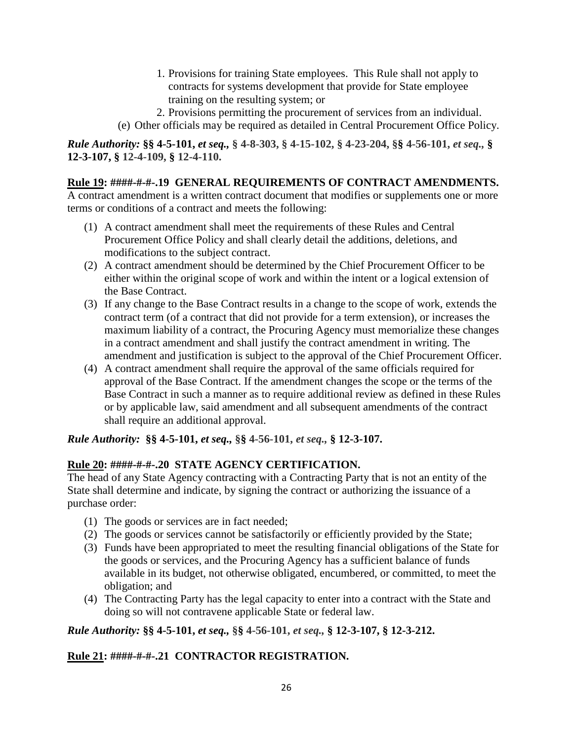1. Provisions for training State employees. This Rule shall not apply to contracts for systems development that provide for State employee training on the resulting system; or
2. Provisions permitting the procurement of services from an individual.

(e) Other officials may be required as detailed in Central Procurement Office Policy.

***Rule Authority:* §§ 4-5-101, *et seq.*, § 4-8-303, § 4-15-102, § 4-23-204, §§ 4-56-101, *et seq.*, § 12-3-107, § 12-4-109, § 12-4-110.**

**<u>Rule 19</u>: ####-#-#-.19 GENERAL REQUIREMENTS OF CONTRACT AMENDMENTS.**

A contract amendment is a written contract document that modifies or supplements one or more terms or conditions of a contract and meets the following:

(1) A contract amendment shall meet the requirements of these Rules and Central Procurement Office Policy and shall clearly detail the additions, deletions, and modifications to the subject contract.

(2) A contract amendment should be determined by the Chief Procurement Officer to be either within the original scope of work and within the intent or a logical extension of the Base Contract.

(3) If any change to the Base Contract results in a change to the scope of work, extends the contract term (of a contract that did not provide for a term extension), or increases the maximum liability of a contract, the Procuring Agency must memorialize these changes in a contract amendment and shall justify the contract amendment in writing. The amendment and justification is subject to the approval of the Chief Procurement Officer.

(4) A contract amendment shall require the approval of the same officials required for approval of the Base Contract. If the amendment changes the scope or the terms of the Base Contract in such a manner as to require additional review as defined in these Rules or by applicable law, said amendment and all subsequent amendments of the contract shall require an additional approval.

***Rule Authority:* §§ 4-5-101, *et seq.*, §§ 4-56-101, *et seq.*, § 12-3-107.**

**<u>Rule 20</u>: ####-#-#-.20 STATE AGENCY CERTIFICATION.**

The head of any State Agency contracting with a Contracting Party that is not an entity of the State shall determine and indicate, by signing the contract or authorizing the issuance of a purchase order:

(1) The goods or services are in fact needed;

(2) The goods or services cannot be satisfactorily or efficiently provided by the State;

(3) Funds have been appropriated to meet the resulting financial obligations of the State for the goods or services, and the Procuring Agency has a sufficient balance of funds available in its budget, not otherwise obligated, encumbered, or committed, to meet the obligation; and

(4) The Contracting Party has the legal capacity to enter into a contract with the State and doing so will not contravene applicable State or federal law.

***Rule Authority:* §§ 4-5-101, *et seq.*, §§ 4-56-101, *et seq.*, § 12-3-107, § 12-3-212.**

**<u>Rule 21</u>: ####-#-#-.21 CONTRACTOR REGISTRATION.**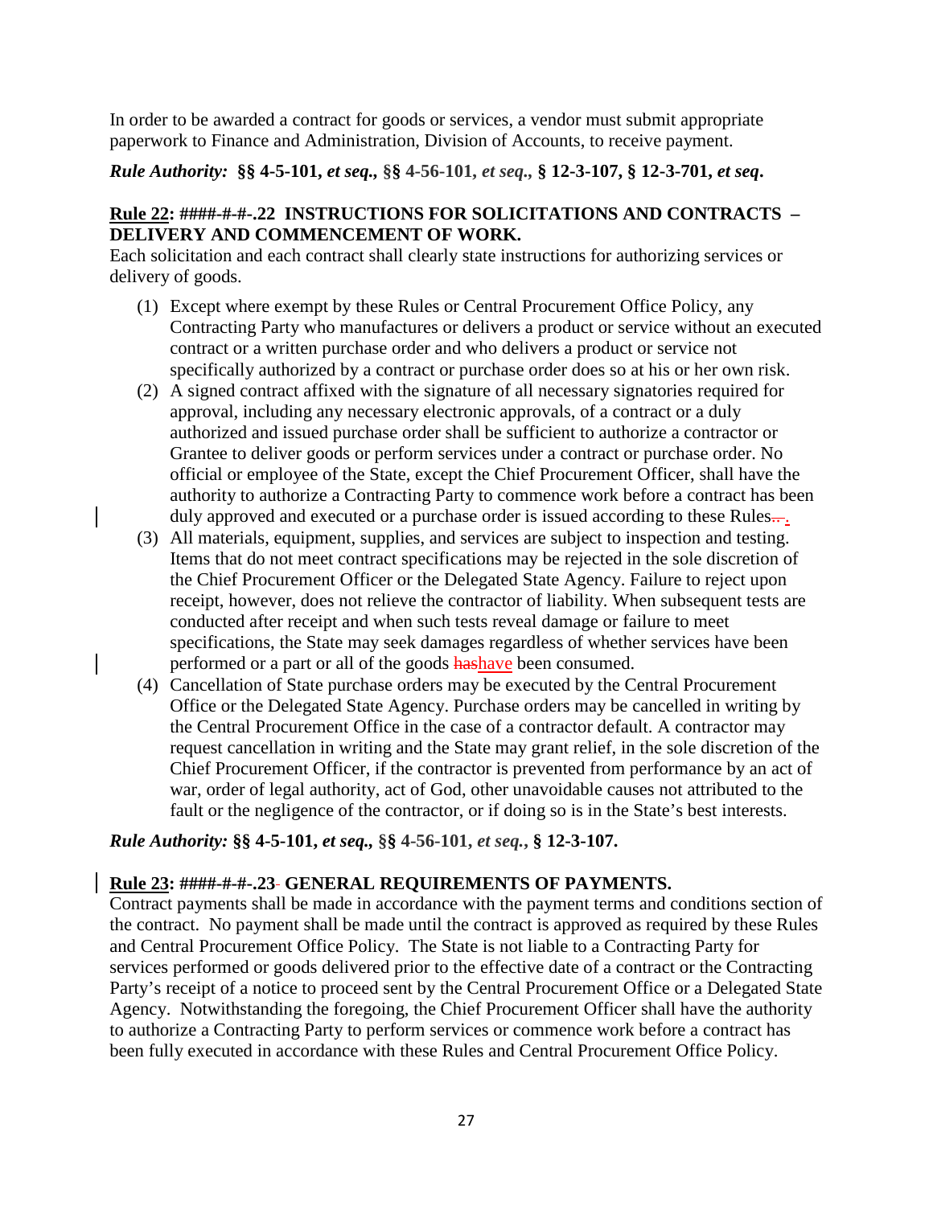In order to be awarded a contract for goods or services, a vendor must submit appropriate paperwork to Finance and Administration, Division of Accounts, to receive payment.

***Rule Authority:* §§ 4-5-101, *et seq.,* §§ 4-56-101, *et seq.,* § 12-3-107, § 12-3-701, *et seq*.**

**Rule 22: ####-#-#-.22 INSTRUCTIONS FOR SOLICITATIONS AND CONTRACTS – DELIVERY AND COMMENCEMENT OF WORK.**

Each solicitation and each contract shall clearly state instructions for authorizing services or delivery of goods.

(1) Except where exempt by these Rules or Central Procurement Office Policy, any Contracting Party who manufactures or delivers a product or service without an executed contract or a written purchase order and who delivers a product or service not specifically authorized by a contract or purchase order does so at his or her own risk.

(2) A signed contract affixed with the signature of all necessary signatories required for approval, including any necessary electronic approvals, of a contract or a duly authorized and issued purchase order shall be sufficient to authorize a contractor or Grantee to deliver goods or perform services under a contract or purchase order. No official or employee of the State, except the Chief Procurement Officer, shall have the authority to authorize a Contracting Party to commence work before a contract has been duly approved and executed or a purchase order is issued according to these Rules..

(3) All materials, equipment, supplies, and services are subject to inspection and testing. Items that do not meet contract specifications may be rejected in the sole discretion of the Chief Procurement Officer or the Delegated State Agency. Failure to reject upon receipt, however, does not relieve the contractor of liability. When subsequent tests are conducted after receipt and when such tests reveal damage or failure to meet specifications, the State may seek damages regardless of whether services have been performed or a part or all of the goods hashave been consumed.

(4) Cancellation of State purchase orders may be executed by the Central Procurement Office or the Delegated State Agency. Purchase orders may be cancelled in writing by the Central Procurement Office in the case of a contractor default. A contractor may request cancellation in writing and the State may grant relief, in the sole discretion of the Chief Procurement Officer, if the contractor is prevented from performance by an act of war, order of legal authority, act of God, other unavoidable causes not attributed to the fault or the negligence of the contractor, or if doing so is in the State's best interests.

***Rule Authority:* §§ 4-5-101, *et seq.,* §§ 4-56-101, *et seq.*, § 12-3-107.**

**Rule 23: ####-#-#-.23 GENERAL REQUIREMENTS OF PAYMENTS.**

Contract payments shall be made in accordance with the payment terms and conditions section of the contract. No payment shall be made until the contract is approved as required by these Rules and Central Procurement Office Policy. The State is not liable to a Contracting Party for services performed or goods delivered prior to the effective date of a contract or the Contracting Party's receipt of a notice to proceed sent by the Central Procurement Office or a Delegated State Agency. Notwithstanding the foregoing, the Chief Procurement Officer shall have the authority to authorize a Contracting Party to perform services or commence work before a contract has been fully executed in accordance with these Rules and Central Procurement Office Policy.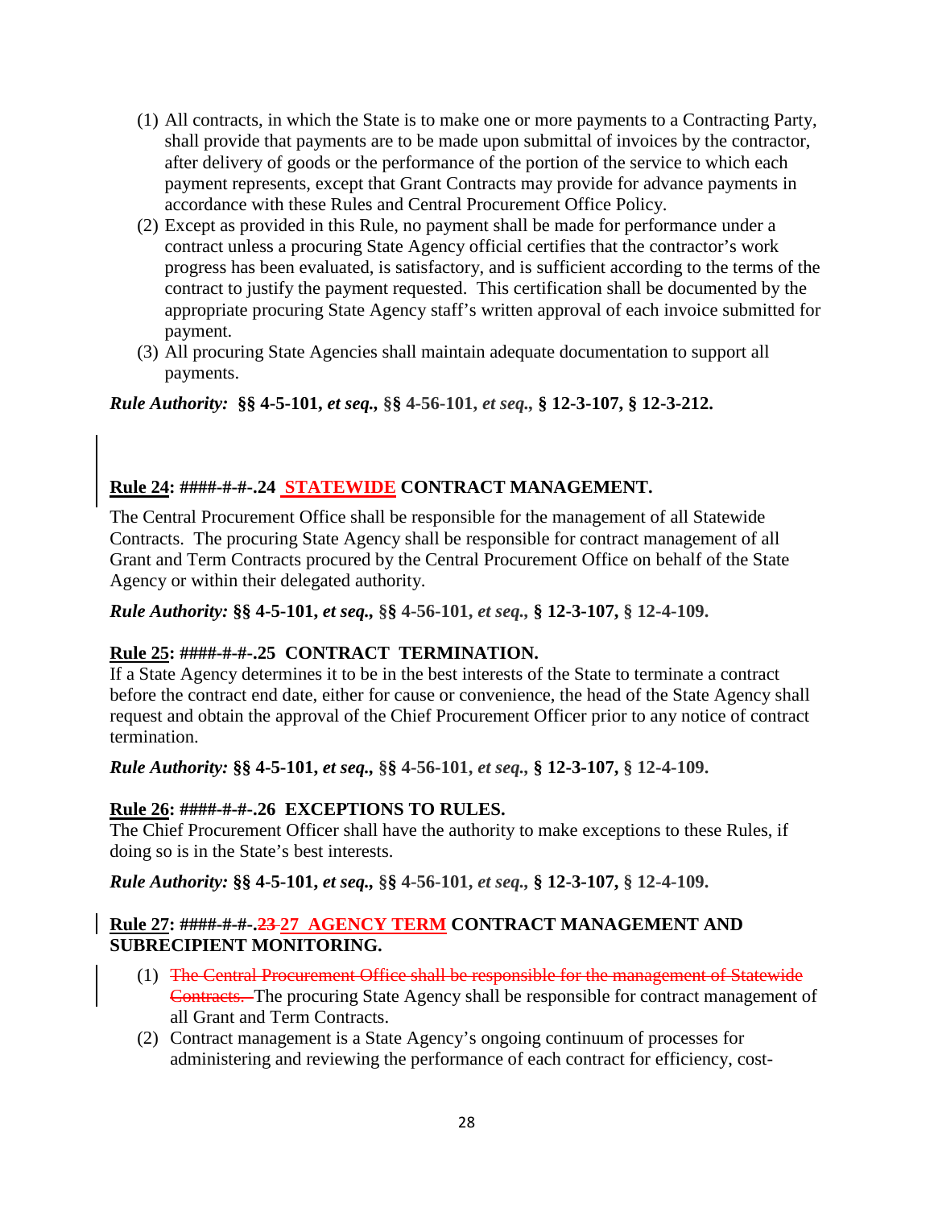(1) All contracts, in which the State is to make one or more payments to a Contracting Party, shall provide that payments are to be made upon submittal of invoices by the contractor, after delivery of goods or the performance of the portion of the service to which each payment represents, except that Grant Contracts may provide for advance payments in accordance with these Rules and Central Procurement Office Policy.

(2) Except as provided in this Rule, no payment shall be made for performance under a contract unless a procuring State Agency official certifies that the contractor's work progress has been evaluated, is satisfactory, and is sufficient according to the terms of the contract to justify the payment requested. This certification shall be documented by the appropriate procuring State Agency staff's written approval of each invoice submitted for payment.

(3) All procuring State Agencies shall maintain adequate documentation to support all payments.

***Rule Authority:* §§ 4-5-101, *et seq.*, §§ 4-56-101, *et seq.*, § 12-3-107, § 12-3-212.**

**Rule 24: ####-#-#-.24 STATEWIDE CONTRACT MANAGEMENT.**

The Central Procurement Office shall be responsible for the management of all Statewide Contracts. The procuring State Agency shall be responsible for contract management of all Grant and Term Contracts procured by the Central Procurement Office on behalf of the State Agency or within their delegated authority.

***Rule Authority:* §§ 4-5-101, *et seq.*, §§ 4-56-101, *et seq.*, § 12-3-107, § 12-4-109.**

**Rule 25: ####-#-#-.25 CONTRACT TERMINATION.**

If a State Agency determines it to be in the best interests of the State to terminate a contract before the contract end date, either for cause or convenience, the head of the State Agency shall request and obtain the approval of the Chief Procurement Officer prior to any notice of contract termination.

***Rule Authority:* §§ 4-5-101, *et seq.*, §§ 4-56-101, *et seq.*, § 12-3-107, § 12-4-109.**

**Rule 26: ####-#-#-.26 EXCEPTIONS TO RULES.**

The Chief Procurement Officer shall have the authority to make exceptions to these Rules, if doing so is in the State's best interests.

***Rule Authority:* §§ 4-5-101, *et seq.*, §§ 4-56-101, *et seq.*, § 12-3-107, § 12-4-109.**

**Rule 27: ####-#-#-.~~23~~ 27 AGENCY TERM CONTRACT MANAGEMENT AND SUBRECIPIENT MONITORING.**

(1) ~~The Central Procurement Office shall be responsible for the management of Statewide Contracts.~~ The procuring State Agency shall be responsible for contract management of all Grant and Term Contracts.

(2) Contract management is a State Agency's ongoing continuum of processes for administering and reviewing the performance of each contract for efficiency, cost-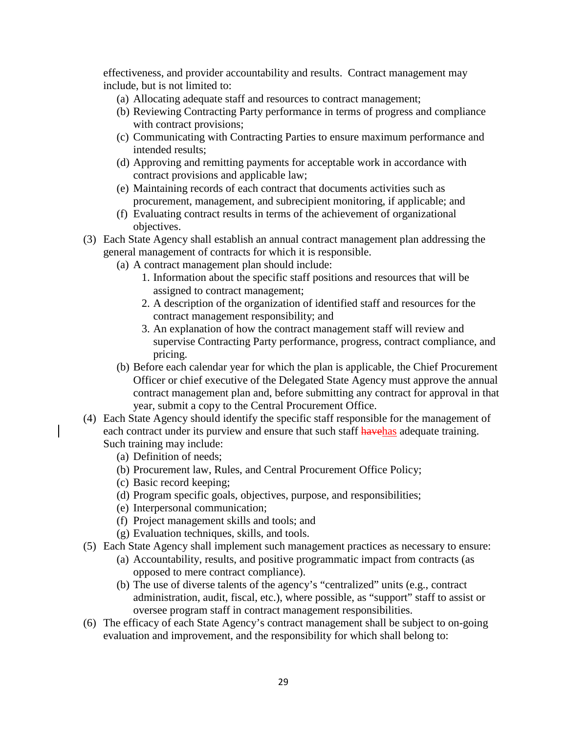effectiveness, and provider accountability and results. Contract management may include, but is not limited to:

- (a) Allocating adequate staff and resources to contract management;
- (b) Reviewing Contracting Party performance in terms of progress and compliance with contract provisions;
- (c) Communicating with Contracting Parties to ensure maximum performance and intended results;
- (d) Approving and remitting payments for acceptable work in accordance with contract provisions and applicable law;
- (e) Maintaining records of each contract that documents activities such as procurement, management, and subrecipient monitoring, if applicable; and
- (f) Evaluating contract results in terms of the achievement of organizational objectives.

(3) Each State Agency shall establish an annual contract management plan addressing the general management of contracts for which it is responsible.

- (a) A contract management plan should include:
  1. Information about the specific staff positions and resources that will be assigned to contract management;
  2. A description of the organization of identified staff and resources for the contract management responsibility; and
  3. An explanation of how the contract management staff will review and supervise Contracting Party performance, progress, contract compliance, and pricing.
- (b) Before each calendar year for which the plan is applicable, the Chief Procurement Officer or chief executive of the Delegated State Agency must approve the annual contract management plan and, before submitting any contract for approval in that year, submit a copy to the Central Procurement Office.

(4) Each State Agency should identify the specific staff responsible for the management of each contract under its purview and ensure that such staff ~~have~~has adequate training. Such training may include:

- (a) Definition of needs;
- (b) Procurement law, Rules, and Central Procurement Office Policy;
- (c) Basic record keeping;
- (d) Program specific goals, objectives, purpose, and responsibilities;
- (e) Interpersonal communication;
- (f) Project management skills and tools; and
- (g) Evaluation techniques, skills, and tools.

(5) Each State Agency shall implement such management practices as necessary to ensure:

- (a) Accountability, results, and positive programmatic impact from contracts (as opposed to mere contract compliance).
- (b) The use of diverse talents of the agency's "centralized" units (e.g., contract administration, audit, fiscal, etc.), where possible, as "support" staff to assist or oversee program staff in contract management responsibilities.

(6) The efficacy of each State Agency's contract management shall be subject to on-going evaluation and improvement, and the responsibility for which shall belong to: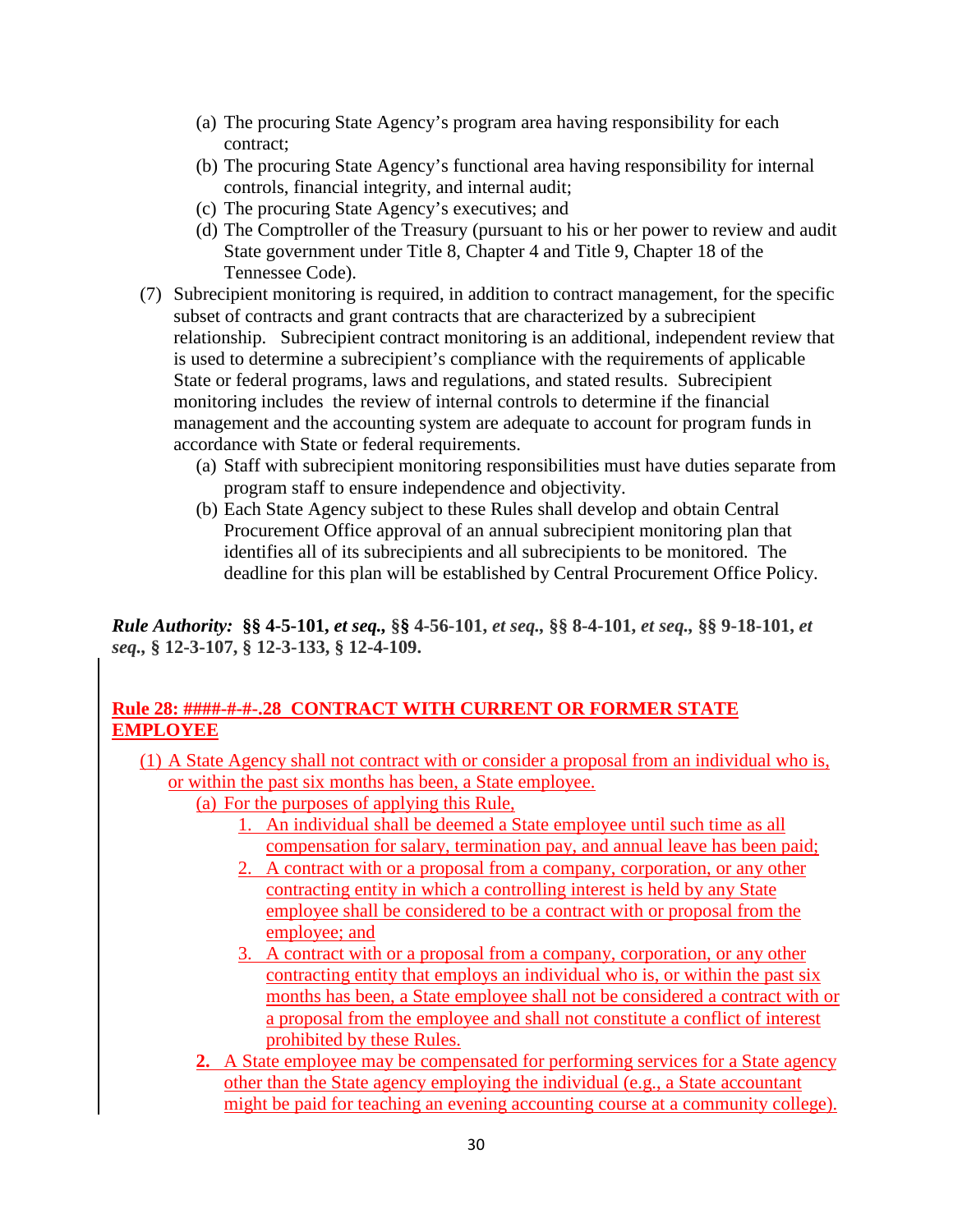(a) The procuring State Agency's program area having responsibility for each contract;
(b) The procuring State Agency's functional area having responsibility for internal controls, financial integrity, and internal audit;
(c) The procuring State Agency's executives; and
(d) The Comptroller of the Treasury (pursuant to his or her power to review and audit State government under Title 8, Chapter 4 and Title 9, Chapter 18 of the Tennessee Code).

(7) Subrecipient monitoring is required, in addition to contract management, for the specific subset of contracts and grant contracts that are characterized by a subrecipient relationship. Subrecipient contract monitoring is an additional, independent review that is used to determine a subrecipient's compliance with the requirements of applicable State or federal programs, laws and regulations, and stated results. Subrecipient monitoring includes the review of internal controls to determine if the financial management and the accounting system are adequate to account for program funds in accordance with State or federal requirements.
(a) Staff with subrecipient monitoring responsibilities must have duties separate from program staff to ensure independence and objectivity.
(b) Each State Agency subject to these Rules shall develop and obtain Central Procurement Office approval of an annual subrecipient monitoring plan that identifies all of its subrecipients and all subrecipients to be monitored. The deadline for this plan will be established by Central Procurement Office Policy.

***Rule Authority:*** **§§ 4-5-101,** ***et seq.,*** **§§ 4-56-101,** ***et seq.,*** **§§ 8-4-101,** ***et seq.,*** **§§ 9-18-101,** ***et seq.,*** **§ 12-3-107, § 12-3-133, § 12-4-109.**

**Rule 28: ####-#-#-.28 CONTRACT WITH CURRENT OR FORMER STATE EMPLOYEE**

(1) A State Agency shall not contract with or consider a proposal from an individual who is, or within the past six months has been, a State employee.
(a) For the purposes of applying this Rule,
1. An individual shall be deemed a State employee until such time as all compensation for salary, termination pay, and annual leave has been paid;
2. A contract with or a proposal from a company, corporation, or any other contracting entity in which a controlling interest is held by any State employee shall be considered to be a contract with or proposal from the employee; and
3. A contract with or a proposal from a company, corporation, or any other contracting entity that employs an individual who is, or within the past six months has been, a State employee shall not be considered a contract with or a proposal from the employee and shall not constitute a conflict of interest prohibited by these Rules.

**2.** A State employee may be compensated for performing services for a State agency other than the State agency employing the individual (e.g., a State accountant might be paid for teaching an evening accounting course at a community college).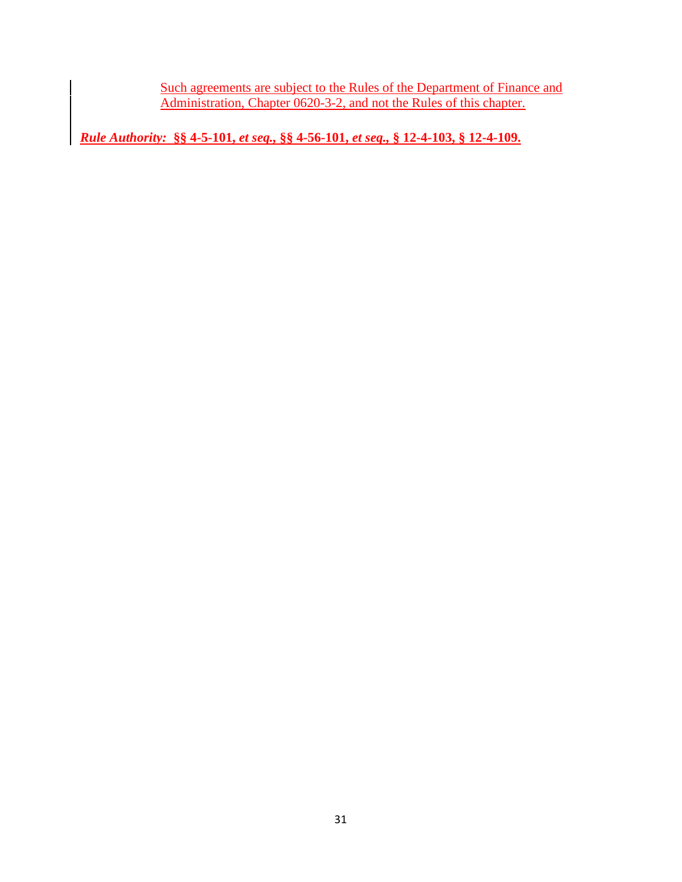Such agreements are subject to the Rules of the Department of Finance and Administration, Chapter 0620-3-2, and not the Rules of this chapter.

***Rule Authority:*** **§§ 4-5-101, *et seq.*, §§ 4-56-101, *et seq.*, § 12-4-103, § 12-4-109.**